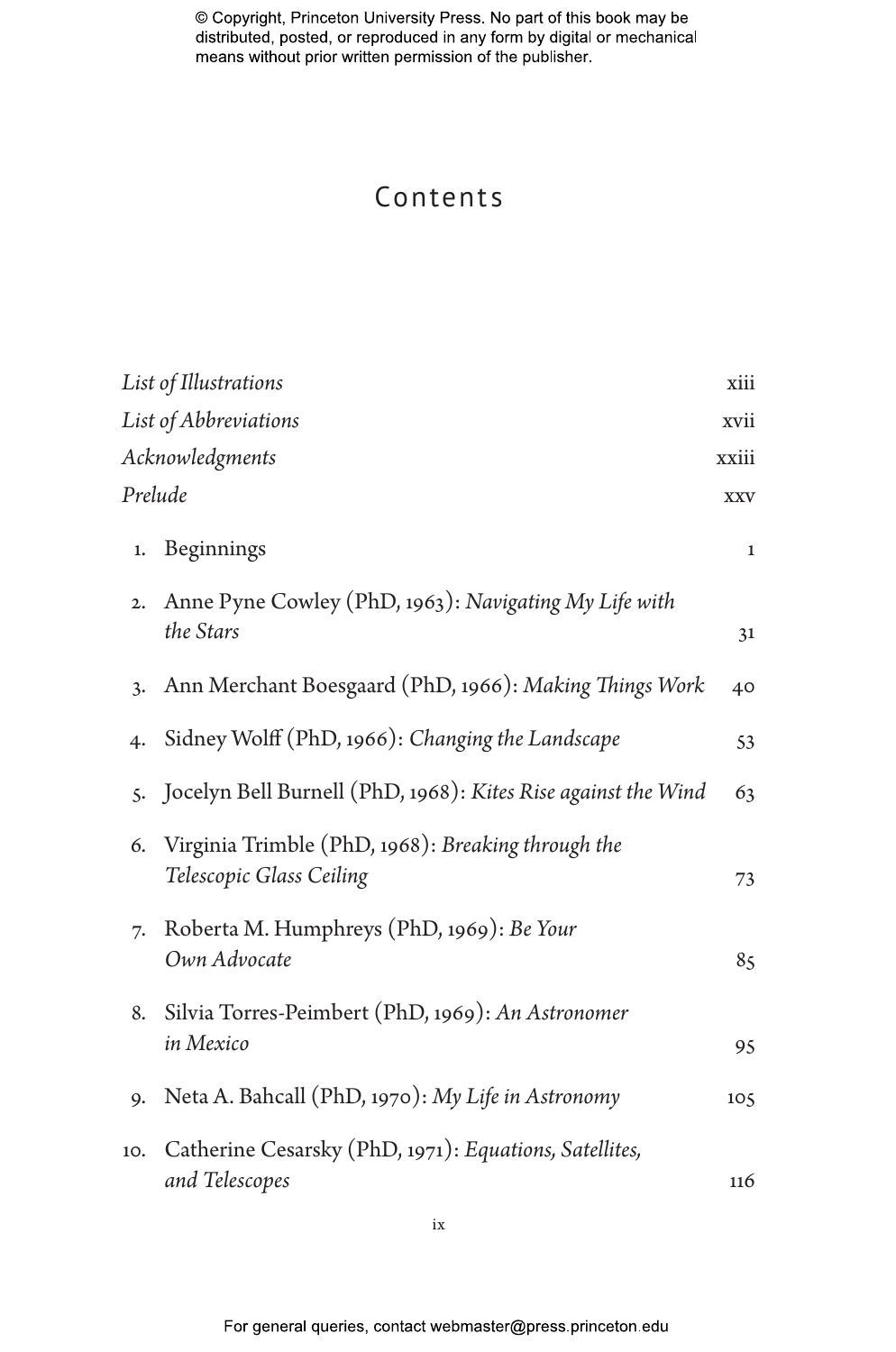# Contents

| | |
|---|---|
| *List of Illustrations* | xiii |
| *List of Abbreviations* | xvii |
| *Acknowledgments* | xxiii |
| *Prelude* | xxv |
| 1. Beginnings | 1 |
| 2. Anne Pyne Cowley (PhD, 1963): *Navigating My Life with the Stars* | 31 |
| 3. Ann Merchant Boesgaard (PhD, 1966): *Making Things Work* | 40 |
| 4. Sidney Wolff (PhD, 1966): *Changing the Landscape* | 53 |
| 5. Jocelyn Bell Burnell (PhD, 1968): *Kites Rise against the Wind* | 63 |
| 6. Virginia Trimble (PhD, 1968): *Breaking through the Telescopic Glass Ceiling* | 73 |
| 7. Roberta M. Humphreys (PhD, 1969): *Be Your Own Advocate* | 85 |
| 8. Silvia Torres-Peimbert (PhD, 1969): *An Astronomer in Mexico* | 95 |
| 9. Neta A. Bahcall (PhD, 1970): *My Life in Astronomy* | 105 |
| 10. Catherine Cesarsky (PhD, 1971): *Equations, Satellites, and Telescopes* | 116 |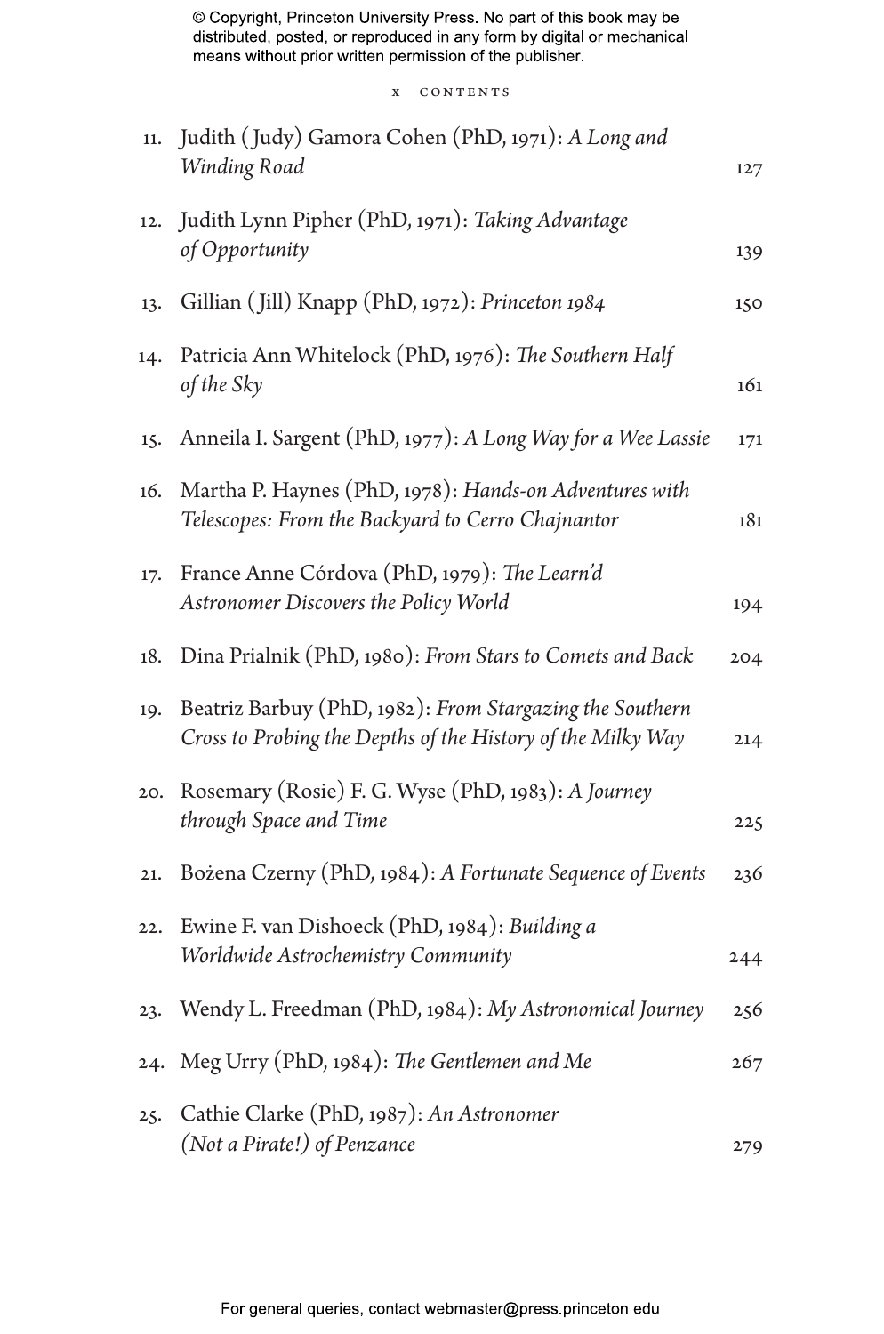11. Judith (Judy) Gamora Cohen (PhD, 1971): *A Long and Winding Road* 127
12. Judith Lynn Pipher (PhD, 1971): *Taking Advantage of Opportunity* 139
13. Gillian (Jill) Knapp (PhD, 1972): *Princeton 1984* 150
14. Patricia Ann Whitelock (PhD, 1976): *The Southern Half of the Sky* 161
15. Anneila I. Sargent (PhD, 1977): *A Long Way for a Wee Lassie* 171
16. Martha P. Haynes (PhD, 1978): *Hands-on Adventures with Telescopes: From the Backyard to Cerro Chajnantor* 181
17. France Anne Córdova (PhD, 1979): *The Learn'd Astronomer Discovers the Policy World* 194
18. Dina Prialnik (PhD, 1980): *From Stars to Comets and Back* 204
19. Beatriz Barbuy (PhD, 1982): *From Stargazing the Southern Cross to Probing the Depths of the History of the Milky Way* 214
20. Rosemary (Rosie) F. G. Wyse (PhD, 1983): *A Journey through Space and Time* 225
21. Bożena Czerny (PhD, 1984): *A Fortunate Sequence of Events* 236
22. Ewine F. van Dishoeck (PhD, 1984): *Building a Worldwide Astrochemistry Community* 244
23. Wendy L. Freedman (PhD, 1984): *My Astronomical Journey* 256
24. Meg Urry (PhD, 1984): *The Gentlemen and Me* 267
25. Cathie Clarke (PhD, 1987): *An Astronomer (Not a Pirate!) of Penzance* 279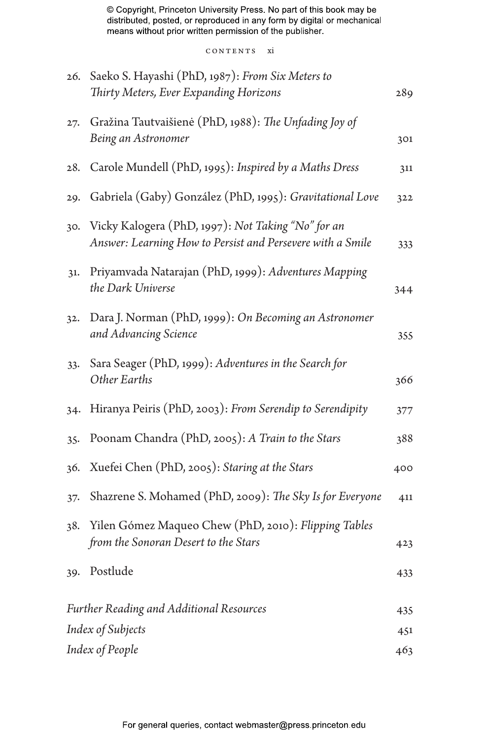26. Saeko S. Hayashi (PhD, 1987): *From Six Meters to Thirty Meters, Ever Expanding Horizons* 289
27. Gražina Tautvaišienė (PhD, 1988): *The Unfading Joy of Being an Astronomer* 301
28. Carole Mundell (PhD, 1995): *Inspired by a Maths Dress* 311
29. Gabriela (Gaby) González (PhD, 1995): *Gravitational Love* 322
30. Vicky Kalogera (PhD, 1997): *Not Taking "No" for an Answer: Learning How to Persist and Persevere with a Smile* 333
31. Priyamvada Natarajan (PhD, 1999): *Adventures Mapping the Dark Universe* 344
32. Dara J. Norman (PhD, 1999): *On Becoming an Astronomer and Advancing Science* 355
33. Sara Seager (PhD, 1999): *Adventures in the Search for Other Earths* 366
34. Hiranya Peiris (PhD, 2003): *From Serendip to Serendipity* 377
35. Poonam Chandra (PhD, 2005): *A Train to the Stars* 388
36. Xuefei Chen (PhD, 2005): *Staring at the Stars* 400
37. Shazrene S. Mohamed (PhD, 2009): *The Sky Is for Everyone* 411
38. Yilen Gómez Maqueo Chew (PhD, 2010): *Flipping Tables from the Sonoran Desert to the Stars* 423
39. Postlude 433

*Further Reading and Additional Resources* 435

*Index of Subjects* 451

*Index of People* 463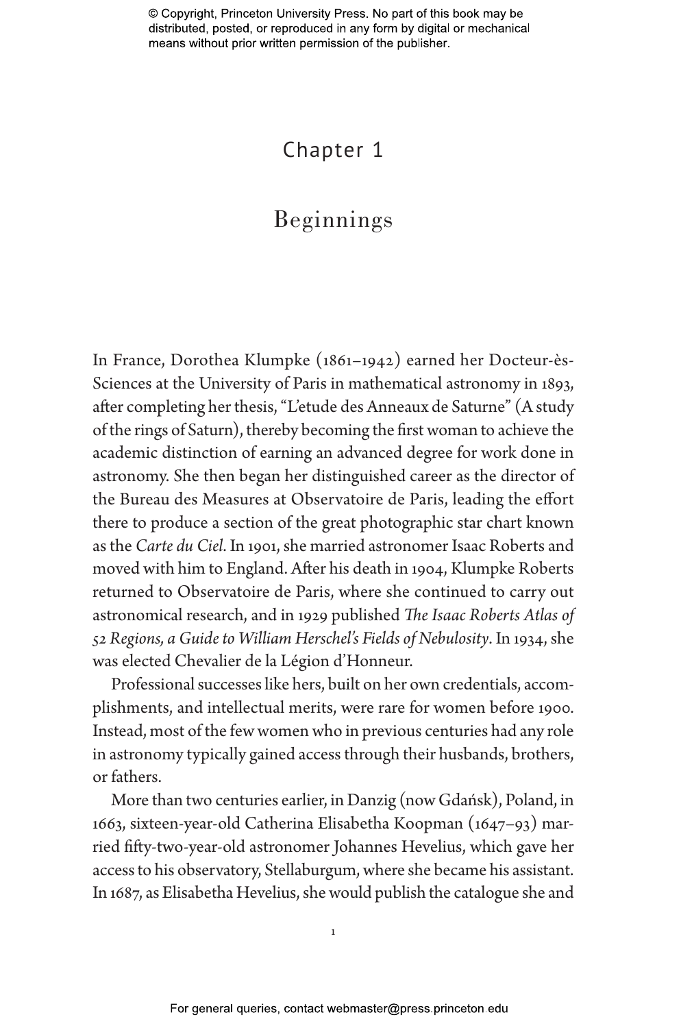# Chapter 1

## Beginnings

In France, Dorothea Klumpke (1861–1942) earned her Docteur-ès-Sciences at the University of Paris in mathematical astronomy in 1893, after completing her thesis, "L'etude des Anneaux de Saturne" (A study of the rings of Saturn), thereby becoming the first woman to achieve the academic distinction of earning an advanced degree for work done in astronomy. She then began her distinguished career as the director of the Bureau des Measures at Observatoire de Paris, leading the effort there to produce a section of the great photographic star chart known as the *Carte du Ciel*. In 1901, she married astronomer Isaac Roberts and moved with him to England. After his death in 1904, Klumpke Roberts returned to Observatoire de Paris, where she continued to carry out astronomical research, and in 1929 published *The Isaac Roberts Atlas of 52 Regions, a Guide to William Herschel's Fields of Nebulosity*. In 1934, she was elected Chevalier de la Légion d'Honneur.

Professional successes like hers, built on her own credentials, accomplishments, and intellectual merits, were rare for women before 1900. Instead, most of the few women who in previous centuries had any role in astronomy typically gained access through their husbands, brothers, or fathers.

More than two centuries earlier, in Danzig (now Gdańsk), Poland, in 1663, sixteen-year-old Catherina Elisabetha Koopman (1647–93) married fifty-two-year-old astronomer Johannes Hevelius, which gave her access to his observatory, Stellaburgum, where she became his assistant. In 1687, as Elisabetha Hevelius, she would publish the catalogue she and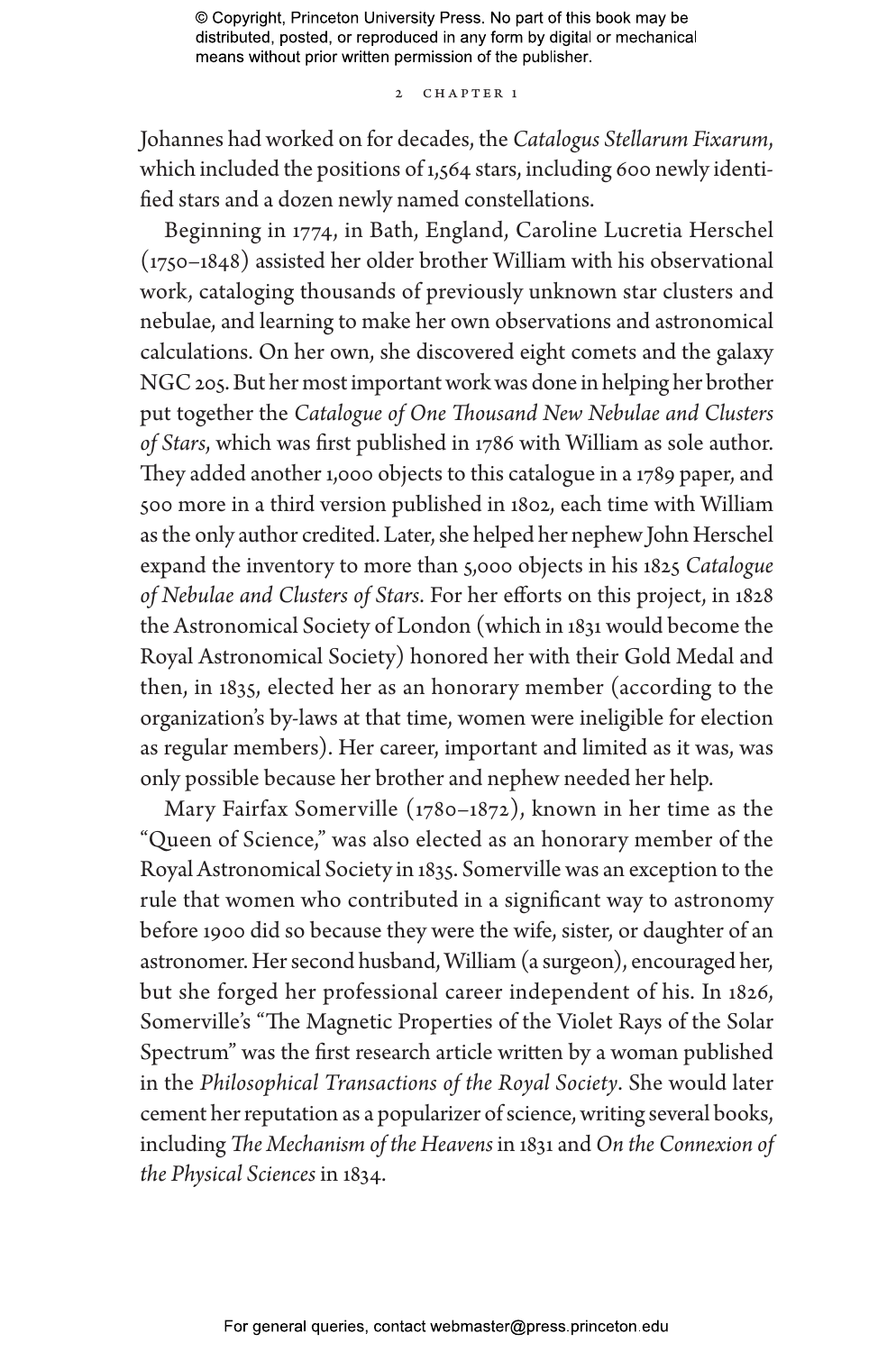Johannes had worked on for decades, the *Catalogus Stellarum Fixarum*, which included the positions of 1,564 stars, including 600 newly identified stars and a dozen newly named constellations.

Beginning in 1774, in Bath, England, Caroline Lucretia Herschel (1750–1848) assisted her older brother William with his observational work, cataloging thousands of previously unknown star clusters and nebulae, and learning to make her own observations and astronomical calculations. On her own, she discovered eight comets and the galaxy NGC 205. But her most important work was done in helping her brother put together the *Catalogue of One Thousand New Nebulae and Clusters of Stars*, which was first published in 1786 with William as sole author. They added another 1,000 objects to this catalogue in a 1789 paper, and 500 more in a third version published in 1802, each time with William as the only author credited. Later, she helped her nephew John Herschel expand the inventory to more than 5,000 objects in his 1825 *Catalogue of Nebulae and Clusters of Stars*. For her efforts on this project, in 1828 the Astronomical Society of London (which in 1831 would become the Royal Astronomical Society) honored her with their Gold Medal and then, in 1835, elected her as an honorary member (according to the organization's by-laws at that time, women were ineligible for election as regular members). Her career, important and limited as it was, was only possible because her brother and nephew needed her help.

Mary Fairfax Somerville (1780–1872), known in her time as the "Queen of Science," was also elected as an honorary member of the Royal Astronomical Society in 1835. Somerville was an exception to the rule that women who contributed in a significant way to astronomy before 1900 did so because they were the wife, sister, or daughter of an astronomer. Her second husband, William (a surgeon), encouraged her, but she forged her professional career independent of his. In 1826, Somerville's "The Magnetic Properties of the Violet Rays of the Solar Spectrum" was the first research article written by a woman published in the *Philosophical Transactions of the Royal Society*. She would later cement her reputation as a popularizer of science, writing several books, including *The Mechanism of the Heavens* in 1831 and *On the Connexion of the Physical Sciences* in 1834.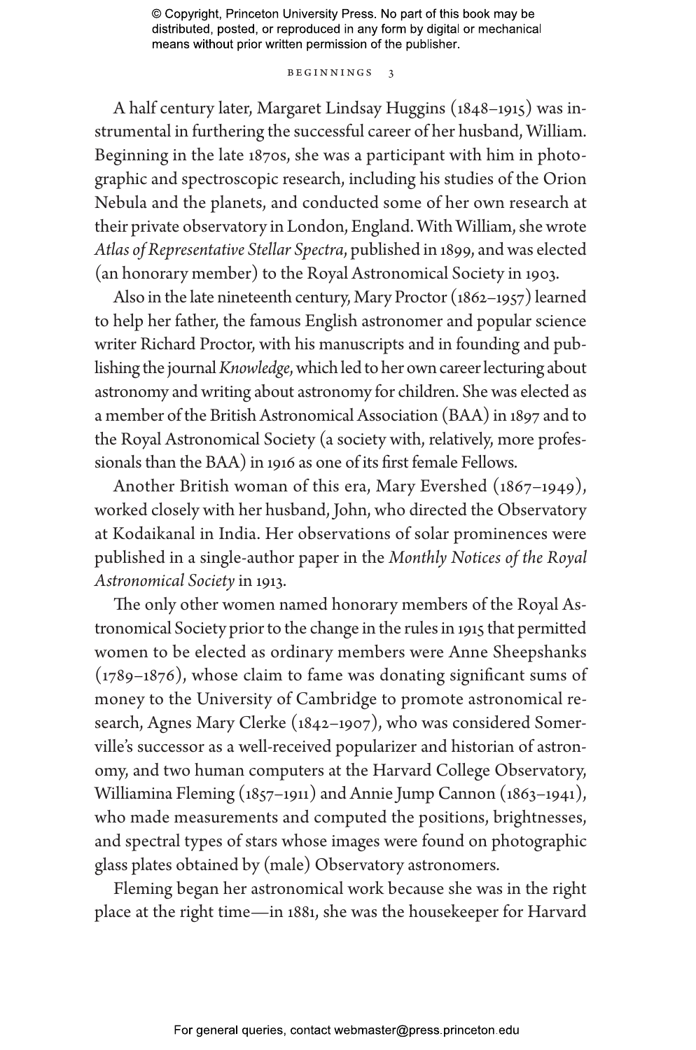A half century later, Margaret Lindsay Huggins (1848–1915) was instrumental in furthering the successful career of her husband, William. Beginning in the late 1870s, she was a participant with him in photographic and spectroscopic research, including his studies of the Orion Nebula and the planets, and conducted some of her own research at their private observatory in London, England. With William, she wrote *Atlas of Representative Stellar Spectra*, published in 1899, and was elected (an honorary member) to the Royal Astronomical Society in 1903.

Also in the late nineteenth century, Mary Proctor (1862–1957) learned to help her father, the famous English astronomer and popular science writer Richard Proctor, with his manuscripts and in founding and publishing the journal *Knowledge*, which led to her own career lecturing about astronomy and writing about astronomy for children. She was elected as a member of the British Astronomical Association (BAA) in 1897 and to the Royal Astronomical Society (a society with, relatively, more professionals than the BAA) in 1916 as one of its first female Fellows.

Another British woman of this era, Mary Evershed (1867–1949), worked closely with her husband, John, who directed the Observatory at Kodaikanal in India. Her observations of solar prominences were published in a single-author paper in the *Monthly Notices of the Royal Astronomical Society* in 1913.

The only other women named honorary members of the Royal Astronomical Society prior to the change in the rules in 1915 that permitted women to be elected as ordinary members were Anne Sheepshanks (1789–1876), whose claim to fame was donating significant sums of money to the University of Cambridge to promote astronomical research, Agnes Mary Clerke (1842–1907), who was considered Somerville's successor as a well-received popularizer and historian of astronomy, and two human computers at the Harvard College Observatory, Williamina Fleming (1857–1911) and Annie Jump Cannon (1863–1941), who made measurements and computed the positions, brightnesses, and spectral types of stars whose images were found on photographic glass plates obtained by (male) Observatory astronomers.

Fleming began her astronomical work because she was in the right place at the right time—in 1881, she was the housekeeper for Harvard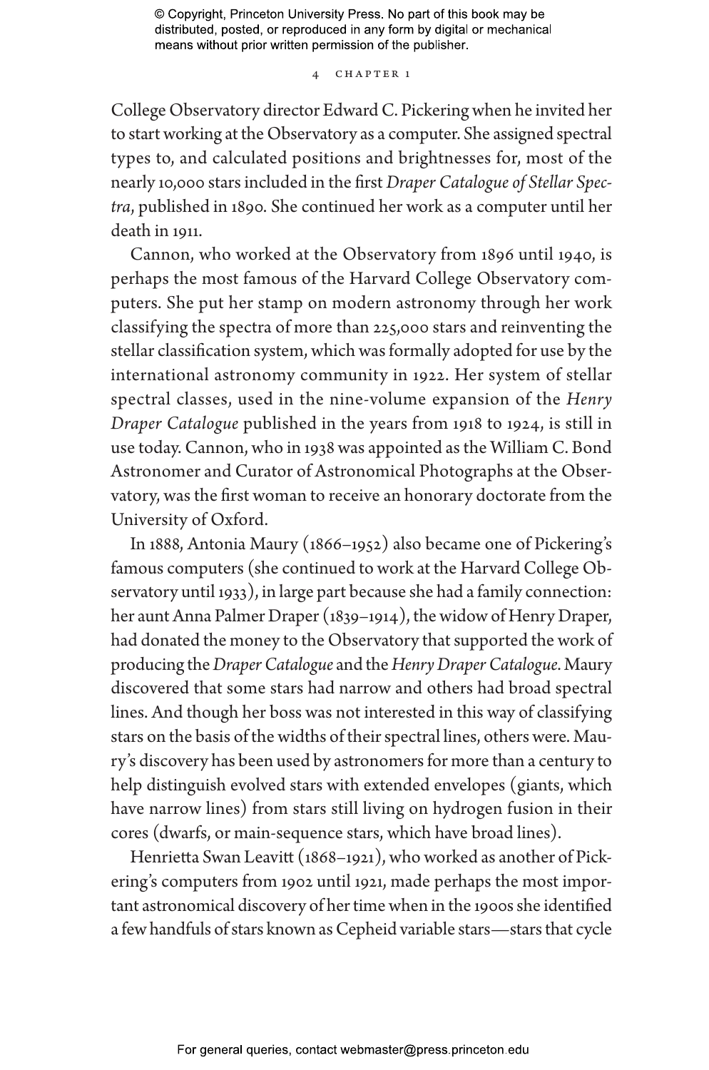College Observatory director Edward C. Pickering when he invited her to start working at the Observatory as a computer. She assigned spectral types to, and calculated positions and brightnesses for, most of the nearly 10,000 stars included in the first *Draper Catalogue of Stellar Spectra*, published in 1890. She continued her work as a computer until her death in 1911.

Cannon, who worked at the Observatory from 1896 until 1940, is perhaps the most famous of the Harvard College Observatory computers. She put her stamp on modern astronomy through her work classifying the spectra of more than 225,000 stars and reinventing the stellar classification system, which was formally adopted for use by the international astronomy community in 1922. Her system of stellar spectral classes, used in the nine-volume expansion of the *Henry Draper Catalogue* published in the years from 1918 to 1924, is still in use today. Cannon, who in 1938 was appointed as the William C. Bond Astronomer and Curator of Astronomical Photographs at the Observatory, was the first woman to receive an honorary doctorate from the University of Oxford.

In 1888, Antonia Maury (1866–1952) also became one of Pickering's famous computers (she continued to work at the Harvard College Observatory until 1933), in large part because she had a family connection: her aunt Anna Palmer Draper (1839–1914), the widow of Henry Draper, had donated the money to the Observatory that supported the work of producing the *Draper Catalogue* and the *Henry Draper Catalogue*. Maury discovered that some stars had narrow and others had broad spectral lines. And though her boss was not interested in this way of classifying stars on the basis of the widths of their spectral lines, others were. Maury's discovery has been used by astronomers for more than a century to help distinguish evolved stars with extended envelopes (giants, which have narrow lines) from stars still living on hydrogen fusion in their cores (dwarfs, or main-sequence stars, which have broad lines).

Henrietta Swan Leavitt (1868–1921), who worked as another of Pickering's computers from 1902 until 1921, made perhaps the most important astronomical discovery of her time when in the 1900s she identified a few handfuls of stars known as Cepheid variable stars—stars that cycle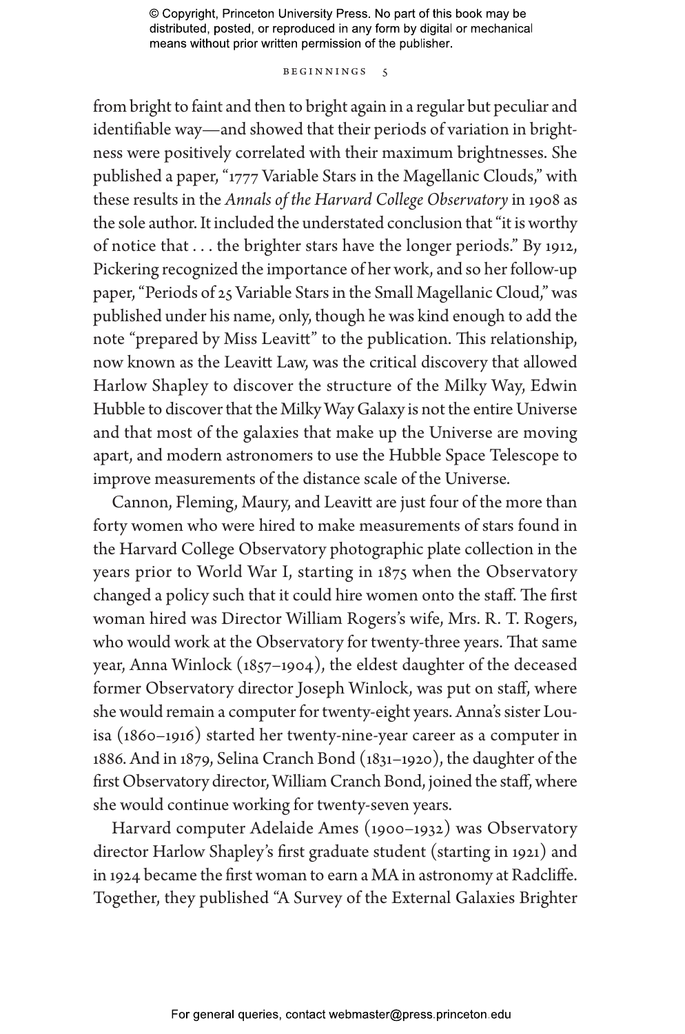from bright to faint and then to bright again in a regular but peculiar and identifiable way—and showed that their periods of variation in brightness were positively correlated with their maximum brightnesses. She published a paper, "1777 Variable Stars in the Magellanic Clouds," with these results in the *Annals of the Harvard College Observatory* in 1908 as the sole author. It included the understated conclusion that "it is worthy of notice that . . . the brighter stars have the longer periods." By 1912, Pickering recognized the importance of her work, and so her follow-up paper, "Periods of 25 Variable Stars in the Small Magellanic Cloud," was published under his name, only, though he was kind enough to add the note "prepared by Miss Leavitt" to the publication. This relationship, now known as the Leavitt Law, was the critical discovery that allowed Harlow Shapley to discover the structure of the Milky Way, Edwin Hubble to discover that the Milky Way Galaxy is not the entire Universe and that most of the galaxies that make up the Universe are moving apart, and modern astronomers to use the Hubble Space Telescope to improve measurements of the distance scale of the Universe.

Cannon, Fleming, Maury, and Leavitt are just four of the more than forty women who were hired to make measurements of stars found in the Harvard College Observatory photographic plate collection in the years prior to World War I, starting in 1875 when the Observatory changed a policy such that it could hire women onto the staff. The first woman hired was Director William Rogers's wife, Mrs. R. T. Rogers, who would work at the Observatory for twenty-three years. That same year, Anna Winlock (1857–1904), the eldest daughter of the deceased former Observatory director Joseph Winlock, was put on staff, where she would remain a computer for twenty-eight years. Anna's sister Louisa (1860–1916) started her twenty-nine-year career as a computer in 1886. And in 1879, Selina Cranch Bond (1831–1920), the daughter of the first Observatory director, William Cranch Bond, joined the staff, where she would continue working for twenty-seven years.

Harvard computer Adelaide Ames (1900–1932) was Observatory director Harlow Shapley's first graduate student (starting in 1921) and in 1924 became the first woman to earn a MA in astronomy at Radcliffe. Together, they published "A Survey of the External Galaxies Brighter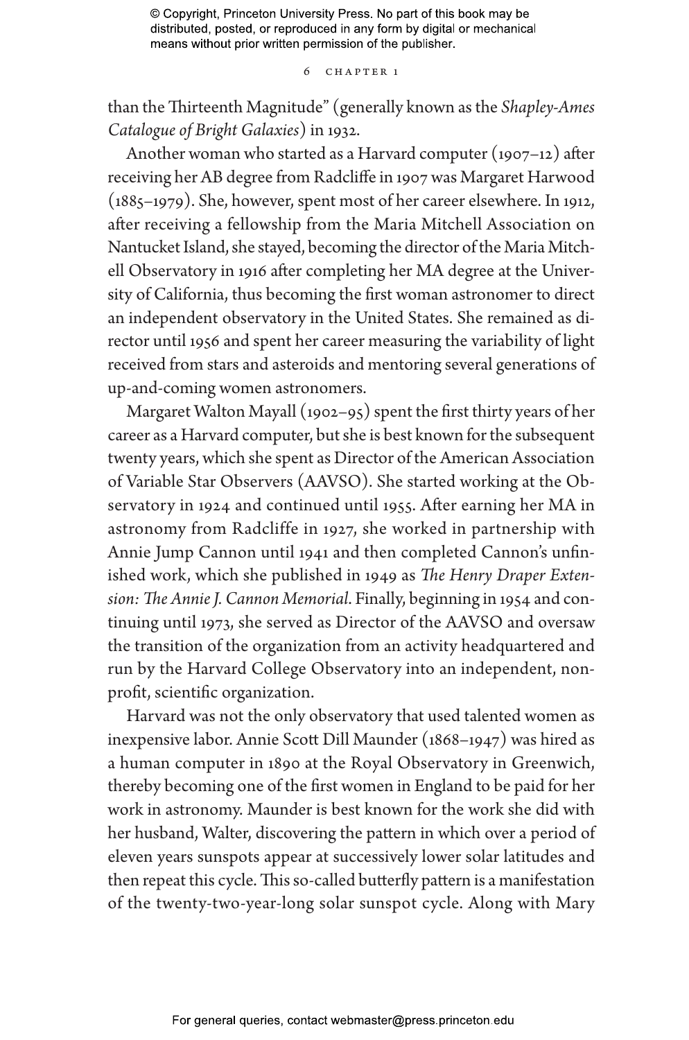than the Thirteenth Magnitude" (generally known as the *Shapley-Ames Catalogue of Bright Galaxies*) in 1932.

Another woman who started as a Harvard computer (1907–12) after receiving her AB degree from Radcliffe in 1907 was Margaret Harwood (1885–1979). She, however, spent most of her career elsewhere. In 1912, after receiving a fellowship from the Maria Mitchell Association on Nantucket Island, she stayed, becoming the director of the Maria Mitchell Observatory in 1916 after completing her MA degree at the University of California, thus becoming the first woman astronomer to direct an independent observatory in the United States. She remained as director until 1956 and spent her career measuring the variability of light received from stars and asteroids and mentoring several generations of up-and-coming women astronomers.

Margaret Walton Mayall (1902–95) spent the first thirty years of her career as a Harvard computer, but she is best known for the subsequent twenty years, which she spent as Director of the American Association of Variable Star Observers (AAVSO). She started working at the Observatory in 1924 and continued until 1955. After earning her MA in astronomy from Radcliffe in 1927, she worked in partnership with Annie Jump Cannon until 1941 and then completed Cannon's unfinished work, which she published in 1949 as *The Henry Draper Extension: The Annie J. Cannon Memorial*. Finally, beginning in 1954 and continuing until 1973, she served as Director of the AAVSO and oversaw the transition of the organization from an activity headquartered and run by the Harvard College Observatory into an independent, non-profit, scientific organization.

Harvard was not the only observatory that used talented women as inexpensive labor. Annie Scott Dill Maunder (1868–1947) was hired as a human computer in 1890 at the Royal Observatory in Greenwich, thereby becoming one of the first women in England to be paid for her work in astronomy. Maunder is best known for the work she did with her husband, Walter, discovering the pattern in which over a period of eleven years sunspots appear at successively lower solar latitudes and then repeat this cycle. This so-called butterfly pattern is a manifestation of the twenty-two-year-long solar sunspot cycle. Along with Mary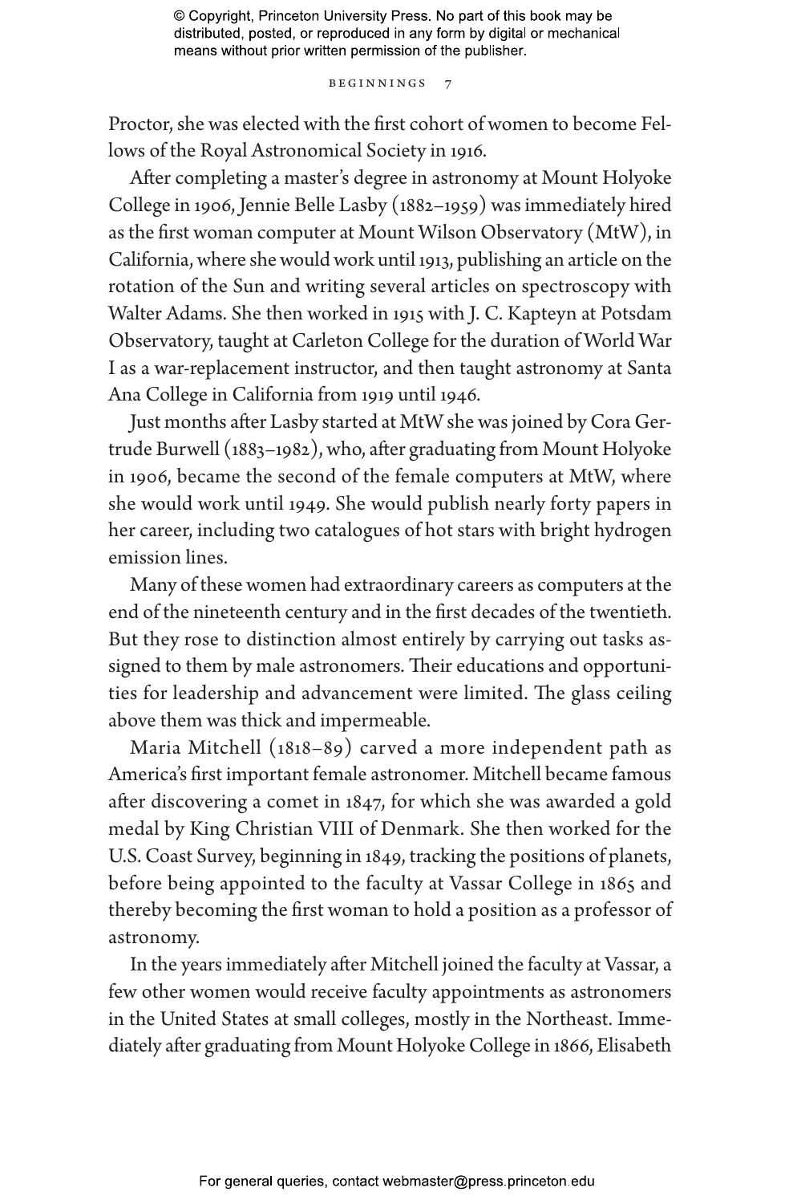Proctor, she was elected with the first cohort of women to become Fellows of the Royal Astronomical Society in 1916.

After completing a master's degree in astronomy at Mount Holyoke College in 1906, Jennie Belle Lasby (1882–1959) was immediately hired as the first woman computer at Mount Wilson Observatory (MtW), in California, where she would work until 1913, publishing an article on the rotation of the Sun and writing several articles on spectroscopy with Walter Adams. She then worked in 1915 with J. C. Kapteyn at Potsdam Observatory, taught at Carleton College for the duration of World War I as a war-replacement instructor, and then taught astronomy at Santa Ana College in California from 1919 until 1946.

Just months after Lasby started at MtW she was joined by Cora Gertrude Burwell (1883–1982), who, after graduating from Mount Holyoke in 1906, became the second of the female computers at MtW, where she would work until 1949. She would publish nearly forty papers in her career, including two catalogues of hot stars with bright hydrogen emission lines.

Many of these women had extraordinary careers as computers at the end of the nineteenth century and in the first decades of the twentieth. But they rose to distinction almost entirely by carrying out tasks assigned to them by male astronomers. Their educations and opportunities for leadership and advancement were limited. The glass ceiling above them was thick and impermeable.

Maria Mitchell (1818–89) carved a more independent path as America's first important female astronomer. Mitchell became famous after discovering a comet in 1847, for which she was awarded a gold medal by King Christian VIII of Denmark. She then worked for the U.S. Coast Survey, beginning in 1849, tracking the positions of planets, before being appointed to the faculty at Vassar College in 1865 and thereby becoming the first woman to hold a position as a professor of astronomy.

In the years immediately after Mitchell joined the faculty at Vassar, a few other women would receive faculty appointments as astronomers in the United States at small colleges, mostly in the Northeast. Immediately after graduating from Mount Holyoke College in 1866, Elisabeth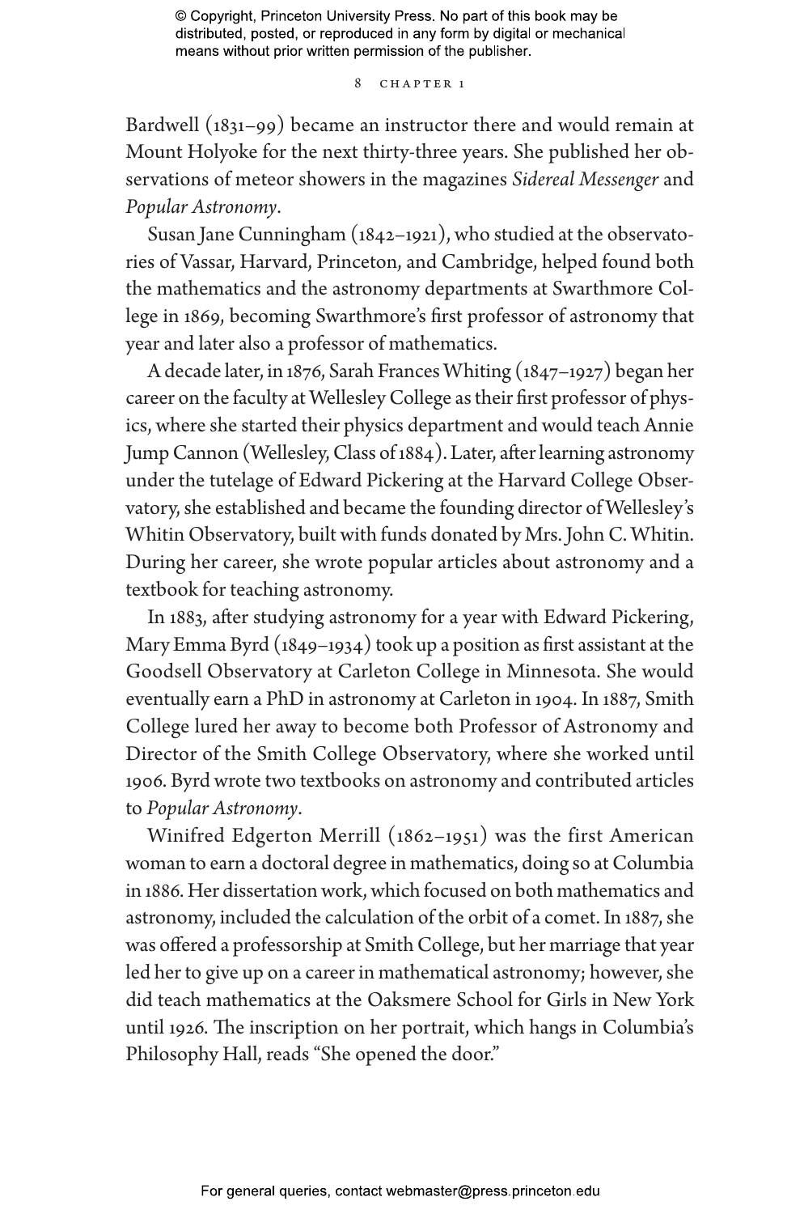Bardwell (1831–99) became an instructor there and would remain at Mount Holyoke for the next thirty-three years. She published her observations of meteor showers in the magazines *Sidereal Messenger* and *Popular Astronomy*.

Susan Jane Cunningham (1842–1921), who studied at the observatories of Vassar, Harvard, Princeton, and Cambridge, helped found both the mathematics and the astronomy departments at Swarthmore College in 1869, becoming Swarthmore's first professor of astronomy that year and later also a professor of mathematics.

A decade later, in 1876, Sarah Frances Whiting (1847–1927) began her career on the faculty at Wellesley College as their first professor of physics, where she started their physics department and would teach Annie Jump Cannon (Wellesley, Class of 1884). Later, after learning astronomy under the tutelage of Edward Pickering at the Harvard College Observatory, she established and became the founding director of Wellesley's Whitin Observatory, built with funds donated by Mrs. John C. Whitin. During her career, she wrote popular articles about astronomy and a textbook for teaching astronomy.

In 1883, after studying astronomy for a year with Edward Pickering, Mary Emma Byrd (1849–1934) took up a position as first assistant at the Goodsell Observatory at Carleton College in Minnesota. She would eventually earn a PhD in astronomy at Carleton in 1904. In 1887, Smith College lured her away to become both Professor of Astronomy and Director of the Smith College Observatory, where she worked until 1906. Byrd wrote two textbooks on astronomy and contributed articles to *Popular Astronomy*.

Winifred Edgerton Merrill (1862–1951) was the first American woman to earn a doctoral degree in mathematics, doing so at Columbia in 1886. Her dissertation work, which focused on both mathematics and astronomy, included the calculation of the orbit of a comet. In 1887, she was offered a professorship at Smith College, but her marriage that year led her to give up on a career in mathematical astronomy; however, she did teach mathematics at the Oaksmere School for Girls in New York until 1926. The inscription on her portrait, which hangs in Columbia's Philosophy Hall, reads "She opened the door."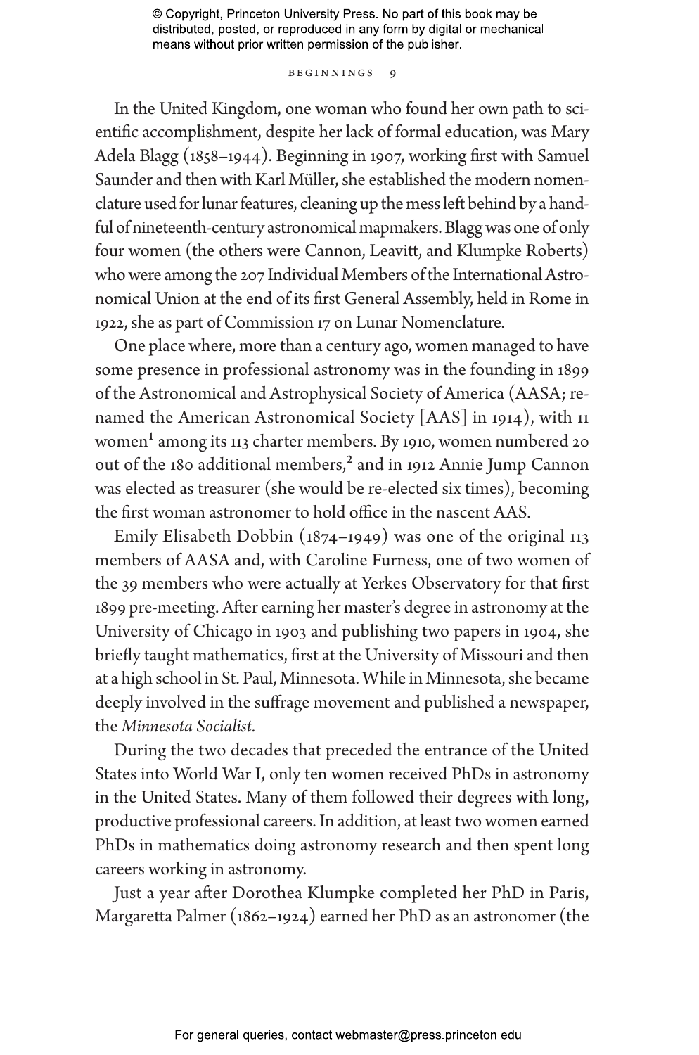In the United Kingdom, one woman who found her own path to scientific accomplishment, despite her lack of formal education, was Mary Adela Blagg (1858–1944). Beginning in 1907, working first with Samuel Saunder and then with Karl Müller, she established the modern nomenclature used for lunar features, cleaning up the mess left behind by a handful of nineteenth-century astronomical mapmakers. Blagg was one of only four women (the others were Cannon, Leavitt, and Klumpke Roberts) who were among the 207 Individual Members of the International Astronomical Union at the end of its first General Assembly, held in Rome in 1922, she as part of Commission 17 on Lunar Nomenclature.

One place where, more than a century ago, women managed to have some presence in professional astronomy was in the founding in 1899 of the Astronomical and Astrophysical Society of America (AASA; renamed the American Astronomical Society [AAS] in 1914), with 11 women[1] among its 113 charter members. By 1910, women numbered 20 out of the 180 additional members,[2] and in 1912 Annie Jump Cannon was elected as treasurer (she would be re-elected six times), becoming the first woman astronomer to hold office in the nascent AAS.

Emily Elisabeth Dobbin (1874–1949) was one of the original 113 members of AASA and, with Caroline Furness, one of two women of the 39 members who were actually at Yerkes Observatory for that first 1899 pre-meeting. After earning her master's degree in astronomy at the University of Chicago in 1903 and publishing two papers in 1904, she briefly taught mathematics, first at the University of Missouri and then at a high school in St. Paul, Minnesota. While in Minnesota, she became deeply involved in the suffrage movement and published a newspaper, the *Minnesota Socialist.*

During the two decades that preceded the entrance of the United States into World War I, only ten women received PhDs in astronomy in the United States. Many of them followed their degrees with long, productive professional careers. In addition, at least two women earned PhDs in mathematics doing astronomy research and then spent long careers working in astronomy.

Just a year after Dorothea Klumpke completed her PhD in Paris, Margaretta Palmer (1862–1924) earned her PhD as an astronomer (the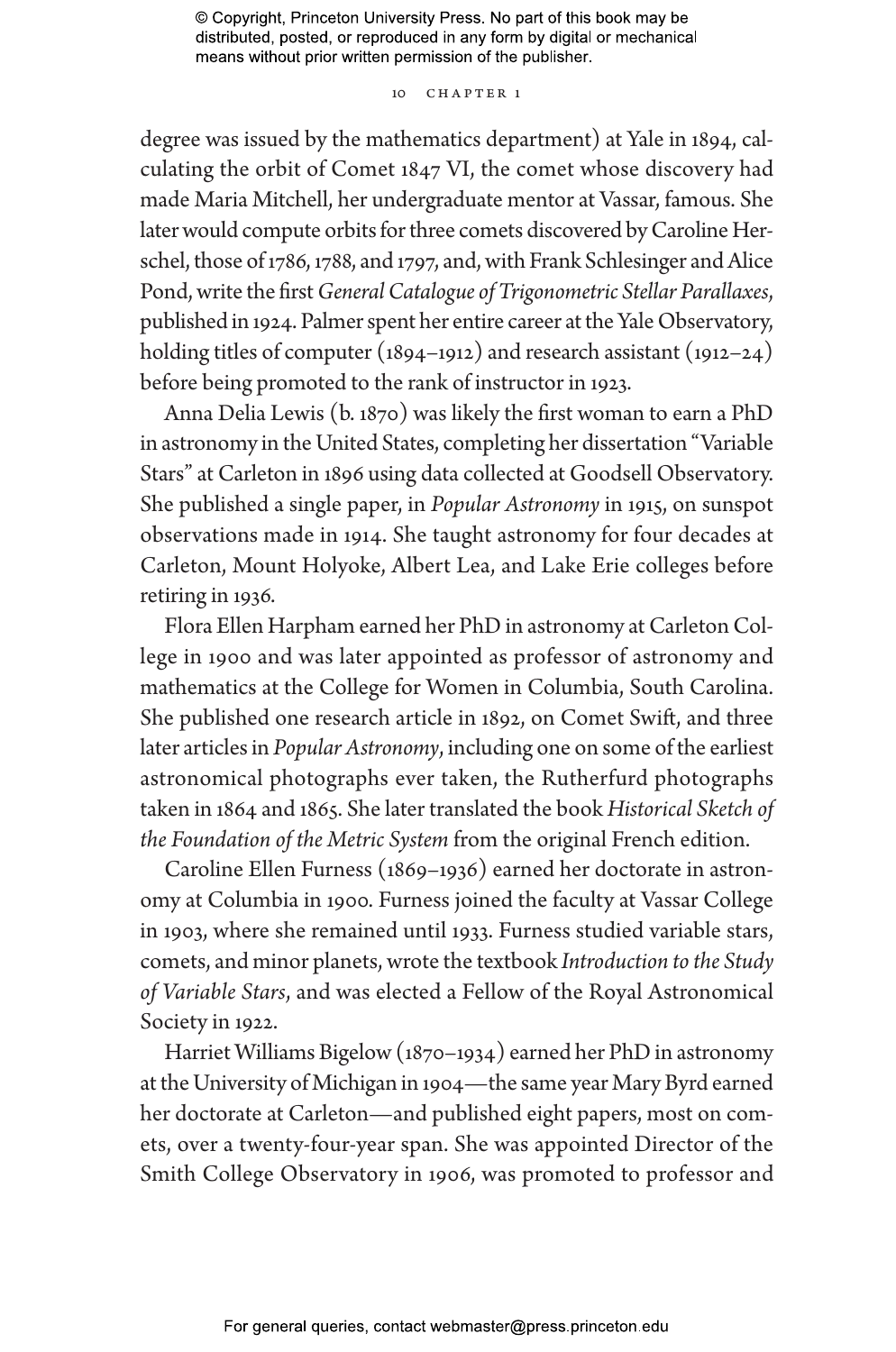degree was issued by the mathematics department) at Yale in 1894, calculating the orbit of Comet 1847 VI, the comet whose discovery had made Maria Mitchell, her undergraduate mentor at Vassar, famous. She later would compute orbits for three comets discovered by Caroline Herschel, those of 1786, 1788, and 1797, and, with Frank Schlesinger and Alice Pond, write the first *General Catalogue of Trigonometric Stellar Parallaxes*, published in 1924. Palmer spent her entire career at the Yale Observatory, holding titles of computer (1894–1912) and research assistant (1912–24) before being promoted to the rank of instructor in 1923.

Anna Delia Lewis (b. 1870) was likely the first woman to earn a PhD in astronomy in the United States, completing her dissertation "Variable Stars" at Carleton in 1896 using data collected at Goodsell Observatory. She published a single paper, in *Popular Astronomy* in 1915, on sunspot observations made in 1914. She taught astronomy for four decades at Carleton, Mount Holyoke, Albert Lea, and Lake Erie colleges before retiring in 1936.

Flora Ellen Harpham earned her PhD in astronomy at Carleton College in 1900 and was later appointed as professor of astronomy and mathematics at the College for Women in Columbia, South Carolina. She published one research article in 1892, on Comet Swift, and three later articles in *Popular Astronomy*, including one on some of the earliest astronomical photographs ever taken, the Rutherfurd photographs taken in 1864 and 1865. She later translated the book *Historical Sketch of the Foundation of the Metric System* from the original French edition.

Caroline Ellen Furness (1869–1936) earned her doctorate in astronomy at Columbia in 1900. Furness joined the faculty at Vassar College in 1903, where she remained until 1933. Furness studied variable stars, comets, and minor planets, wrote the textbook *Introduction to the Study of Variable Stars*, and was elected a Fellow of the Royal Astronomical Society in 1922.

Harriet Williams Bigelow (1870–1934) earned her PhD in astronomy at the University of Michigan in 1904—the same year Mary Byrd earned her doctorate at Carleton—and published eight papers, most on comets, over a twenty-four-year span. She was appointed Director of the Smith College Observatory in 1906, was promoted to professor and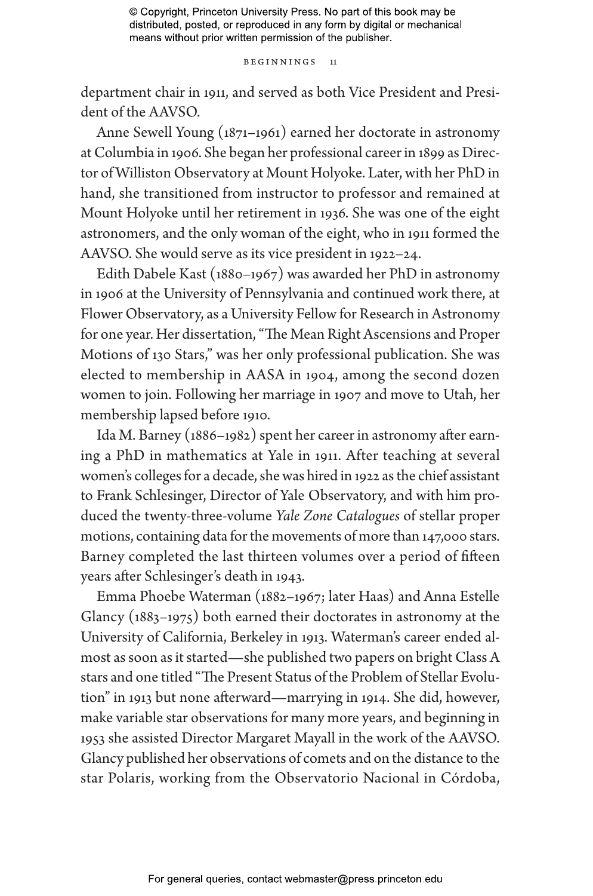department chair in 1911, and served as both Vice President and President of the AAVSO.

Anne Sewell Young (1871–1961) earned her doctorate in astronomy at Columbia in 1906. She began her professional career in 1899 as Director of Williston Observatory at Mount Holyoke. Later, with her PhD in hand, she transitioned from instructor to professor and remained at Mount Holyoke until her retirement in 1936. She was one of the eight astronomers, and the only woman of the eight, who in 1911 formed the AAVSO. She would serve as its vice president in 1922–24.

Edith Dabele Kast (1880–1967) was awarded her PhD in astronomy in 1906 at the University of Pennsylvania and continued work there, at Flower Observatory, as a University Fellow for Research in Astronomy for one year. Her dissertation, "The Mean Right Ascensions and Proper Motions of 130 Stars," was her only professional publication. She was elected to membership in AASA in 1904, among the second dozen women to join. Following her marriage in 1907 and move to Utah, her membership lapsed before 1910.

Ida M. Barney (1886–1982) spent her career in astronomy after earning a PhD in mathematics at Yale in 1911. After teaching at several women's colleges for a decade, she was hired in 1922 as the chief assistant to Frank Schlesinger, Director of Yale Observatory, and with him produced the twenty-three-volume *Yale Zone Catalogues* of stellar proper motions, containing data for the movements of more than 147,000 stars. Barney completed the last thirteen volumes over a period of fifteen years after Schlesinger's death in 1943.

Emma Phoebe Waterman (1882–1967; later Haas) and Anna Estelle Glancy (1883–1975) both earned their doctorates in astronomy at the University of California, Berkeley in 1913. Waterman's career ended almost as soon as it started—she published two papers on bright Class A stars and one titled "The Present Status of the Problem of Stellar Evolution" in 1913 but none afterward—marrying in 1914. She did, however, make variable star observations for many more years, and beginning in 1953 she assisted Director Margaret Mayall in the work of the AAVSO. Glancy published her observations of comets and on the distance to the star Polaris, working from the Observatorio Nacional in Córdoba,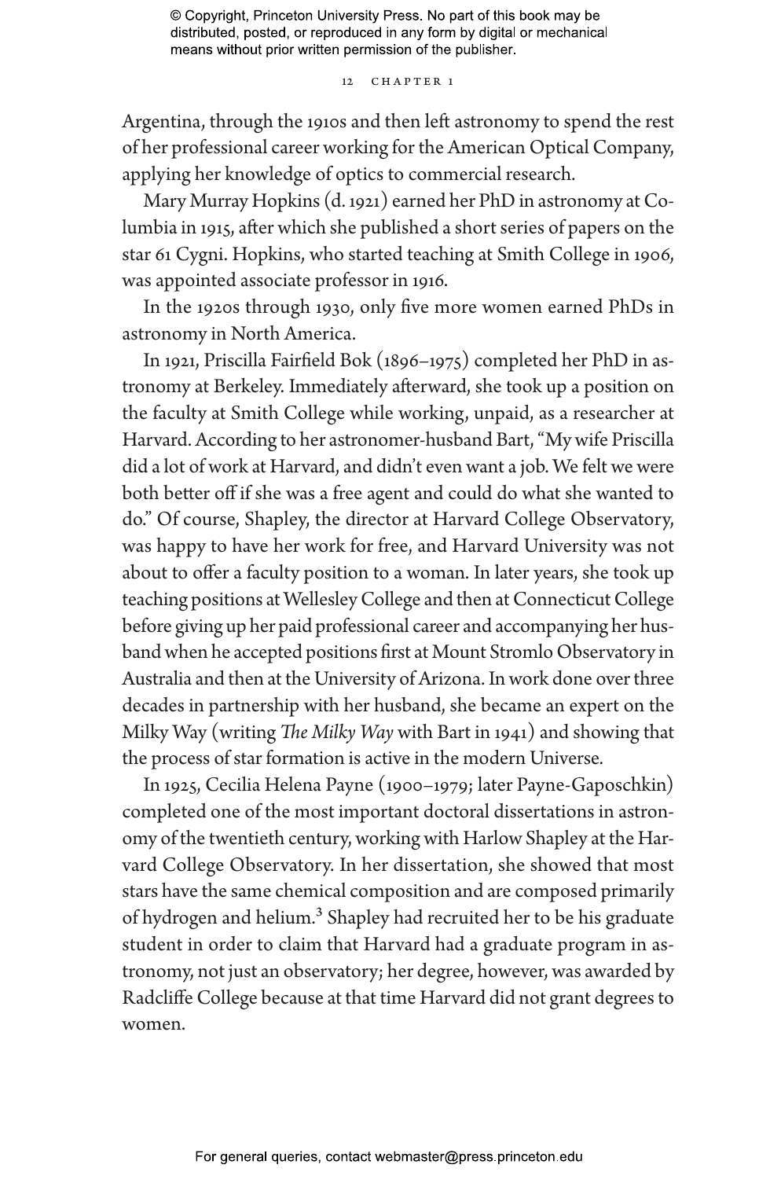Argentina, through the 1910s and then left astronomy to spend the rest of her professional career working for the American Optical Company, applying her knowledge of optics to commercial research.

Mary Murray Hopkins (d. 1921) earned her PhD in astronomy at Columbia in 1915, after which she published a short series of papers on the star 61 Cygni. Hopkins, who started teaching at Smith College in 1906, was appointed associate professor in 1916.

In the 1920s through 1930, only five more women earned PhDs in astronomy in North America.

In 1921, Priscilla Fairfield Bok (1896–1975) completed her PhD in astronomy at Berkeley. Immediately afterward, she took up a position on the faculty at Smith College while working, unpaid, as a researcher at Harvard. According to her astronomer-husband Bart, "My wife Priscilla did a lot of work at Harvard, and didn't even want a job. We felt we were both better off if she was a free agent and could do what she wanted to do." Of course, Shapley, the director at Harvard College Observatory, was happy to have her work for free, and Harvard University was not about to offer a faculty position to a woman. In later years, she took up teaching positions at Wellesley College and then at Connecticut College before giving up her paid professional career and accompanying her husband when he accepted positions first at Mount Stromlo Observatory in Australia and then at the University of Arizona. In work done over three decades in partnership with her husband, she became an expert on the Milky Way (writing *The Milky Way* with Bart in 1941) and showing that the process of star formation is active in the modern Universe.

In 1925, Cecilia Helena Payne (1900–1979; later Payne-Gaposchkin) completed one of the most important doctoral dissertations in astronomy of the twentieth century, working with Harlow Shapley at the Harvard College Observatory. In her dissertation, she showed that most stars have the same chemical composition and are composed primarily of hydrogen and helium.[3] Shapley had recruited her to be his graduate student in order to claim that Harvard had a graduate program in astronomy, not just an observatory; her degree, however, was awarded by Radcliffe College because at that time Harvard did not grant degrees to women.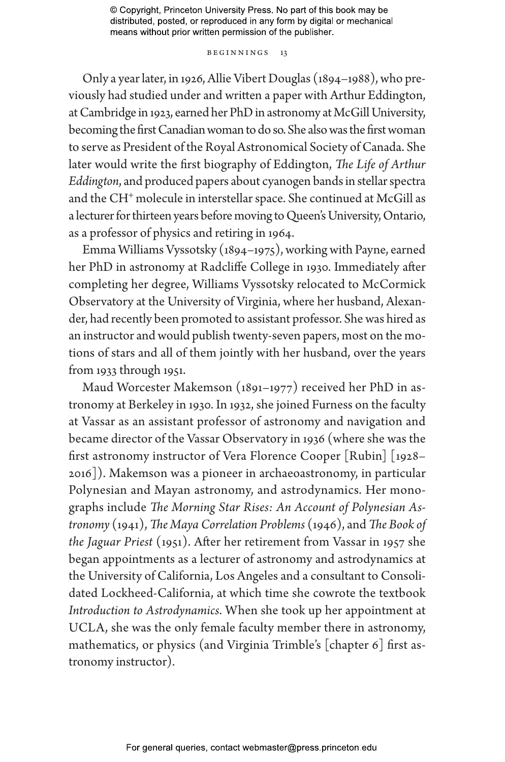Only a year later, in 1926, Allie Vibert Douglas (1894–1988), who previously had studied under and written a paper with Arthur Eddington, at Cambridge in 1923, earned her PhD in astronomy at McGill University, becoming the first Canadian woman to do so. She also was the first woman to serve as President of the Royal Astronomical Society of Canada. She later would write the first biography of Eddington, *The Life of Arthur Eddington*, and produced papers about cyanogen bands in stellar spectra and the $CH^+$ molecule in interstellar space. She continued at McGill as a lecturer for thirteen years before moving to Queen's University, Ontario, as a professor of physics and retiring in 1964.

Emma Williams Vyssotsky (1894–1975), working with Payne, earned her PhD in astronomy at Radcliffe College in 1930. Immediately after completing her degree, Williams Vyssotsky relocated to McCormick Observatory at the University of Virginia, where her husband, Alexander, had recently been promoted to assistant professor. She was hired as an instructor and would publish twenty-seven papers, most on the motions of stars and all of them jointly with her husband, over the years from 1933 through 1951.

Maud Worcester Makemson (1891–1977) received her PhD in astronomy at Berkeley in 1930. In 1932, she joined Furness on the faculty at Vassar as an assistant professor of astronomy and navigation and became director of the Vassar Observatory in 1936 (where she was the first astronomy instructor of Vera Florence Cooper [Rubin] [1928–2016]). Makemson was a pioneer in archaeoastronomy, in particular Polynesian and Mayan astronomy, and astrodynamics. Her monographs include *The Morning Star Rises: An Account of Polynesian Astronomy* (1941), *The Maya Correlation Problems* (1946), and *The Book of the Jaguar Priest* (1951). After her retirement from Vassar in 1957 she began appointments as a lecturer of astronomy and astrodynamics at the University of California, Los Angeles and a consultant to Consolidated Lockheed-California, at which time she cowrote the textbook *Introduction to Astrodynamics*. When she took up her appointment at UCLA, she was the only female faculty member there in astronomy, mathematics, or physics (and Virginia Trimble's [chapter 6] first astronomy instructor).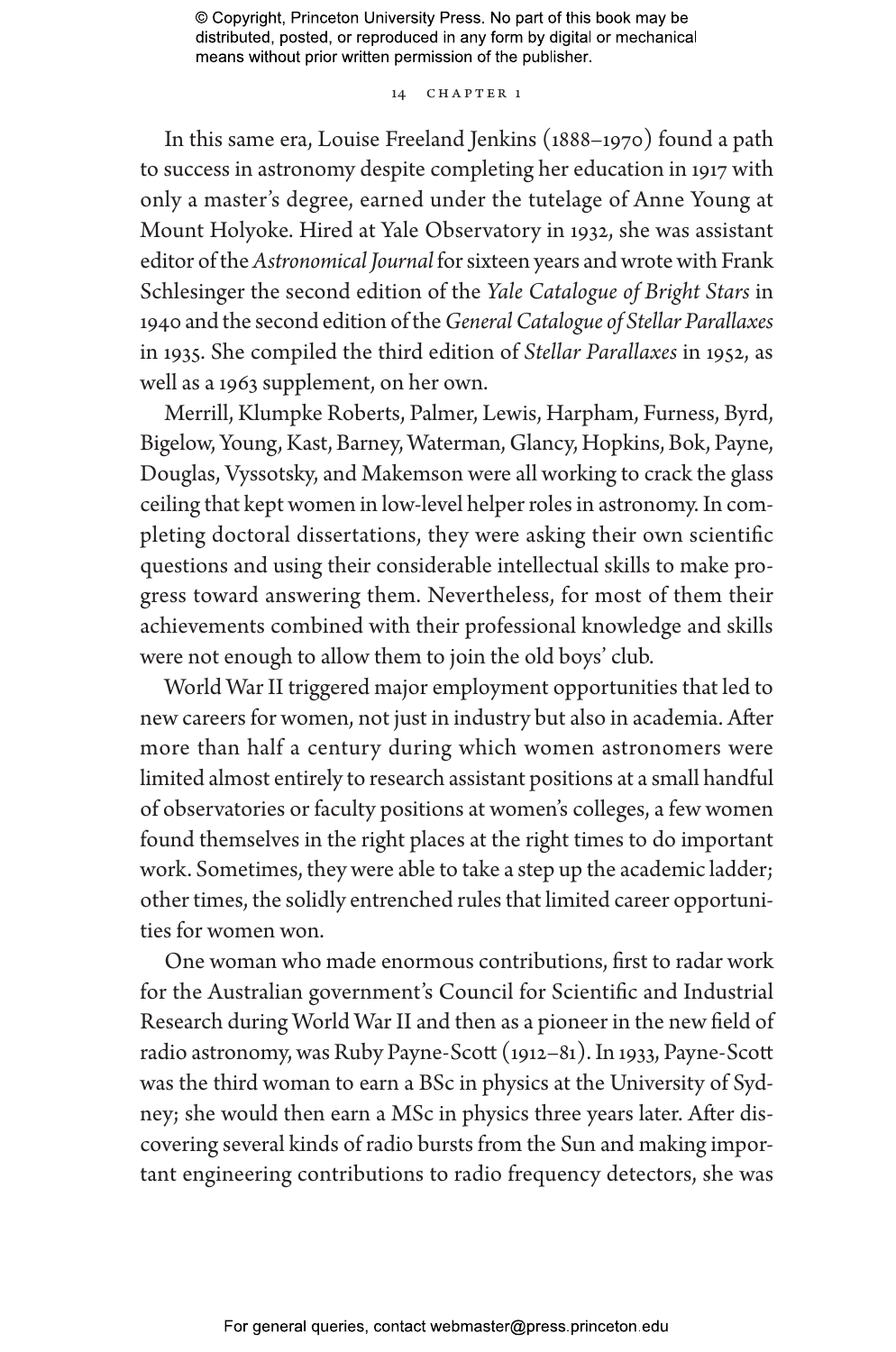In this same era, Louise Freeland Jenkins (1888–1970) found a path to success in astronomy despite completing her education in 1917 with only a master's degree, earned under the tutelage of Anne Young at Mount Holyoke. Hired at Yale Observatory in 1932, she was assistant editor of the *Astronomical Journal* for sixteen years and wrote with Frank Schlesinger the second edition of the *Yale Catalogue of Bright Stars* in 1940 and the second edition of the *General Catalogue of Stellar Parallaxes* in 1935. She compiled the third edition of *Stellar Parallaxes* in 1952, as well as a 1963 supplement, on her own.

Merrill, Klumpke Roberts, Palmer, Lewis, Harpham, Furness, Byrd, Bigelow, Young, Kast, Barney, Waterman, Glancy, Hopkins, Bok, Payne, Douglas, Vyssotsky, and Makemson were all working to crack the glass ceiling that kept women in low-level helper roles in astronomy. In completing doctoral dissertations, they were asking their own scientific questions and using their considerable intellectual skills to make progress toward answering them. Nevertheless, for most of them their achievements combined with their professional knowledge and skills were not enough to allow them to join the old boys' club.

World War II triggered major employment opportunities that led to new careers for women, not just in industry but also in academia. After more than half a century during which women astronomers were limited almost entirely to research assistant positions at a small handful of observatories or faculty positions at women's colleges, a few women found themselves in the right places at the right times to do important work. Sometimes, they were able to take a step up the academic ladder; other times, the solidly entrenched rules that limited career opportunities for women won.

One woman who made enormous contributions, first to radar work for the Australian government's Council for Scientific and Industrial Research during World War II and then as a pioneer in the new field of radio astronomy, was Ruby Payne-Scott (1912–81). In 1933, Payne-Scott was the third woman to earn a BSc in physics at the University of Sydney; she would then earn a MSc in physics three years later. After discovering several kinds of radio bursts from the Sun and making important engineering contributions to radio frequency detectors, she was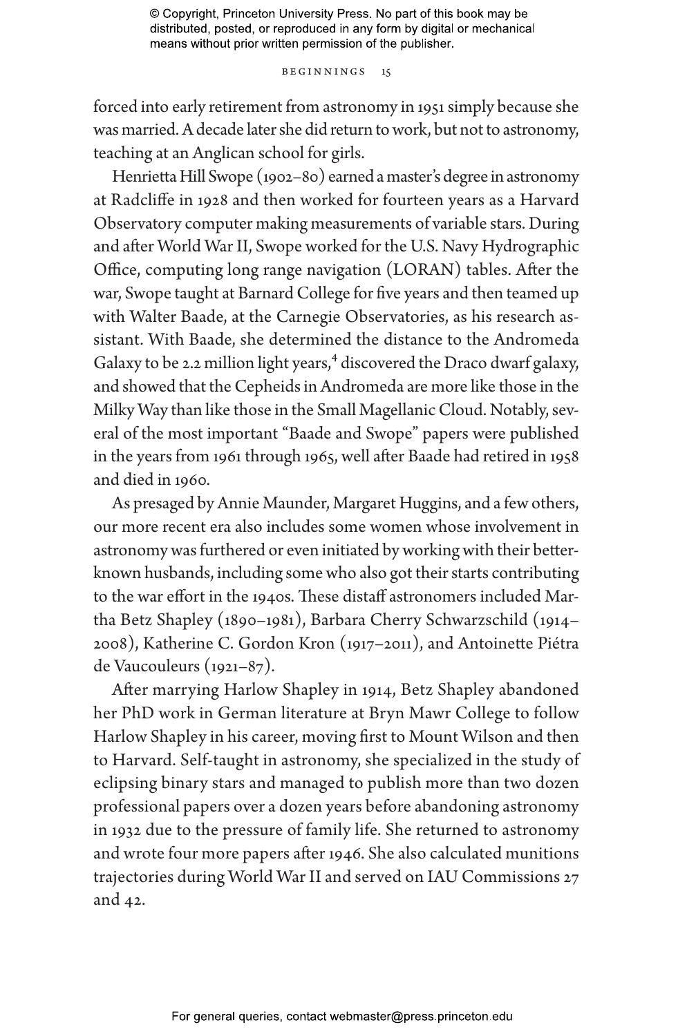forced into early retirement from astronomy in 1951 simply because she was married. A decade later she did return to work, but not to astronomy, teaching at an Anglican school for girls.

Henrietta Hill Swope (1902–80) earned a master's degree in astronomy at Radcliffe in 1928 and then worked for fourteen years as a Harvard Observatory computer making measurements of variable stars. During and after World War II, Swope worked for the U.S. Navy Hydrographic Office, computing long range navigation (LORAN) tables. After the war, Swope taught at Barnard College for five years and then teamed up with Walter Baade, at the Carnegie Observatories, as his research assistant. With Baade, she determined the distance to the Andromeda Galaxy to be 2.2 million light years,[4] discovered the Draco dwarf galaxy, and showed that the Cepheids in Andromeda are more like those in the Milky Way than like those in the Small Magellanic Cloud. Notably, several of the most important "Baade and Swope" papers were published in the years from 1961 through 1965, well after Baade had retired in 1958 and died in 1960.

As presaged by Annie Maunder, Margaret Huggins, and a few others, our more recent era also includes some women whose involvement in astronomy was furthered or even initiated by working with their better-known husbands, including some who also got their starts contributing to the war effort in the 1940s. These distaff astronomers included Martha Betz Shapley (1890–1981), Barbara Cherry Schwarzschild (1914–2008), Katherine C. Gordon Kron (1917–2011), and Antoinette Piétra de Vaucouleurs (1921–87).

After marrying Harlow Shapley in 1914, Betz Shapley abandoned her PhD work in German literature at Bryn Mawr College to follow Harlow Shapley in his career, moving first to Mount Wilson and then to Harvard. Self-taught in astronomy, she specialized in the study of eclipsing binary stars and managed to publish more than two dozen professional papers over a dozen years before abandoning astronomy in 1932 due to the pressure of family life. She returned to astronomy and wrote four more papers after 1946. She also calculated munitions trajectories during World War II and served on IAU Commissions 27 and 42.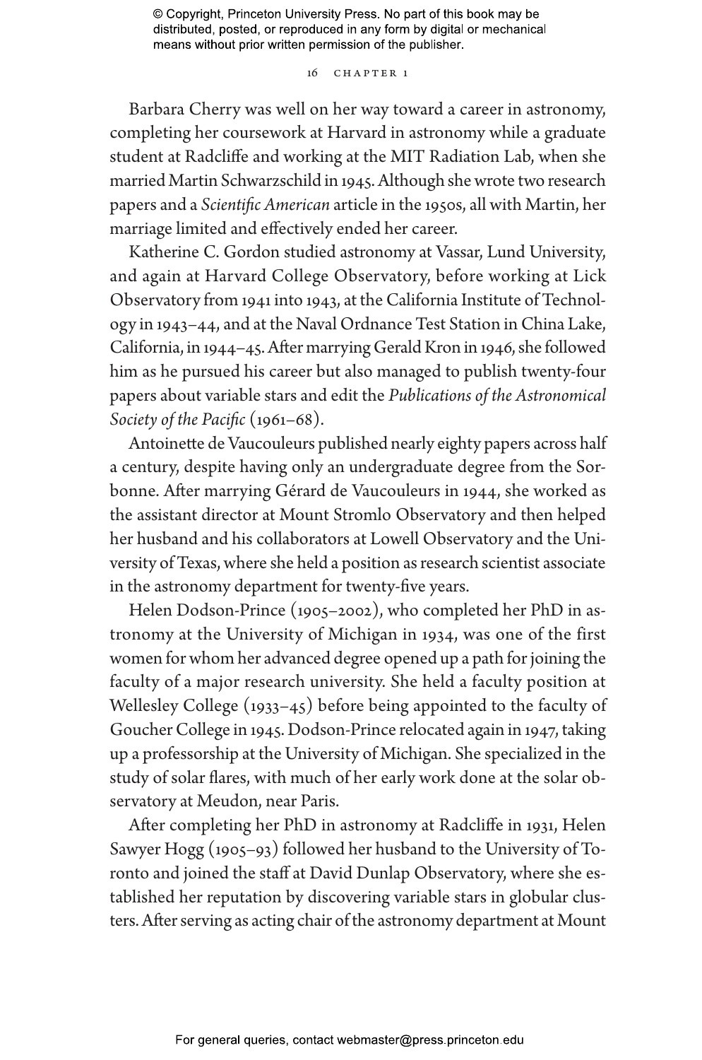Barbara Cherry was well on her way toward a career in astronomy, completing her coursework at Harvard in astronomy while a graduate student at Radcliffe and working at the MIT Radiation Lab, when she married Martin Schwarzschild in 1945. Although she wrote two research papers and a *Scientific American* article in the 1950s, all with Martin, her marriage limited and effectively ended her career.

Katherine C. Gordon studied astronomy at Vassar, Lund University, and again at Harvard College Observatory, before working at Lick Observatory from 1941 into 1943, at the California Institute of Technology in 1943–44, and at the Naval Ordnance Test Station in China Lake, California, in 1944–45. After marrying Gerald Kron in 1946, she followed him as he pursued his career but also managed to publish twenty-four papers about variable stars and edit the *Publications of the Astronomical Society of the Pacific* (1961–68).

Antoinette de Vaucouleurs published nearly eighty papers across half a century, despite having only an undergraduate degree from the Sorbonne. After marrying Gérard de Vaucouleurs in 1944, she worked as the assistant director at Mount Stromlo Observatory and then helped her husband and his collaborators at Lowell Observatory and the University of Texas, where she held a position as research scientist associate in the astronomy department for twenty-five years.

Helen Dodson-Prince (1905–2002), who completed her PhD in astronomy at the University of Michigan in 1934, was one of the first women for whom her advanced degree opened up a path for joining the faculty of a major research university. She held a faculty position at Wellesley College (1933–45) before being appointed to the faculty of Goucher College in 1945. Dodson-Prince relocated again in 1947, taking up a professorship at the University of Michigan. She specialized in the study of solar flares, with much of her early work done at the solar observatory at Meudon, near Paris.

After completing her PhD in astronomy at Radcliffe in 1931, Helen Sawyer Hogg (1905–93) followed her husband to the University of Toronto and joined the staff at David Dunlap Observatory, where she established her reputation by discovering variable stars in globular clusters. After serving as acting chair of the astronomy department at Mount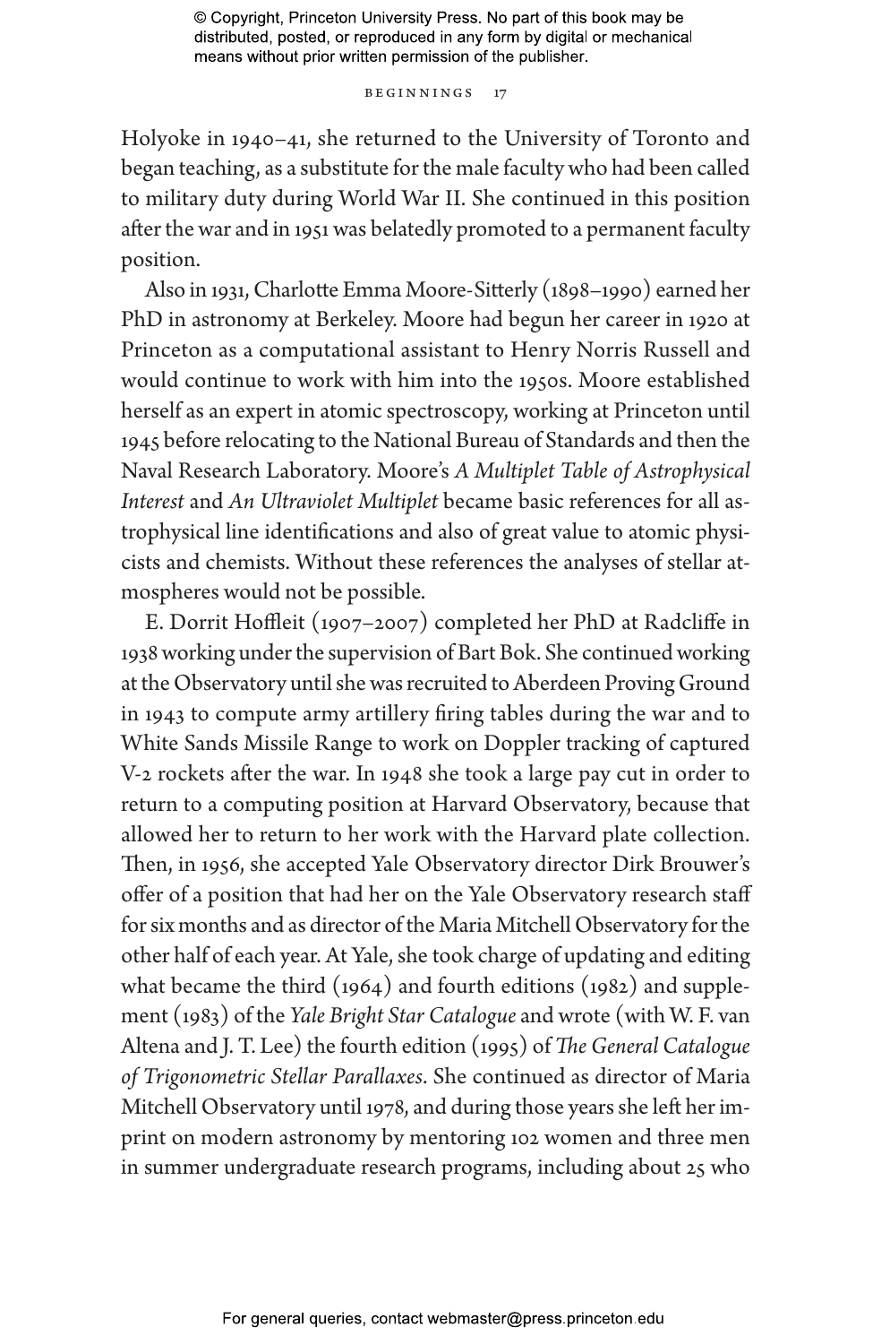Holyoke in 1940–41, she returned to the University of Toronto and began teaching, as a substitute for the male faculty who had been called to military duty during World War II. She continued in this position after the war and in 1951 was belatedly promoted to a permanent faculty position.

Also in 1931, Charlotte Emma Moore-Sitterly (1898–1990) earned her PhD in astronomy at Berkeley. Moore had begun her career in 1920 at Princeton as a computational assistant to Henry Norris Russell and would continue to work with him into the 1950s. Moore established herself as an expert in atomic spectroscopy, working at Princeton until 1945 before relocating to the National Bureau of Standards and then the Naval Research Laboratory. Moore's *A Multiplet Table of Astrophysical Interest* and *An Ultraviolet Multiplet* became basic references for all astrophysical line identifications and also of great value to atomic physicists and chemists. Without these references the analyses of stellar atmospheres would not be possible.

E. Dorrit Hoffleit (1907–2007) completed her PhD at Radcliffe in 1938 working under the supervision of Bart Bok. She continued working at the Observatory until she was recruited to Aberdeen Proving Ground in 1943 to compute army artillery firing tables during the war and to White Sands Missile Range to work on Doppler tracking of captured V-2 rockets after the war. In 1948 she took a large pay cut in order to return to a computing position at Harvard Observatory, because that allowed her to return to her work with the Harvard plate collection. Then, in 1956, she accepted Yale Observatory director Dirk Brouwer's offer of a position that had her on the Yale Observatory research staff for six months and as director of the Maria Mitchell Observatory for the other half of each year. At Yale, she took charge of updating and editing what became the third (1964) and fourth editions (1982) and supplement (1983) of the *Yale Bright Star Catalogue* and wrote (with W. F. van Altena and J. T. Lee) the fourth edition (1995) of *The General Catalogue of Trigonometric Stellar Parallaxes*. She continued as director of Maria Mitchell Observatory until 1978, and during those years she left her imprint on modern astronomy by mentoring 102 women and three men in summer undergraduate research programs, including about 25 who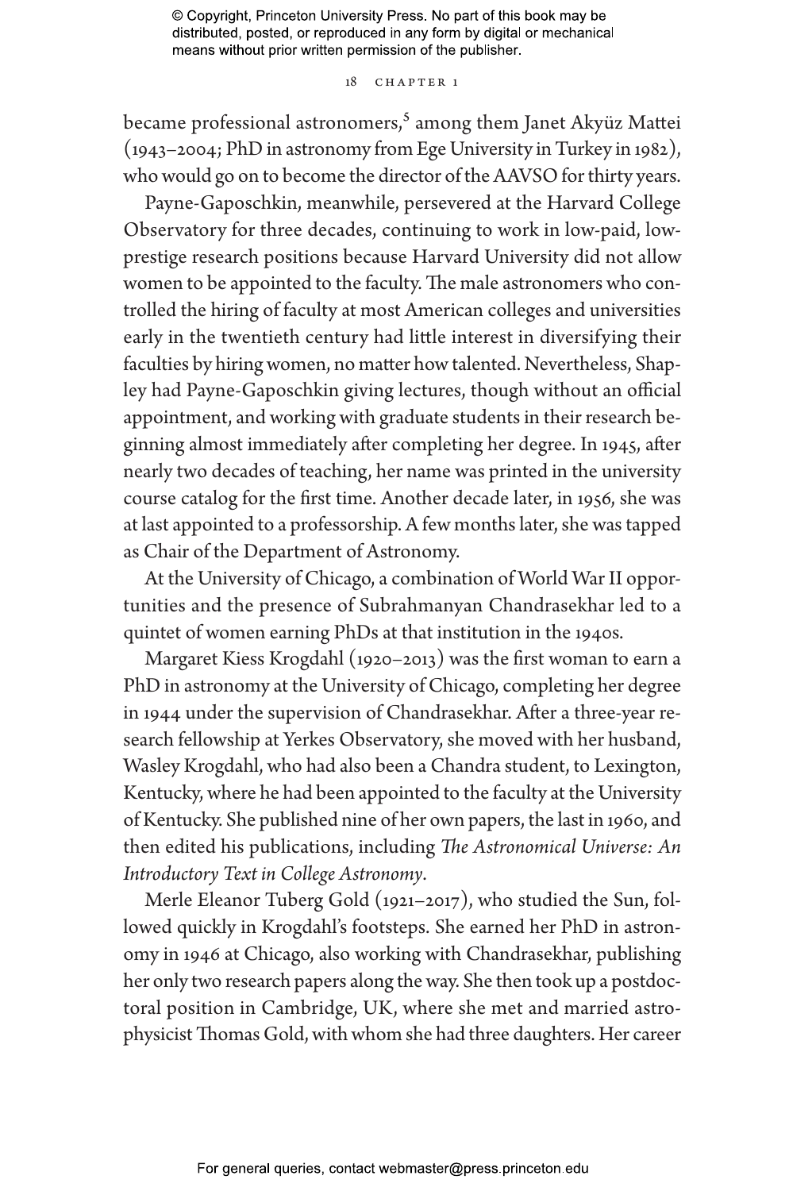became professional astronomers,[5] among them Janet Akyüz Mattei (1943–2004; PhD in astronomy from Ege University in Turkey in 1982), who would go on to become the director of the AAVSO for thirty years.

Payne-Gaposchkin, meanwhile, persevered at the Harvard College Observatory for three decades, continuing to work in low-paid, low-prestige research positions because Harvard University did not allow women to be appointed to the faculty. The male astronomers who controlled the hiring of faculty at most American colleges and universities early in the twentieth century had little interest in diversifying their faculties by hiring women, no matter how talented. Nevertheless, Shapley had Payne-Gaposchkin giving lectures, though without an official appointment, and working with graduate students in their research beginning almost immediately after completing her degree. In 1945, after nearly two decades of teaching, her name was printed in the university course catalog for the first time. Another decade later, in 1956, she was at last appointed to a professorship. A few months later, she was tapped as Chair of the Department of Astronomy.

At the University of Chicago, a combination of World War II opportunities and the presence of Subrahmanyan Chandrasekhar led to a quintet of women earning PhDs at that institution in the 1940s.

Margaret Kiess Krogdahl (1920–2013) was the first woman to earn a PhD in astronomy at the University of Chicago, completing her degree in 1944 under the supervision of Chandrasekhar. After a three-year research fellowship at Yerkes Observatory, she moved with her husband, Wasley Krogdahl, who had also been a Chandra student, to Lexington, Kentucky, where he had been appointed to the faculty at the University of Kentucky. She published nine of her own papers, the last in 1960, and then edited his publications, including *The Astronomical Universe: An Introductory Text in College Astronomy*.

Merle Eleanor Tuberg Gold (1921–2017), who studied the Sun, followed quickly in Krogdahl's footsteps. She earned her PhD in astronomy in 1946 at Chicago, also working with Chandrasekhar, publishing her only two research papers along the way. She then took up a postdoctoral position in Cambridge, UK, where she met and married astrophysicist Thomas Gold, with whom she had three daughters. Her career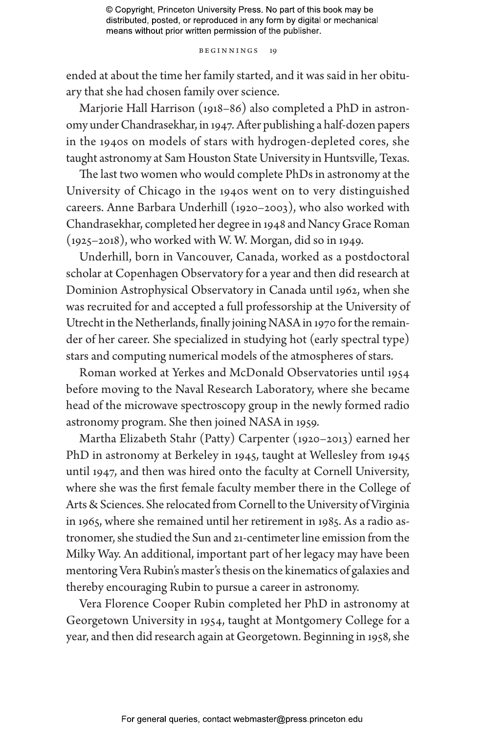ended at about the time her family started, and it was said in her obituary that she had chosen family over science.

Marjorie Hall Harrison (1918–86) also completed a PhD in astronomy under Chandrasekhar, in 1947. After publishing a half-dozen papers in the 1940s on models of stars with hydrogen-depleted cores, she taught astronomy at Sam Houston State University in Huntsville, Texas.

The last two women who would complete PhDs in astronomy at the University of Chicago in the 1940s went on to very distinguished careers. Anne Barbara Underhill (1920–2003), who also worked with Chandrasekhar, completed her degree in 1948 and Nancy Grace Roman (1925–2018), who worked with W. W. Morgan, did so in 1949.

Underhill, born in Vancouver, Canada, worked as a postdoctoral scholar at Copenhagen Observatory for a year and then did research at Dominion Astrophysical Observatory in Canada until 1962, when she was recruited for and accepted a full professorship at the University of Utrecht in the Netherlands, finally joining NASA in 1970 for the remainder of her career. She specialized in studying hot (early spectral type) stars and computing numerical models of the atmospheres of stars.

Roman worked at Yerkes and McDonald Observatories until 1954 before moving to the Naval Research Laboratory, where she became head of the microwave spectroscopy group in the newly formed radio astronomy program. She then joined NASA in 1959.

Martha Elizabeth Stahr (Patty) Carpenter (1920–2013) earned her PhD in astronomy at Berkeley in 1945, taught at Wellesley from 1945 until 1947, and then was hired onto the faculty at Cornell University, where she was the first female faculty member there in the College of Arts & Sciences. She relocated from Cornell to the University of Virginia in 1965, where she remained until her retirement in 1985. As a radio astronomer, she studied the Sun and 21-centimeter line emission from the Milky Way. An additional, important part of her legacy may have been mentoring Vera Rubin's master's thesis on the kinematics of galaxies and thereby encouraging Rubin to pursue a career in astronomy.

Vera Florence Cooper Rubin completed her PhD in astronomy at Georgetown University in 1954, taught at Montgomery College for a year, and then did research again at Georgetown. Beginning in 1958, she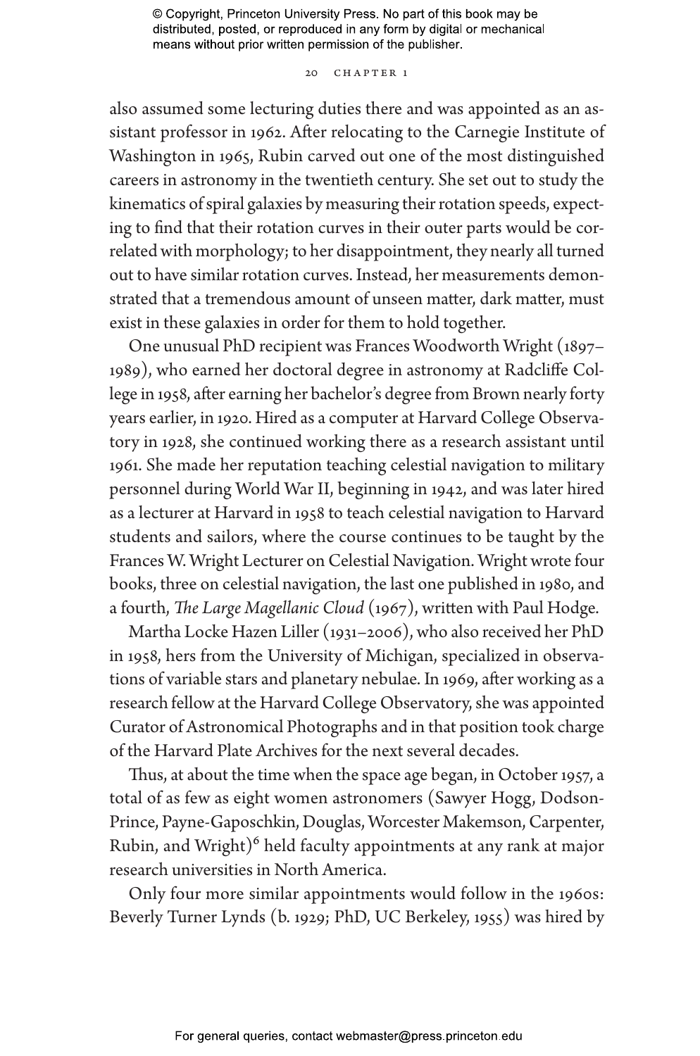also assumed some lecturing duties there and was appointed as an assistant professor in 1962. After relocating to the Carnegie Institute of Washington in 1965, Rubin carved out one of the most distinguished careers in astronomy in the twentieth century. She set out to study the kinematics of spiral galaxies by measuring their rotation speeds, expecting to find that their rotation curves in their outer parts would be correlated with morphology; to her disappointment, they nearly all turned out to have similar rotation curves. Instead, her measurements demonstrated that a tremendous amount of unseen matter, dark matter, must exist in these galaxies in order for them to hold together.

One unusual PhD recipient was Frances Woodworth Wright (1897–1989), who earned her doctoral degree in astronomy at Radcliffe College in 1958, after earning her bachelor's degree from Brown nearly forty years earlier, in 1920. Hired as a computer at Harvard College Observatory in 1928, she continued working there as a research assistant until 1961. She made her reputation teaching celestial navigation to military personnel during World War II, beginning in 1942, and was later hired as a lecturer at Harvard in 1958 to teach celestial navigation to Harvard students and sailors, where the course continues to be taught by the Frances W. Wright Lecturer on Celestial Navigation. Wright wrote four books, three on celestial navigation, the last one published in 1980, and a fourth, *The Large Magellanic Cloud* (1967), written with Paul Hodge.

Martha Locke Hazen Liller (1931–2006), who also received her PhD in 1958, hers from the University of Michigan, specialized in observations of variable stars and planetary nebulae. In 1969, after working as a research fellow at the Harvard College Observatory, she was appointed Curator of Astronomical Photographs and in that position took charge of the Harvard Plate Archives for the next several decades.

Thus, at about the time when the space age began, in October 1957, a total of as few as eight women astronomers (Sawyer Hogg, Dodson-Prince, Payne-Gaposchkin, Douglas, Worcester Makemson, Carpenter, Rubin, and Wright)[6] held faculty appointments at any rank at major research universities in North America.

Only four more similar appointments would follow in the 1960s: Beverly Turner Lynds (b. 1929; PhD, UC Berkeley, 1955) was hired by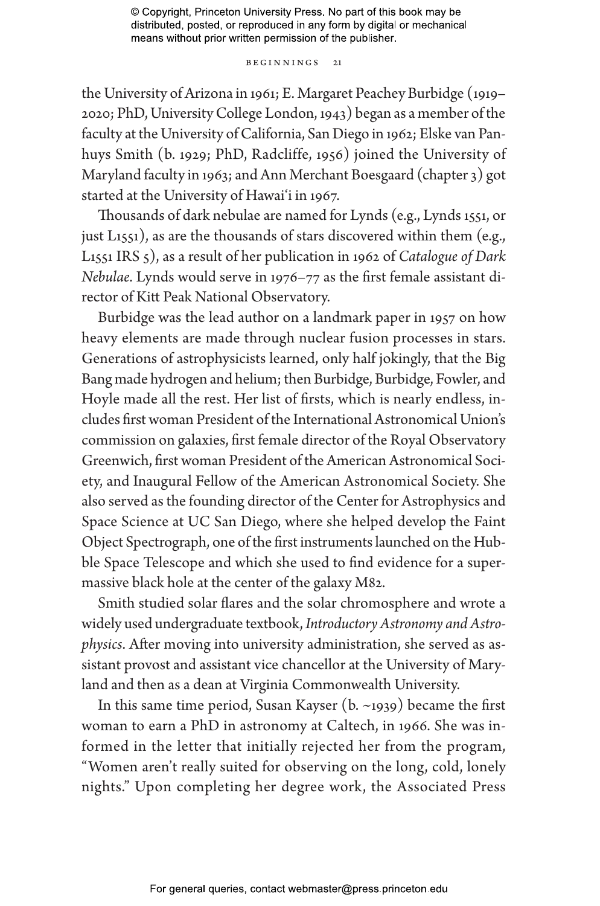the University of Arizona in 1961; E. Margaret Peachey Burbidge (1919–2020; PhD, University College London, 1943) began as a member of the faculty at the University of California, San Diego in 1962; Elske van Panhuys Smith (b. 1929; PhD, Radcliffe, 1956) joined the University of Maryland faculty in 1963; and Ann Merchant Boesgaard (chapter 3) got started at the University of Hawaiʻi in 1967.

Thousands of dark nebulae are named for Lynds (e.g., Lynds 1551, or just L1551), as are the thousands of stars discovered within them (e.g., L1551 IRS 5), as a result of her publication in 1962 of *Catalogue of Dark Nebulae*. Lynds would serve in 1976–77 as the first female assistant director of Kitt Peak National Observatory.

Burbidge was the lead author on a landmark paper in 1957 on how heavy elements are made through nuclear fusion processes in stars. Generations of astrophysicists learned, only half jokingly, that the Big Bang made hydrogen and helium; then Burbidge, Burbidge, Fowler, and Hoyle made all the rest. Her list of firsts, which is nearly endless, includes first woman President of the International Astronomical Union's commission on galaxies, first female director of the Royal Observatory Greenwich, first woman President of the American Astronomical Society, and Inaugural Fellow of the American Astronomical Society. She also served as the founding director of the Center for Astrophysics and Space Science at UC San Diego, where she helped develop the Faint Object Spectrograph, one of the first instruments launched on the Hubble Space Telescope and which she used to find evidence for a supermassive black hole at the center of the galaxy M82.

Smith studied solar flares and the solar chromosphere and wrote a widely used undergraduate textbook, *Introductory Astronomy and Astrophysics*. After moving into university administration, she served as assistant provost and assistant vice chancellor at the University of Maryland and then as a dean at Virginia Commonwealth University.

In this same time period, Susan Kayser (b. ~1939) became the first woman to earn a PhD in astronomy at Caltech, in 1966. She was informed in the letter that initially rejected her from the program, "Women aren't really suited for observing on the long, cold, lonely nights." Upon completing her degree work, the Associated Press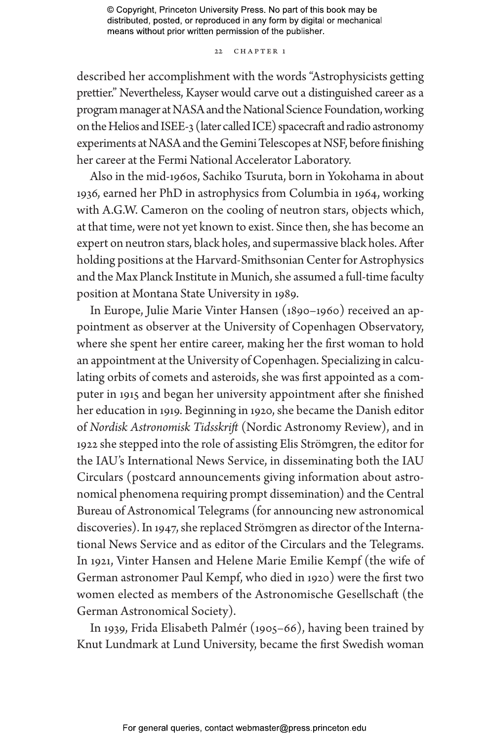described her accomplishment with the words "Astrophysicists getting prettier." Nevertheless, Kayser would carve out a distinguished career as a program manager at NASA and the National Science Foundation, working on the Helios and ISEE-3 (later called ICE) spacecraft and radio astronomy experiments at NASA and the Gemini Telescopes at NSF, before finishing her career at the Fermi National Accelerator Laboratory.

Also in the mid-1960s, Sachiko Tsuruta, born in Yokohama in about 1936, earned her PhD in astrophysics from Columbia in 1964, working with A.G.W. Cameron on the cooling of neutron stars, objects which, at that time, were not yet known to exist. Since then, she has become an expert on neutron stars, black holes, and supermassive black holes. After holding positions at the Harvard-Smithsonian Center for Astrophysics and the Max Planck Institute in Munich, she assumed a full-time faculty position at Montana State University in 1989.

In Europe, Julie Marie Vinter Hansen (1890–1960) received an appointment as observer at the University of Copenhagen Observatory, where she spent her entire career, making her the first woman to hold an appointment at the University of Copenhagen. Specializing in calculating orbits of comets and asteroids, she was first appointed as a computer in 1915 and began her university appointment after she finished her education in 1919. Beginning in 1920, she became the Danish editor of *Nordisk Astronomisk Tidsskrift* (Nordic Astronomy Review), and in 1922 she stepped into the role of assisting Elis Strömgren, the editor for the IAU's International News Service, in disseminating both the IAU Circulars (postcard announcements giving information about astronomical phenomena requiring prompt dissemination) and the Central Bureau of Astronomical Telegrams (for announcing new astronomical discoveries). In 1947, she replaced Strömgren as director of the International News Service and as editor of the Circulars and the Telegrams. In 1921, Vinter Hansen and Helene Marie Emilie Kempf (the wife of German astronomer Paul Kempf, who died in 1920) were the first two women elected as members of the Astronomische Gesellschaft (the German Astronomical Society).

In 1939, Frida Elisabeth Palmér (1905–66), having been trained by Knut Lundmark at Lund University, became the first Swedish woman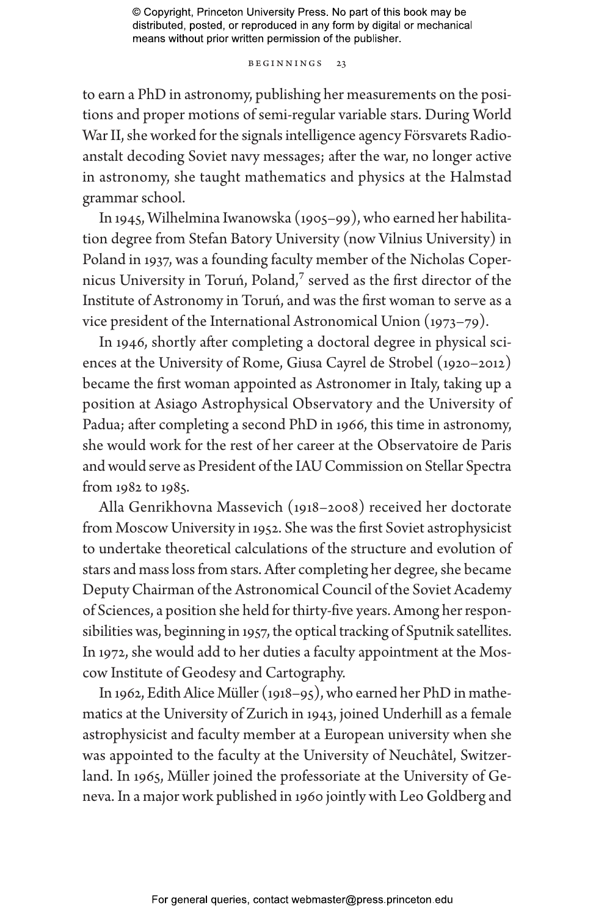to earn a PhD in astronomy, publishing her measurements on the positions and proper motions of semi-regular variable stars. During World War II, she worked for the signals intelligence agency Försvarets Radioanstalt decoding Soviet navy messages; after the war, no longer active in astronomy, she taught mathematics and physics at the Halmstad grammar school.

In 1945, Wilhelmina Iwanowska (1905–99), who earned her habilitation degree from Stefan Batory University (now Vilnius University) in Poland in 1937, was a founding faculty member of the Nicholas Copernicus University in Toruń, Poland,[7] served as the first director of the Institute of Astronomy in Toruń, and was the first woman to serve as a vice president of the International Astronomical Union (1973–79).

In 1946, shortly after completing a doctoral degree in physical sciences at the University of Rome, Giusa Cayrel de Strobel (1920–2012) became the first woman appointed as Astronomer in Italy, taking up a position at Asiago Astrophysical Observatory and the University of Padua; after completing a second PhD in 1966, this time in astronomy, she would work for the rest of her career at the Observatoire de Paris and would serve as President of the IAU Commission on Stellar Spectra from 1982 to 1985.

Alla Genrikhovna Massevich (1918–2008) received her doctorate from Moscow University in 1952. She was the first Soviet astrophysicist to undertake theoretical calculations of the structure and evolution of stars and mass loss from stars. After completing her degree, she became Deputy Chairman of the Astronomical Council of the Soviet Academy of Sciences, a position she held for thirty-five years. Among her responsibilities was, beginning in 1957, the optical tracking of Sputnik satellites. In 1972, she would add to her duties a faculty appointment at the Moscow Institute of Geodesy and Cartography.

In 1962, Edith Alice Müller (1918–95), who earned her PhD in mathematics at the University of Zurich in 1943, joined Underhill as a female astrophysicist and faculty member at a European university when she was appointed to the faculty at the University of Neuchâtel, Switzerland. In 1965, Müller joined the professoriate at the University of Geneva. In a major work published in 1960 jointly with Leo Goldberg and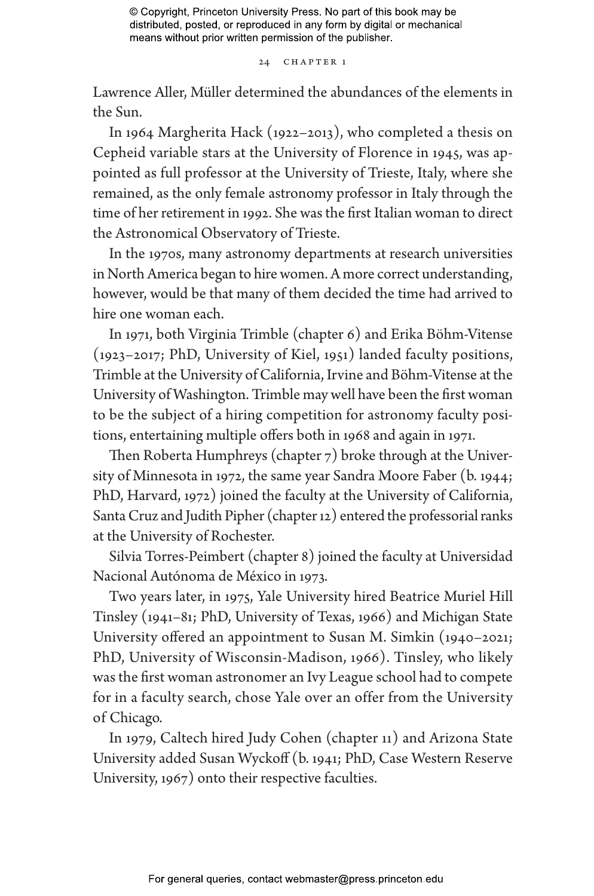Lawrence Aller, Müller determined the abundances of the elements in the Sun.

In 1964 Margherita Hack (1922–2013), who completed a thesis on Cepheid variable stars at the University of Florence in 1945, was appointed as full professor at the University of Trieste, Italy, where she remained, as the only female astronomy professor in Italy through the time of her retirement in 1992. She was the first Italian woman to direct the Astronomical Observatory of Trieste.

In the 1970s, many astronomy departments at research universities in North America began to hire women. A more correct understanding, however, would be that many of them decided the time had arrived to hire one woman each.

In 1971, both Virginia Trimble (chapter 6) and Erika Böhm-Vitense (1923–2017; PhD, University of Kiel, 1951) landed faculty positions, Trimble at the University of California, Irvine and Böhm-Vitense at the University of Washington. Trimble may well have been the first woman to be the subject of a hiring competition for astronomy faculty positions, entertaining multiple offers both in 1968 and again in 1971.

Then Roberta Humphreys (chapter 7) broke through at the University of Minnesota in 1972, the same year Sandra Moore Faber (b. 1944; PhD, Harvard, 1972) joined the faculty at the University of California, Santa Cruz and Judith Pipher (chapter 12) entered the professorial ranks at the University of Rochester.

Silvia Torres-Peimbert (chapter 8) joined the faculty at Universidad Nacional Autónoma de México in 1973.

Two years later, in 1975, Yale University hired Beatrice Muriel Hill Tinsley (1941–81; PhD, University of Texas, 1966) and Michigan State University offered an appointment to Susan M. Simkin (1940–2021; PhD, University of Wisconsin-Madison, 1966). Tinsley, who likely was the first woman astronomer an Ivy League school had to compete for in a faculty search, chose Yale over an offer from the University of Chicago.

In 1979, Caltech hired Judy Cohen (chapter 11) and Arizona State University added Susan Wyckoff (b. 1941; PhD, Case Western Reserve University, 1967) onto their respective faculties.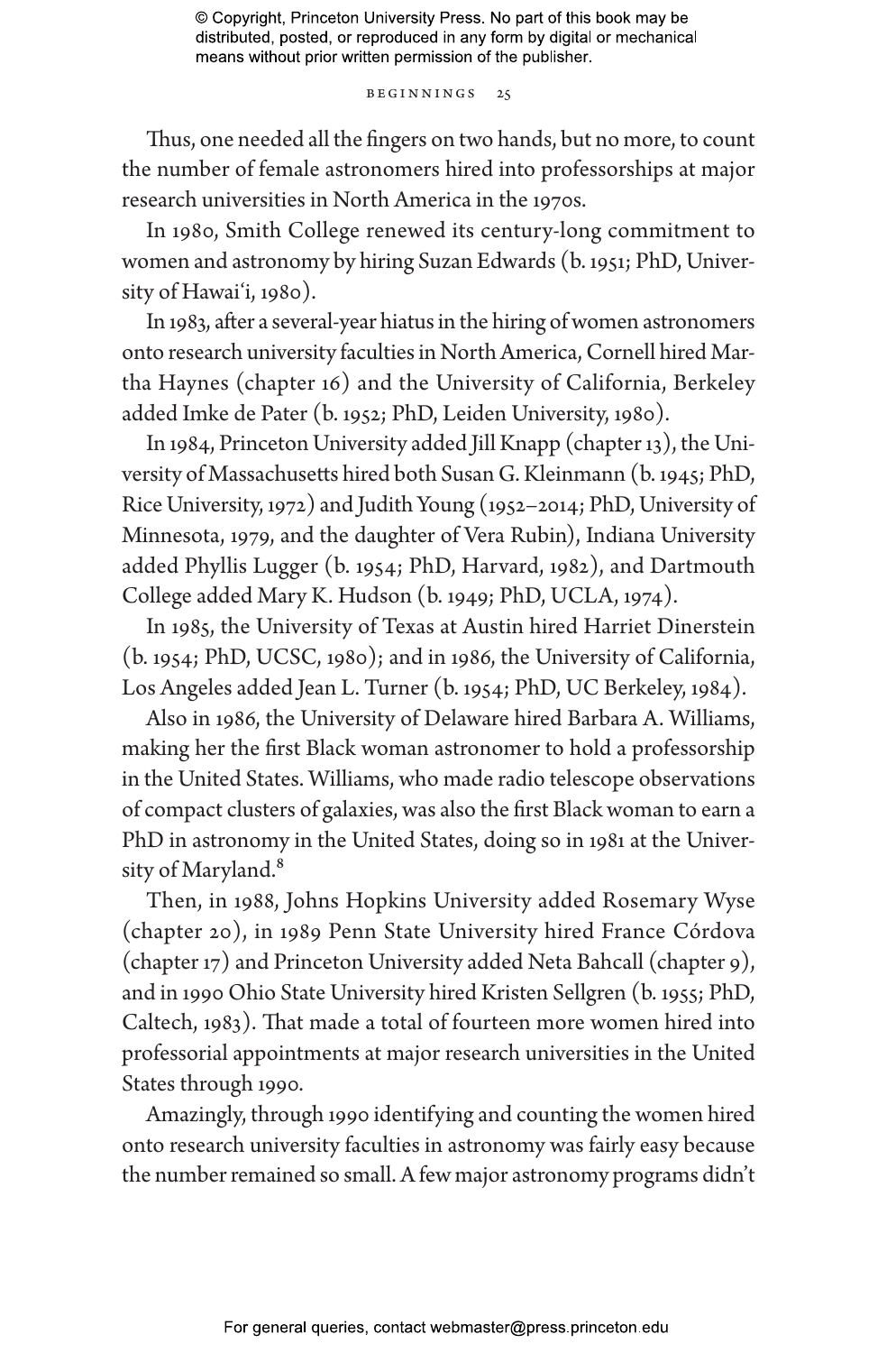Thus, one needed all the fingers on two hands, but no more, to count the number of female astronomers hired into professorships at major research universities in North America in the 1970s.

In 1980, Smith College renewed its century-long commitment to women and astronomy by hiring Suzan Edwards (b. 1951; PhD, University of Hawaiʻi, 1980).

In 1983, after a several-year hiatus in the hiring of women astronomers onto research university faculties in North America, Cornell hired Martha Haynes (chapter 16) and the University of California, Berkeley added Imke de Pater (b. 1952; PhD, Leiden University, 1980).

In 1984, Princeton University added Jill Knapp (chapter 13), the University of Massachusetts hired both Susan G. Kleinmann (b. 1945; PhD, Rice University, 1972) and Judith Young (1952–2014; PhD, University of Minnesota, 1979, and the daughter of Vera Rubin), Indiana University added Phyllis Lugger (b. 1954; PhD, Harvard, 1982), and Dartmouth College added Mary K. Hudson (b. 1949; PhD, UCLA, 1974).

In 1985, the University of Texas at Austin hired Harriet Dinerstein (b. 1954; PhD, UCSC, 1980); and in 1986, the University of California, Los Angeles added Jean L. Turner (b. 1954; PhD, UC Berkeley, 1984).

Also in 1986, the University of Delaware hired Barbara A. Williams, making her the first Black woman astronomer to hold a professorship in the United States. Williams, who made radio telescope observations of compact clusters of galaxies, was also the first Black woman to earn a PhD in astronomy in the United States, doing so in 1981 at the University of Maryland.[8]

Then, in 1988, Johns Hopkins University added Rosemary Wyse (chapter 20), in 1989 Penn State University hired France Córdova (chapter 17) and Princeton University added Neta Bahcall (chapter 9), and in 1990 Ohio State University hired Kristen Sellgren (b. 1955; PhD, Caltech, 1983). That made a total of fourteen more women hired into professorial appointments at major research universities in the United States through 1990.

Amazingly, through 1990 identifying and counting the women hired onto research university faculties in astronomy was fairly easy because the number remained so small. A few major astronomy programs didn't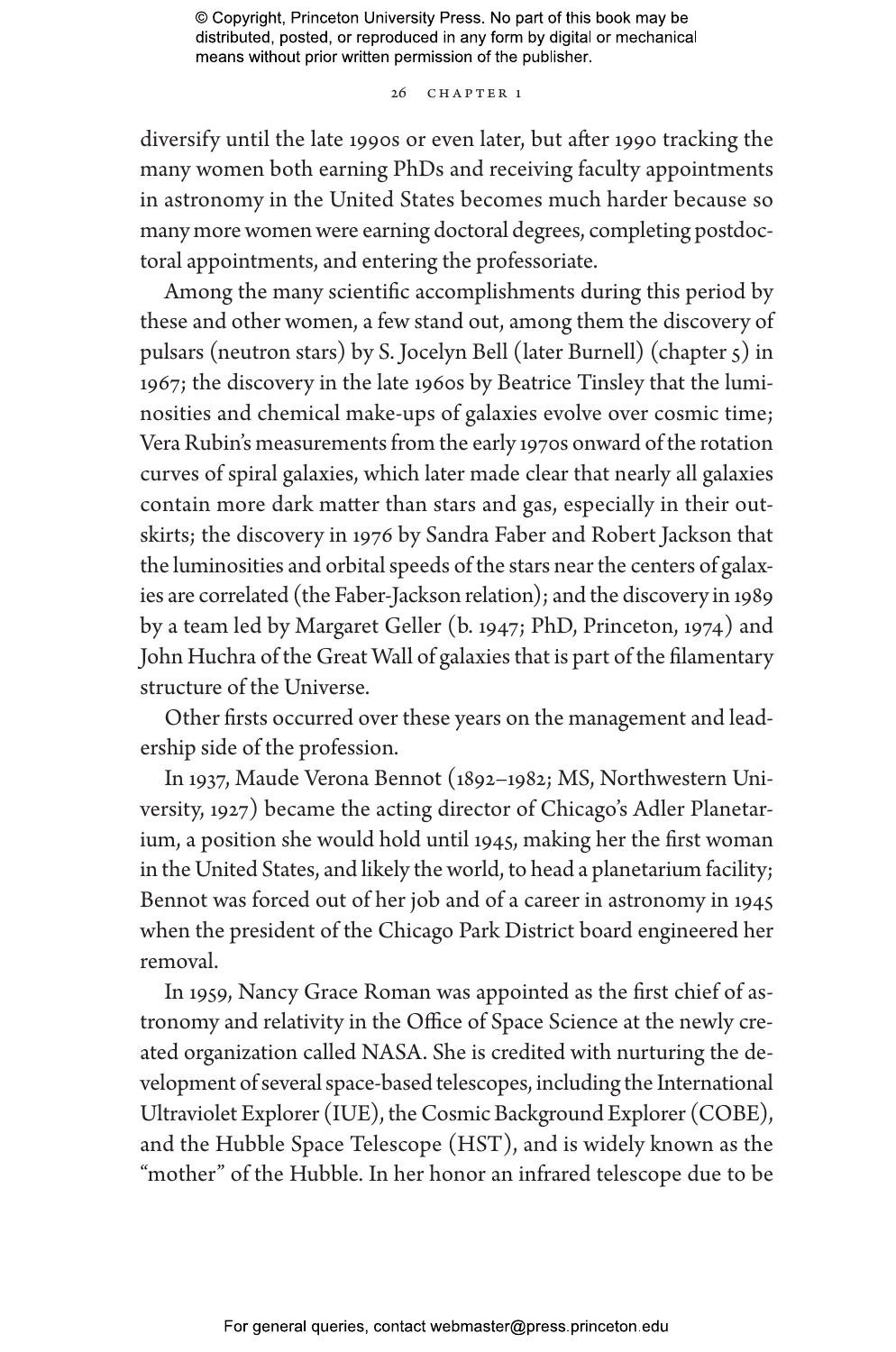diversify until the late 1990s or even later, but after 1990 tracking the many women both earning PhDs and receiving faculty appointments in astronomy in the United States becomes much harder because so many more women were earning doctoral degrees, completing postdoctoral appointments, and entering the professoriate.

Among the many scientific accomplishments during this period by these and other women, a few stand out, among them the discovery of pulsars (neutron stars) by S. Jocelyn Bell (later Burnell) (chapter 5) in 1967; the discovery in the late 1960s by Beatrice Tinsley that the luminosities and chemical make-ups of galaxies evolve over cosmic time; Vera Rubin's measurements from the early 1970s onward of the rotation curves of spiral galaxies, which later made clear that nearly all galaxies contain more dark matter than stars and gas, especially in their outskirts; the discovery in 1976 by Sandra Faber and Robert Jackson that the luminosities and orbital speeds of the stars near the centers of galaxies are correlated (the Faber-Jackson relation); and the discovery in 1989 by a team led by Margaret Geller (b. 1947; PhD, Princeton, 1974) and John Huchra of the Great Wall of galaxies that is part of the filamentary structure of the Universe.

Other firsts occurred over these years on the management and leadership side of the profession.

In 1937, Maude Verona Bennot (1892–1982; MS, Northwestern University, 1927) became the acting director of Chicago's Adler Planetarium, a position she would hold until 1945, making her the first woman in the United States, and likely the world, to head a planetarium facility; Bennot was forced out of her job and of a career in astronomy in 1945 when the president of the Chicago Park District board engineered her removal.

In 1959, Nancy Grace Roman was appointed as the first chief of astronomy and relativity in the Office of Space Science at the newly created organization called NASA. She is credited with nurturing the development of several space-based telescopes, including the International Ultraviolet Explorer (IUE), the Cosmic Background Explorer (COBE), and the Hubble Space Telescope (HST), and is widely known as the "mother" of the Hubble. In her honor an infrared telescope due to be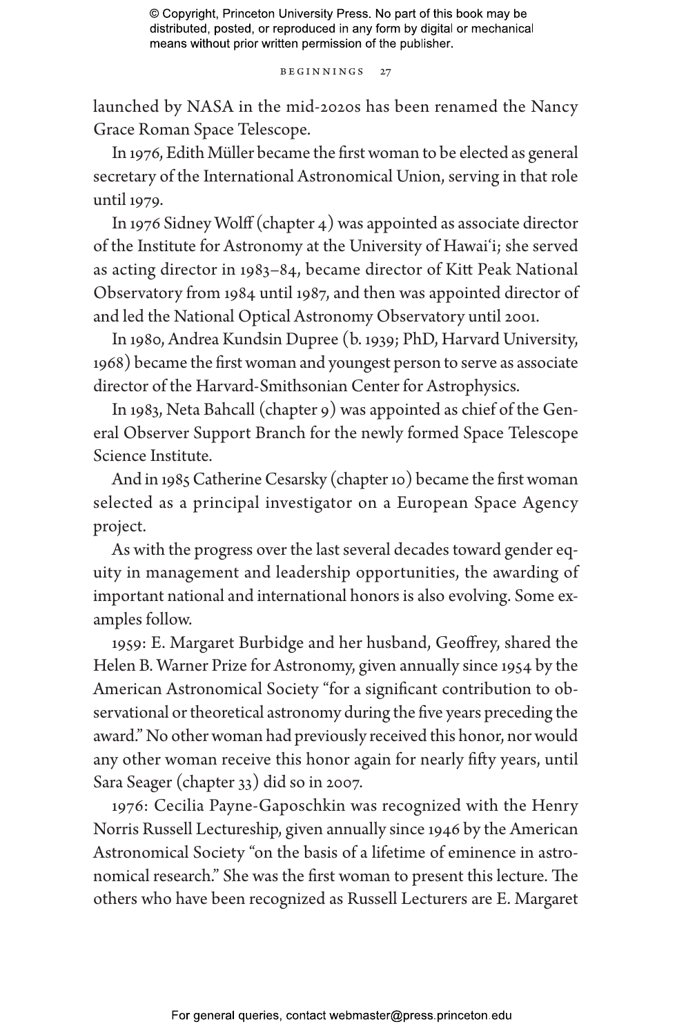launched by NASA in the mid-2020s has been renamed the Nancy Grace Roman Space Telescope.

In 1976, Edith Müller became the first woman to be elected as general secretary of the International Astronomical Union, serving in that role until 1979.

In 1976 Sidney Wolff (chapter 4) was appointed as associate director of the Institute for Astronomy at the University of Hawaiʻi; she served as acting director in 1983–84, became director of Kitt Peak National Observatory from 1984 until 1987, and then was appointed director of and led the National Optical Astronomy Observatory until 2001.

In 1980, Andrea Kundsin Dupree (b. 1939; PhD, Harvard University, 1968) became the first woman and youngest person to serve as associate director of the Harvard-Smithsonian Center for Astrophysics.

In 1983, Neta Bahcall (chapter 9) was appointed as chief of the General Observer Support Branch for the newly formed Space Telescope Science Institute.

And in 1985 Catherine Cesarsky (chapter 10) became the first woman selected as a principal investigator on a European Space Agency project.

As with the progress over the last several decades toward gender equity in management and leadership opportunities, the awarding of important national and international honors is also evolving. Some examples follow.

1959: E. Margaret Burbidge and her husband, Geoffrey, shared the Helen B. Warner Prize for Astronomy, given annually since 1954 by the American Astronomical Society "for a significant contribution to observational or theoretical astronomy during the five years preceding the award." No other woman had previously received this honor, nor would any other woman receive this honor again for nearly fifty years, until Sara Seager (chapter 33) did so in 2007.

1976: Cecilia Payne-Gaposchkin was recognized with the Henry Norris Russell Lectureship, given annually since 1946 by the American Astronomical Society "on the basis of a lifetime of eminence in astronomical research." She was the first woman to present this lecture. The others who have been recognized as Russell Lecturers are E. Margaret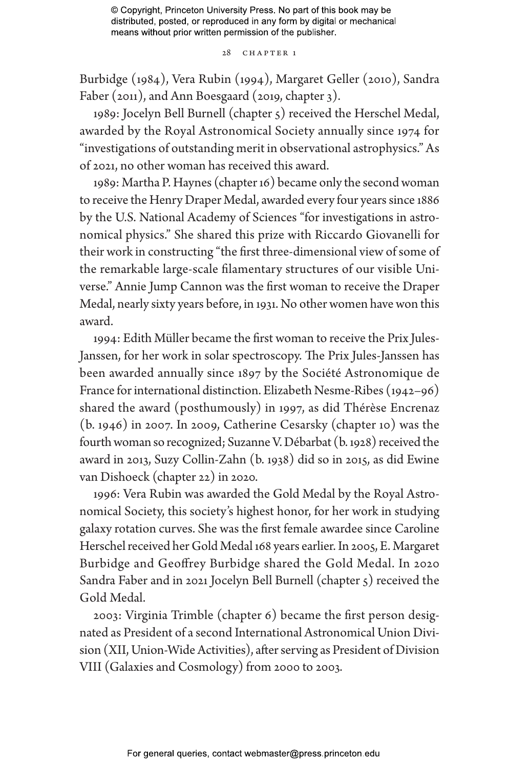Burbidge (1984), Vera Rubin (1994), Margaret Geller (2010), Sandra Faber (2011), and Ann Boesgaard (2019, chapter 3).

1989: Jocelyn Bell Burnell (chapter 5) received the Herschel Medal, awarded by the Royal Astronomical Society annually since 1974 for "investigations of outstanding merit in observational astrophysics." As of 2021, no other woman has received this award.

1989: Martha P. Haynes (chapter 16) became only the second woman to receive the Henry Draper Medal, awarded every four years since 1886 by the U.S. National Academy of Sciences "for investigations in astronomical physics." She shared this prize with Riccardo Giovanelli for their work in constructing "the first three-dimensional view of some of the remarkable large-scale filamentary structures of our visible Universe." Annie Jump Cannon was the first woman to receive the Draper Medal, nearly sixty years before, in 1931. No other women have won this award.

1994: Edith Müller became the first woman to receive the Prix Jules-Janssen, for her work in solar spectroscopy. The Prix Jules-Janssen has been awarded annually since 1897 by the Société Astronomique de France for international distinction. Elizabeth Nesme-Ribes (1942–96) shared the award (posthumously) in 1997, as did Thérèse Encrenaz (b. 1946) in 2007. In 2009, Catherine Cesarsky (chapter 10) was the fourth woman so recognized; Suzanne V. Débarbat (b. 1928) received the award in 2013, Suzy Collin-Zahn (b. 1938) did so in 2015, as did Ewine van Dishoeck (chapter 22) in 2020.

1996: Vera Rubin was awarded the Gold Medal by the Royal Astronomical Society, this society's highest honor, for her work in studying galaxy rotation curves. She was the first female awardee since Caroline Herschel received her Gold Medal 168 years earlier. In 2005, E. Margaret Burbidge and Geoffrey Burbidge shared the Gold Medal. In 2020 Sandra Faber and in 2021 Jocelyn Bell Burnell (chapter 5) received the Gold Medal.

2003: Virginia Trimble (chapter 6) became the first person designated as President of a second International Astronomical Union Division (XII, Union-Wide Activities), after serving as President of Division VIII (Galaxies and Cosmology) from 2000 to 2003.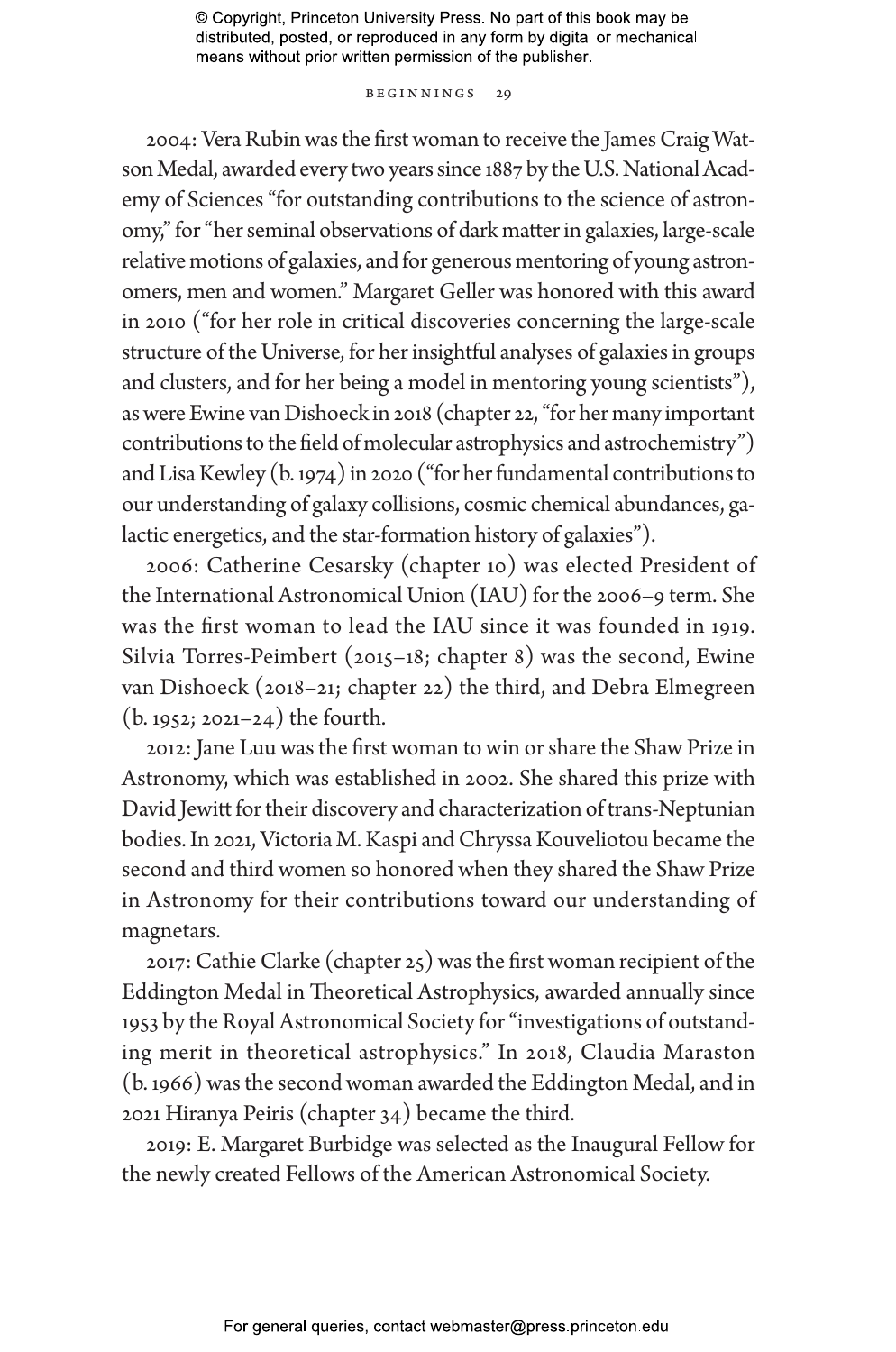2004: Vera Rubin was the first woman to receive the James Craig Watson Medal, awarded every two years since 1887 by the U.S. National Academy of Sciences "for outstanding contributions to the science of astronomy," for "her seminal observations of dark matter in galaxies, large-scale relative motions of galaxies, and for generous mentoring of young astronomers, men and women." Margaret Geller was honored with this award in 2010 ("for her role in critical discoveries concerning the large-scale structure of the Universe, for her insightful analyses of galaxies in groups and clusters, and for her being a model in mentoring young scientists"), as were Ewine van Dishoeck in 2018 (chapter 22, "for her many important contributions to the field of molecular astrophysics and astrochemistry") and Lisa Kewley (b. 1974) in 2020 ("for her fundamental contributions to our understanding of galaxy collisions, cosmic chemical abundances, galactic energetics, and the star-formation history of galaxies").

2006: Catherine Cesarsky (chapter 10) was elected President of the International Astronomical Union (IAU) for the 2006–9 term. She was the first woman to lead the IAU since it was founded in 1919. Silvia Torres-Peimbert (2015–18; chapter 8) was the second, Ewine van Dishoeck (2018–21; chapter 22) the third, and Debra Elmegreen (b. 1952; 2021–24) the fourth.

2012: Jane Luu was the first woman to win or share the Shaw Prize in Astronomy, which was established in 2002. She shared this prize with David Jewitt for their discovery and characterization of trans-Neptunian bodies. In 2021, Victoria M. Kaspi and Chryssa Kouveliotou became the second and third women so honored when they shared the Shaw Prize in Astronomy for their contributions toward our understanding of magnetars.

2017: Cathie Clarke (chapter 25) was the first woman recipient of the Eddington Medal in Theoretical Astrophysics, awarded annually since 1953 by the Royal Astronomical Society for "investigations of outstanding merit in theoretical astrophysics." In 2018, Claudia Maraston (b. 1966) was the second woman awarded the Eddington Medal, and in 2021 Hiranya Peiris (chapter 34) became the third.

2019: E. Margaret Burbidge was selected as the Inaugural Fellow for the newly created Fellows of the American Astronomical Society.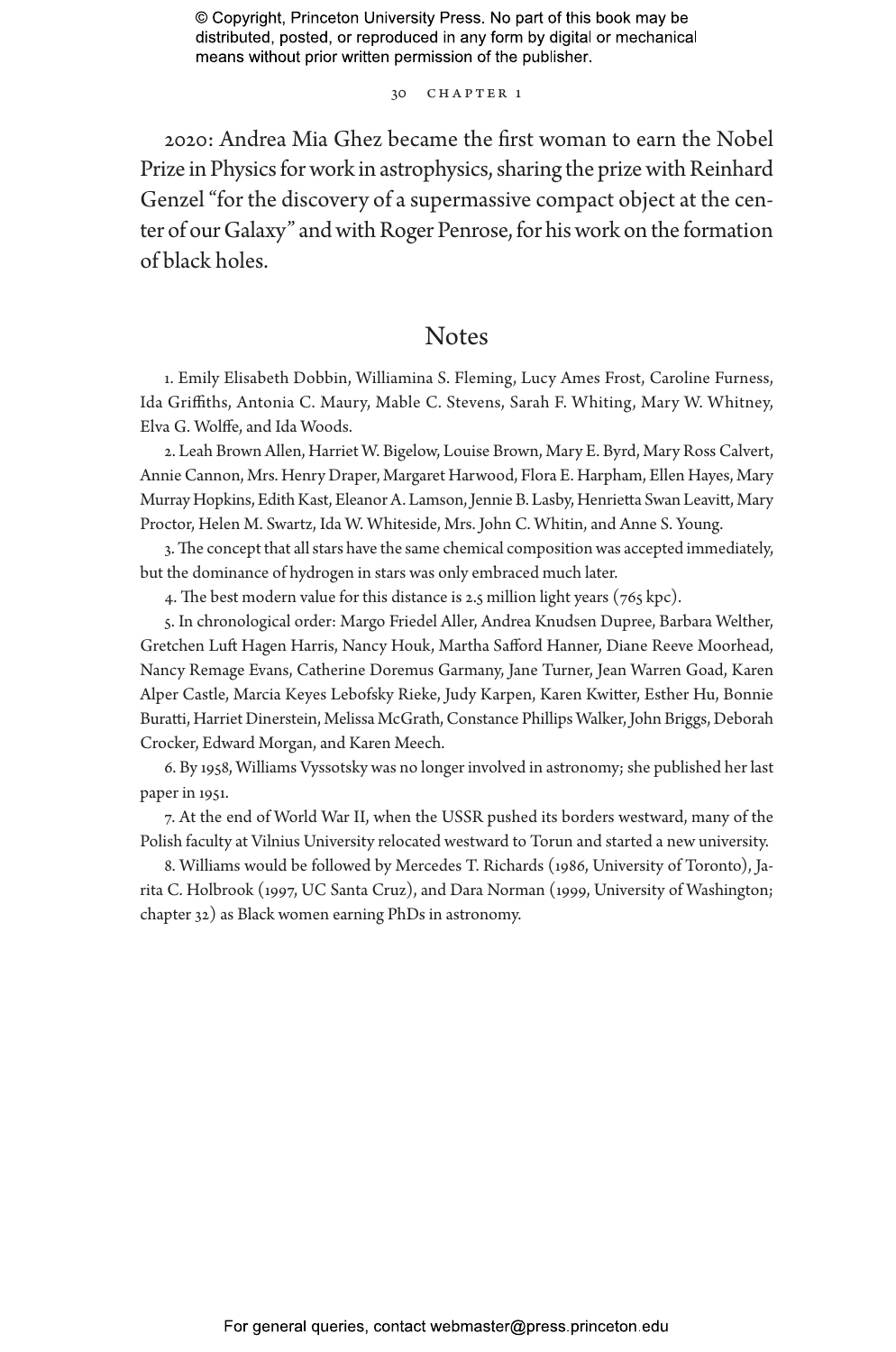2020: Andrea Mia Ghez became the first woman to earn the Nobel Prize in Physics for work in astrophysics, sharing the prize with Reinhard Genzel "for the discovery of a supermassive compact object at the center of our Galaxy" and with Roger Penrose, for his work on the formation of black holes.

## Notes

1. Emily Elisabeth Dobbin, Williamina S. Fleming, Lucy Ames Frost, Caroline Furness, Ida Griffiths, Antonia C. Maury, Mable C. Stevens, Sarah F. Whiting, Mary W. Whitney, Elva G. Wolffe, and Ida Woods.

2. Leah Brown Allen, Harriet W. Bigelow, Louise Brown, Mary E. Byrd, Mary Ross Calvert, Annie Cannon, Mrs. Henry Draper, Margaret Harwood, Flora E. Harpham, Ellen Hayes, Mary Murray Hopkins, Edith Kast, Eleanor A. Lamson, Jennie B. Lasby, Henrietta Swan Leavitt, Mary Proctor, Helen M. Swartz, Ida W. Whiteside, Mrs. John C. Whitin, and Anne S. Young.

3. The concept that all stars have the same chemical composition was accepted immediately, but the dominance of hydrogen in stars was only embraced much later.

4. The best modern value for this distance is 2.5 million light years (765 kpc).

5. In chronological order: Margo Friedel Aller, Andrea Knudsen Dupree, Barbara Welther, Gretchen Luft Hagen Harris, Nancy Houk, Martha Safford Hanner, Diane Reeve Moorhead, Nancy Remage Evans, Catherine Doremus Garmany, Jane Turner, Jean Warren Goad, Karen Alper Castle, Marcia Keyes Lebofsky Rieke, Judy Karpen, Karen Kwitter, Esther Hu, Bonnie Buratti, Harriet Dinerstein, Melissa McGrath, Constance Phillips Walker, John Briggs, Deborah Crocker, Edward Morgan, and Karen Meech.

6. By 1958, Williams Vyssotsky was no longer involved in astronomy; she published her last paper in 1951.

7. At the end of World War II, when the USSR pushed its borders westward, many of the Polish faculty at Vilnius University relocated westward to Torun and started a new university.

8. Williams would be followed by Mercedes T. Richards (1986, University of Toronto), Jarita C. Holbrook (1997, UC Santa Cruz), and Dara Norman (1999, University of Washington; chapter 32) as Black women earning PhDs in astronomy.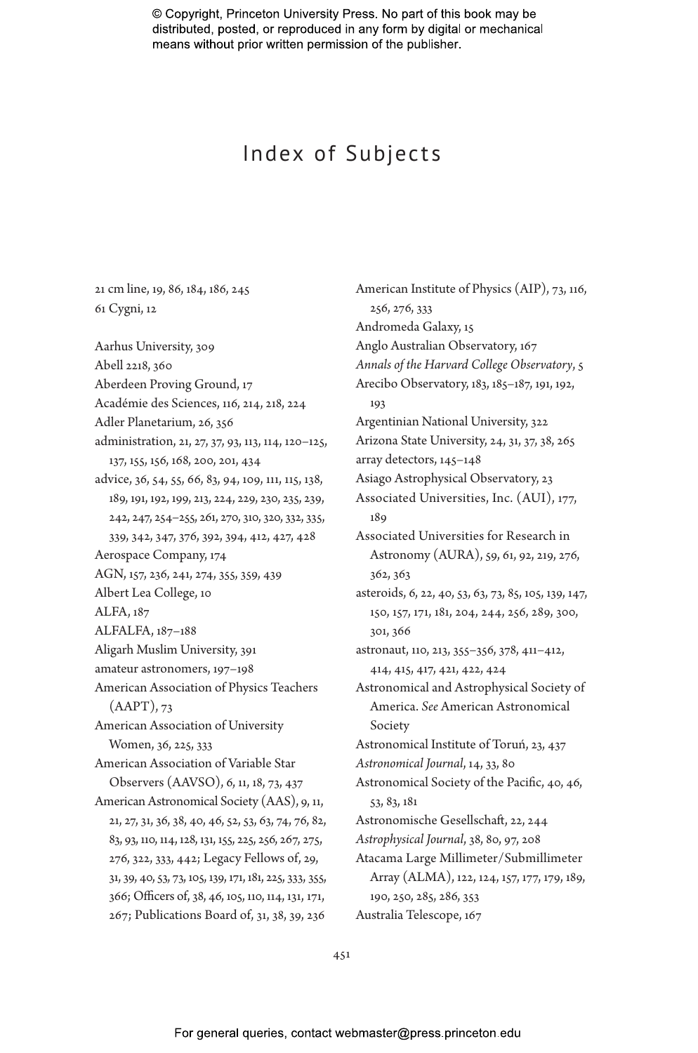# Index of Subjects

21 cm line, 19, 86, 184, 186, 245
61 Cygni, 12

Aarhus University, 309
Abell 2218, 360
Aberdeen Proving Ground, 17
Académie des Sciences, 116, 214, 218, 224
Adler Planetarium, 26, 356
administration, 21, 27, 37, 93, 113, 114, 120–125, 137, 155, 156, 168, 200, 201, 434
advice, 36, 54, 55, 66, 83, 94, 109, 111, 115, 138, 189, 191, 192, 199, 213, 224, 229, 230, 235, 239, 242, 247, 254–255, 261, 270, 310, 320, 332, 335, 339, 342, 347, 376, 392, 394, 412, 427, 428
Aerospace Company, 174
AGN, 157, 236, 241, 274, 355, 359, 439
Albert Lea College, 10
ALFA, 187
ALFALFA, 187–188
Aligarh Muslim University, 391
amateur astronomers, 197–198
American Association of Physics Teachers (AAPT), 73
American Association of University Women, 36, 225, 333
American Association of Variable Star Observers (AAVSO), 6, 11, 18, 73, 437
American Astronomical Society (AAS), 9, 11, 21, 27, 31, 36, 38, 40, 46, 52, 53, 63, 74, 76, 82, 83, 93, 110, 114, 128, 131, 155, 225, 256, 267, 275, 276, 322, 333, 442; Legacy Fellows of, 29, 31, 39, 40, 53, 73, 105, 139, 171, 181, 225, 333, 355, 366; Officers of, 38, 46, 105, 110, 114, 131, 171, 267; Publications Board of, 31, 38, 39, 236
American Institute of Physics (AIP), 73, 116, 256, 276, 333
Andromeda Galaxy, 15
Anglo Australian Observatory, 167
*Annals of the Harvard College Observatory*, 5
Arecibo Observatory, 183, 185–187, 191, 192, 193
Argentinian National University, 322
Arizona State University, 24, 31, 37, 38, 265
array detectors, 145–148
Asiago Astrophysical Observatory, 23
Associated Universities, Inc. (AUI), 177, 189
Associated Universities for Research in Astronomy (AURA), 59, 61, 92, 219, 276, 362, 363
asteroids, 6, 22, 40, 53, 63, 73, 85, 105, 139, 147, 150, 157, 171, 181, 204, 244, 256, 289, 300, 301, 366
astronaut, 110, 213, 355–356, 378, 411–412, 414, 415, 417, 421, 422, 424
Astronomical and Astrophysical Society of America. *See* American Astronomical Society
Astronomical Institute of Toruń, 23, 437
*Astronomical Journal*, 14, 33, 80
Astronomical Society of the Pacific, 40, 46, 53, 83, 181
Astronomische Gesellschaft, 22, 244
*Astrophysical Journal*, 38, 80, 97, 208
Atacama Large Millimeter/Submillimeter Array (ALMA), 122, 124, 157, 177, 179, 189, 190, 250, 285, 286, 353
Australia Telescope, 167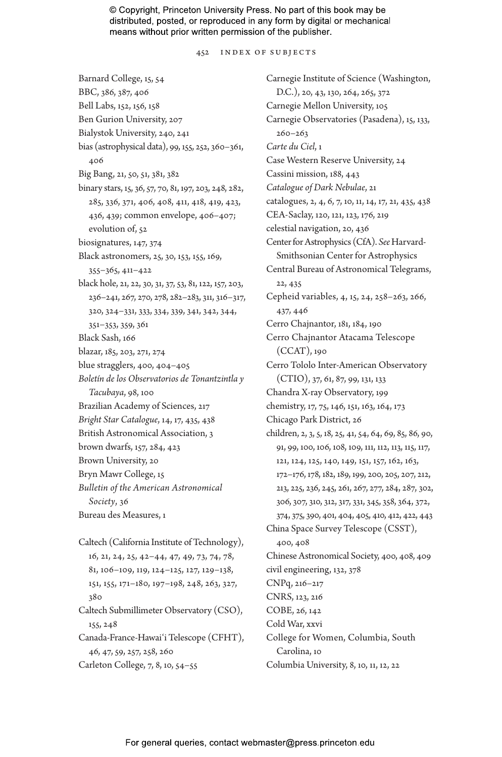Barnard College, 15, 54
BBC, 386, 387, 406
Bell Labs, 152, 156, 158
Ben Gurion University, 207
Bialystok University, 240, 241
bias (astrophysical data), 99, 155, 252, 360–361, 406
Big Bang, 21, 50, 51, 381, 382
binary stars, 15, 36, 57, 70, 81, 197, 203, 248, 282, 285, 336, 371, 406, 408, 411, 418, 419, 423, 436, 439; common envelope, 406–407; evolution of, 52
biosignatures, 147, 374
Black astronomers, 25, 30, 153, 155, 169, 355–365, 411–422
black hole, 21, 22, 30, 31, 37, 53, 81, 122, 157, 203, 236–241, 267, 270, 278, 282–283, 311, 316–317, 320, 324–331, 333, 334, 339, 341, 342, 344, 351–353, 359, 361
Black Sash, 166
blazar, 185, 203, 271, 274
blue stragglers, 400, 404–405
*Boletín de los Observatorios de Tonantzintla y Tacubaya*, 98, 100
Brazilian Academy of Sciences, 217
*Bright Star Catalogue*, 14, 17, 435, 438
British Astronomical Association, 3
brown dwarfs, 157, 284, 423
Brown University, 20
Bryn Mawr College, 15
*Bulletin of the American Astronomical Society*, 36
Bureau des Measures, 1

Caltech (California Institute of Technology), 16, 21, 24, 25, 42–44, 47, 49, 73, 74, 78, 81, 106–109, 119, 124–125, 127, 129–138, 151, 155, 171–180, 197–198, 248, 263, 327, 380
Caltech Submillimeter Observatory (CSO), 155, 248
Canada-France-Hawai'i Telescope (CFHT), 46, 47, 59, 257, 258, 260
Carleton College, 7, 8, 10, 54–55
Carnegie Institute of Science (Washington, D.C.), 20, 43, 130, 264, 265, 372
Carnegie Mellon University, 105
Carnegie Observatories (Pasadena), 15, 133, 260–263
*Carte du Ciel*, 1
Case Western Reserve University, 24
Cassini mission, 188, 443
*Catalogue of Dark Nebulae*, 21
catalogues, 2, 4, 6, 7, 10, 11, 14, 17, 21, 435, 438
CEA-Saclay, 120, 121, 123, 176, 219
celestial navigation, 20, 436
Center for Astrophysics (CfA). *See* Harvard-Smithsonian Center for Astrophysics
Central Bureau of Astronomical Telegrams, 22, 435
Cepheid variables, 4, 15, 24, 258–263, 266, 437, 446
Cerro Chajnantor, 181, 184, 190
Cerro Chajnantor Atacama Telescope (CCAT), 190
Cerro Tololo Inter-American Observatory (CTIO), 37, 61, 87, 99, 131, 133
Chandra X-ray Observatory, 199
chemistry, 17, 75, 146, 151, 163, 164, 173
Chicago Park District, 26
children, 2, 3, 5, 18, 25, 41, 54, 64, 69, 85, 86, 90, 91, 99, 100, 106, 108, 109, 111, 112, 113, 115, 117, 121, 124, 125, 140, 149, 151, 157, 162, 163, 172–176, 178, 182, 189, 199, 200, 205, 207, 212, 213, 225, 236, 245, 261, 267, 277, 284, 287, 302, 306, 307, 310, 312, 317, 331, 345, 358, 364, 372, 374, 375, 390, 401, 404, 405, 410, 412, 422, 443
China Space Survey Telescope (CSST), 400, 408
Chinese Astronomical Society, 400, 408, 409
civil engineering, 132, 378
CNPq, 216–217
CNRS, 123, 216
COBE, 26, 142
Cold War, xxvi
College for Women, Columbia, South Carolina, 10
Columbia University, 8, 10, 11, 12, 22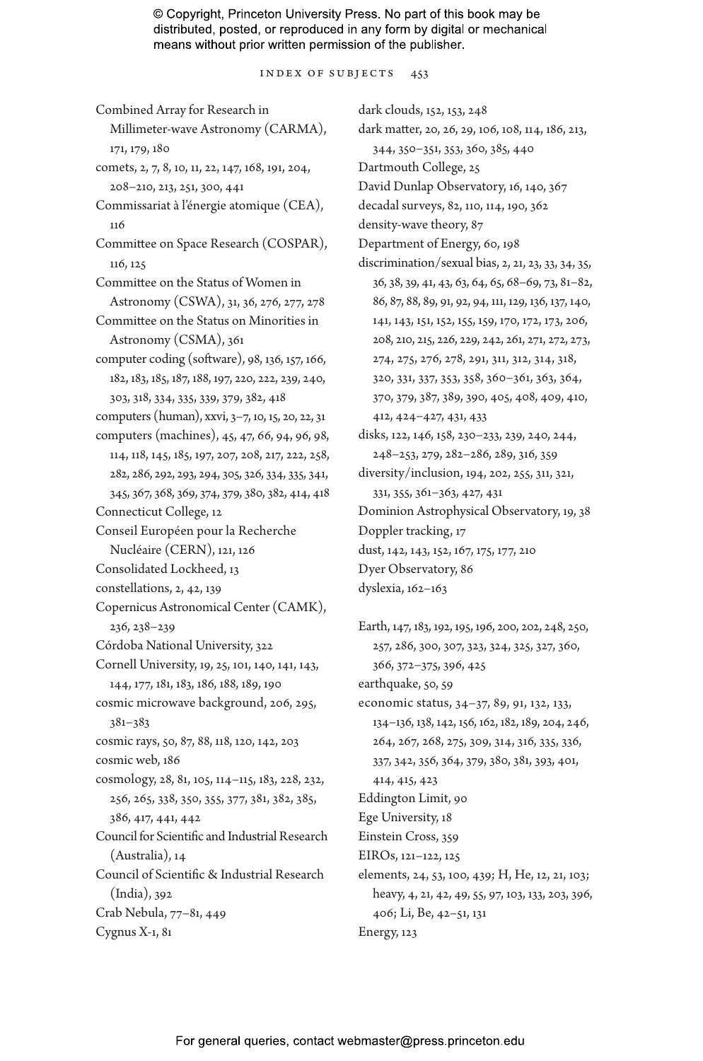Combined Array for Research in Millimeter-wave Astronomy (CARMA), 171, 179, 180
comets, 2, 7, 8, 10, 11, 22, 147, 168, 191, 204, 208–210, 213, 251, 300, 441
Commissariat à l'énergie atomique (CEA), 116
Committee on Space Research (COSPAR), 116, 125
Committee on the Status of Women in Astronomy (CSWA), 31, 36, 276, 277, 278
Committee on the Status on Minorities in Astronomy (CSMA), 361
computer coding (software), 98, 136, 157, 166, 182, 183, 185, 187, 188, 197, 220, 222, 239, 240, 303, 318, 334, 335, 339, 379, 382, 418
computers (human), xxvi, 3–7, 10, 15, 20, 22, 31
computers (machines), 45, 47, 66, 94, 96, 98, 114, 118, 145, 185, 197, 207, 208, 217, 222, 258, 282, 286, 292, 293, 294, 305, 326, 334, 335, 341, 345, 367, 368, 369, 374, 379, 380, 382, 414, 418
Connecticut College, 12
Conseil Européen pour la Recherche Nucléaire (CERN), 121, 126
Consolidated Lockheed, 13
constellations, 2, 42, 139
Copernicus Astronomical Center (CAMK), 236, 238–239
Córdoba National University, 322
Cornell University, 19, 25, 101, 140, 141, 143, 144, 177, 181, 183, 186, 188, 189, 190
cosmic microwave background, 206, 295, 381–383
cosmic rays, 50, 87, 88, 118, 120, 142, 203
cosmic web, 186
cosmology, 28, 81, 105, 114–115, 183, 228, 232, 256, 265, 338, 350, 355, 377, 381, 382, 385, 386, 417, 441, 442
Council for Scientific and Industrial Research (Australia), 14
Council of Scientific & Industrial Research (India), 392
Crab Nebula, 77–81, 449
Cygnus X-1, 81

dark clouds, 152, 153, 248
dark matter, 20, 26, 29, 106, 108, 114, 186, 213, 344, 350–351, 353, 360, 385, 440
Dartmouth College, 25
David Dunlap Observatory, 16, 140, 367
decadal surveys, 82, 110, 114, 190, 362
density-wave theory, 87
Department of Energy, 60, 198
discrimination/sexual bias, 2, 21, 23, 33, 34, 35, 36, 38, 39, 41, 43, 63, 64, 65, 68–69, 73, 81–82, 86, 87, 88, 89, 91, 92, 94, 111, 129, 136, 137, 140, 141, 143, 151, 152, 155, 159, 170, 172, 173, 206, 208, 210, 215, 226, 229, 242, 261, 271, 272, 273, 274, 275, 276, 278, 291, 311, 312, 314, 318, 320, 331, 337, 353, 358, 360–361, 363, 364, 370, 379, 387, 389, 390, 405, 408, 409, 410, 412, 424–427, 431, 433
disks, 122, 146, 158, 230–233, 239, 240, 244, 248–253, 279, 282–286, 289, 316, 359
diversity/inclusion, 194, 202, 255, 311, 321, 331, 355, 361–363, 427, 431
Dominion Astrophysical Observatory, 19, 38
Doppler tracking, 17
dust, 142, 143, 152, 167, 175, 177, 210
Dyer Observatory, 86
dyslexia, 162–163

Earth, 147, 183, 192, 195, 196, 200, 202, 248, 250, 257, 286, 300, 307, 323, 324, 325, 327, 360, 366, 372–375, 396, 425
earthquake, 50, 59
economic status, 34–37, 89, 91, 132, 133, 134–136, 138, 142, 156, 162, 182, 189, 204, 246, 264, 267, 268, 275, 309, 314, 316, 335, 336, 337, 342, 356, 364, 379, 380, 381, 393, 401, 414, 415, 423
Eddington Limit, 90
Ege University, 18
Einstein Cross, 359
EIROs, 121–122, 125
elements, 24, 53, 100, 439; H, He, 12, 21, 103; heavy, 4, 21, 42, 49, 55, 97, 103, 133, 203, 396, 406; Li, Be, 42–51, 131
Energy, 123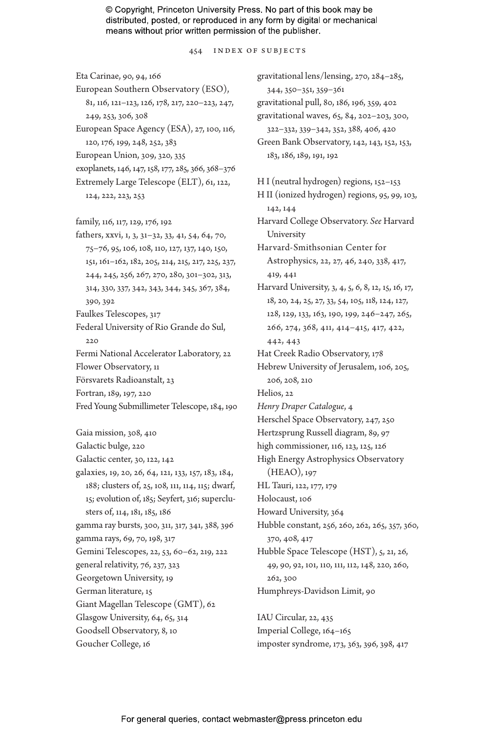Eta Carinae, 90, 94, 166
European Southern Observatory (ESO), 81, 116, 121–123, 126, 178, 217, 220–223, 247, 249, 253, 306, 308
European Space Agency (ESA), 27, 100, 116, 120, 176, 199, 248, 252, 383
European Union, 309, 320, 335
exoplanets, 146, 147, 158, 177, 285, 366, 368–376
Extremely Large Telescope (ELT), 61, 122, 124, 222, 223, 253

family, 116, 117, 129, 176, 192
fathers, xxvi, 1, 3, 31–32, 33, 41, 54, 64, 70, 75–76, 95, 106, 108, 110, 127, 137, 140, 150, 151, 161–162, 182, 205, 214, 215, 217, 225, 237, 244, 245, 256, 267, 270, 280, 301–302, 313, 314, 330, 337, 342, 343, 344, 345, 367, 384, 390, 392
Faulkes Telescopes, 317
Federal University of Rio Grande do Sul, 220
Fermi National Accelerator Laboratory, 22
Flower Observatory, 11
Försvarets Radioanstalt, 23
Fortran, 189, 197, 220
Fred Young Submillimeter Telescope, 184, 190

Gaia mission, 308, 410
Galactic bulge, 220
Galactic center, 30, 122, 142
galaxies, 19, 20, 26, 64, 121, 133, 157, 183, 184, 188; clusters of, 25, 108, 111, 114, 115; dwarf, 15; evolution of, 185; Seyfert, 316; superclusters of, 114, 181, 185, 186
gamma ray bursts, 300, 311, 317, 341, 388, 396
gamma rays, 69, 70, 198, 317
Gemini Telescopes, 22, 53, 60–62, 219, 222
general relativity, 76, 237, 323
Georgetown University, 19
German literature, 15
Giant Magellan Telescope (GMT), 62
Glasgow University, 64, 65, 314
Goodsell Observatory, 8, 10
Goucher College, 16

gravitational lens/lensing, 270, 284–285, 344, 350–351, 359–361
gravitational pull, 80, 186, 196, 359, 402
gravitational waves, 65, 84, 202–203, 300, 322–332, 339–342, 352, 388, 406, 420
Green Bank Observatory, 142, 143, 152, 153, 183, 186, 189, 191, 192

H I (neutral hydrogen) regions, 152–153
H II (ionized hydrogen) regions, 95, 99, 103, 142, 144
Harvard College Observatory. *See* Harvard University
Harvard-Smithsonian Center for Astrophysics, 22, 27, 46, 240, 338, 417, 419, 441
Harvard University, 3, 4, 5, 6, 8, 12, 15, 16, 17, 18, 20, 24, 25, 27, 33, 54, 105, 118, 124, 127, 128, 129, 133, 163, 190, 199, 246–247, 265, 266, 274, 368, 411, 414–415, 417, 422, 442, 443
Hat Creek Radio Observatory, 178
Hebrew University of Jerusalem, 106, 205, 206, 208, 210
Helios, 22
*Henry Draper Catalogue*, 4
Herschel Space Observatory, 247, 250
Hertzsprung Russell diagram, 89, 97
high commissioner, 116, 123, 125, 126
High Energy Astrophysics Observatory (HEAO), 197
HL Tauri, 122, 177, 179
Holocaust, 106
Howard University, 364
Hubble constant, 256, 260, 262, 265, 357, 360, 370, 408, 417
Hubble Space Telescope (HST), 5, 21, 26, 49, 90, 92, 101, 110, 111, 112, 148, 220, 260, 262, 300
Humphreys-Davidson Limit, 90

IAU Circular, 22, 435
Imperial College, 164–165
imposter syndrome, 173, 363, 396, 398, 417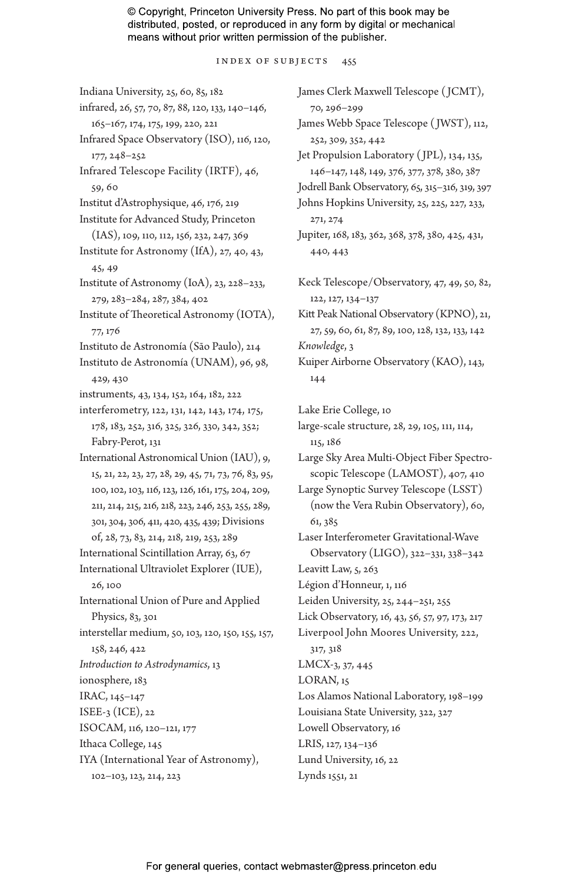Indiana University, 25, 60, 85, 182
infrared, 26, 57, 70, 87, 88, 120, 133, 140–146, 165–167, 174, 175, 199, 220, 221
Infrared Space Observatory (ISO), 116, 120, 177, 248–252
Infrared Telescope Facility (IRTF), 46, 59, 60
Institut d'Astrophysique, 46, 176, 219
Institute for Advanced Study, Princeton (IAS), 109, 110, 112, 156, 232, 247, 369
Institute for Astronomy (IfA), 27, 40, 43, 45, 49
Institute of Astronomy (IoA), 23, 228–233, 279, 283–284, 287, 384, 402
Institute of Theoretical Astronomy (IOTA), 77, 176
Instituto de Astronomía (São Paulo), 214
Instituto de Astronomía (UNAM), 96, 98, 429, 430
instruments, 43, 134, 152, 164, 182, 222
interferometry, 122, 131, 142, 143, 174, 175, 178, 183, 252, 316, 325, 326, 330, 342, 352; Fabry-Perot, 131
International Astronomical Union (IAU), 9, 15, 21, 22, 23, 27, 28, 29, 45, 71, 73, 76, 83, 95, 100, 102, 103, 116, 123, 126, 161, 175, 204, 209, 211, 214, 215, 216, 218, 223, 246, 253, 255, 289, 301, 304, 306, 411, 420, 435, 439; Divisions of, 28, 73, 83, 214, 218, 219, 253, 289
International Scintillation Array, 63, 67
International Ultraviolet Explorer (IUE), 26, 100
International Union of Pure and Applied Physics, 83, 301
interstellar medium, 50, 103, 120, 150, 155, 157, 158, 246, 422
*Introduction to Astrodynamics*, 13
ionosphere, 183
IRAC, 145–147
ISEE-3 (ICE), 22
ISOCAM, 116, 120–121, 177
Ithaca College, 145
IYA (International Year of Astronomy), 102–103, 123, 214, 223

James Clerk Maxwell Telescope (JCMT), 70, 296–299
James Webb Space Telescope (JWST), 112, 252, 309, 352, 442
Jet Propulsion Laboratory (JPL), 134, 135, 146–147, 148, 149, 376, 377, 378, 380, 387
Jodrell Bank Observatory, 65, 315–316, 319, 397
Johns Hopkins University, 25, 225, 227, 233, 271, 274
Jupiter, 168, 183, 362, 368, 378, 380, 425, 431, 440, 443

Keck Telescope/Observatory, 47, 49, 50, 82, 122, 127, 134–137
Kitt Peak National Observatory (KPNO), 21, 27, 59, 60, 61, 87, 89, 100, 128, 132, 133, 142
*Knowledge*, 3
Kuiper Airborne Observatory (KAO), 143, 144

Lake Erie College, 10
large-scale structure, 28, 29, 105, 111, 114, 115, 186
Large Sky Area Multi-Object Fiber Spectroscopic Telescope (LAMOST), 407, 410
Large Synoptic Survey Telescope (LSST) (now the Vera Rubin Observatory), 60, 61, 385
Laser Interferometer Gravitational-Wave Observatory (LIGO), 322–331, 338–342
Leavitt Law, 5, 263
Légion d'Honneur, 1, 116
Leiden University, 25, 244–251, 255
Lick Observatory, 16, 43, 56, 57, 97, 173, 217
Liverpool John Moores University, 222, 317, 318
LMCX-3, 37, 445
LORAN, 15
Los Alamos National Laboratory, 198–199
Louisiana State University, 322, 327
Lowell Observatory, 16
LRIS, 127, 134–136
Lund University, 16, 22
Lynds 1551, 21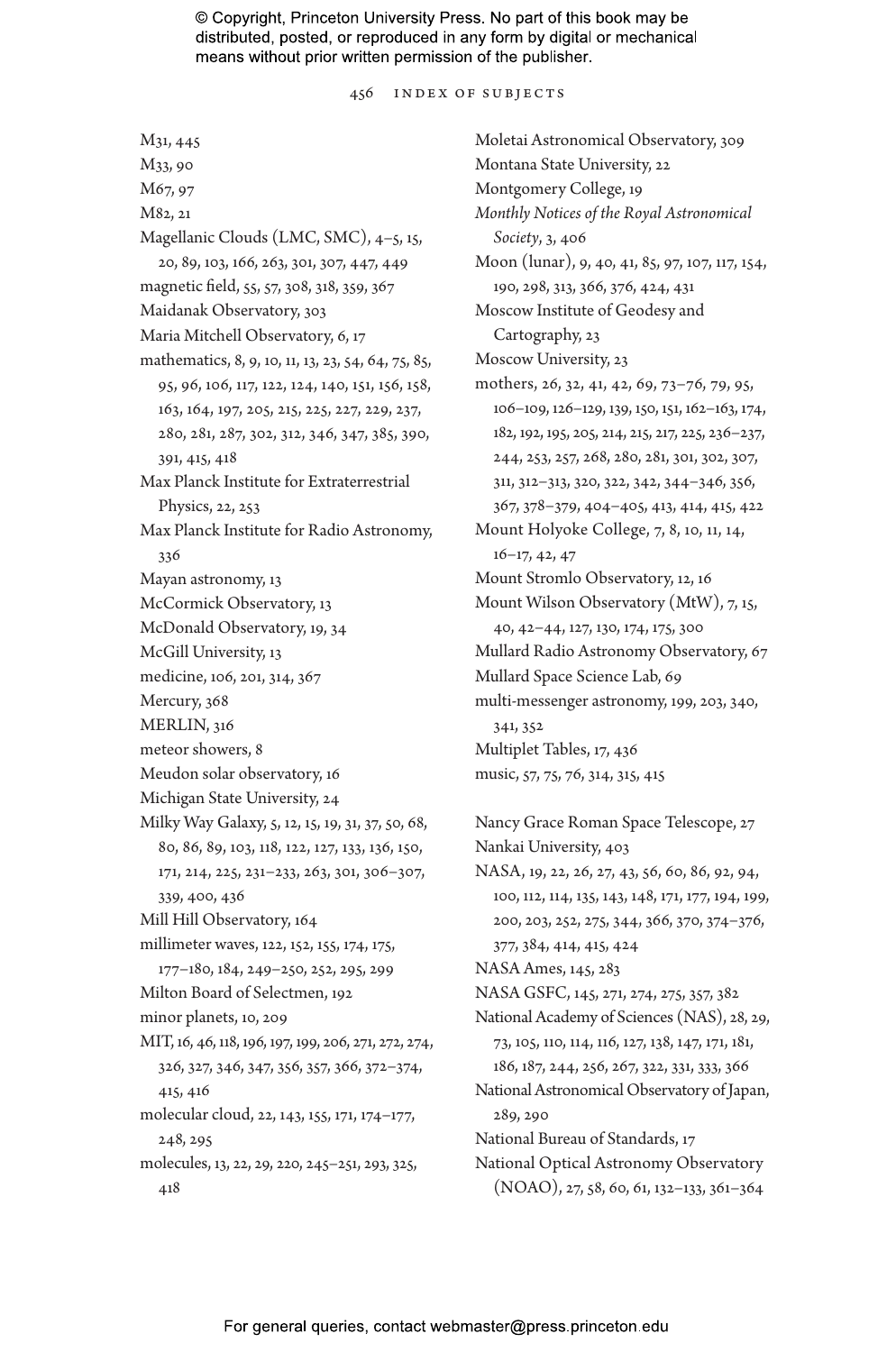M31, 445
M33, 90
M67, 97
M82, 21
Magellanic Clouds (LMC, SMC), 4–5, 15, 20, 89, 103, 166, 263, 301, 307, 447, 449
magnetic field, 55, 57, 308, 318, 359, 367
Maidanak Observatory, 303
Maria Mitchell Observatory, 6, 17
mathematics, 8, 9, 10, 11, 13, 23, 54, 64, 75, 85, 95, 96, 106, 117, 122, 124, 140, 151, 156, 158, 163, 164, 197, 205, 215, 225, 227, 229, 237, 280, 281, 287, 302, 312, 346, 347, 385, 390, 391, 415, 418
Max Planck Institute for Extraterrestrial Physics, 22, 253
Max Planck Institute for Radio Astronomy, 336
Mayan astronomy, 13
McCormick Observatory, 13
McDonald Observatory, 19, 34
McGill University, 13
medicine, 106, 201, 314, 367
Mercury, 368
MERLIN, 316
meteor showers, 8
Meudon solar observatory, 16
Michigan State University, 24
Milky Way Galaxy, 5, 12, 15, 19, 31, 37, 50, 68, 80, 86, 89, 103, 118, 122, 127, 133, 136, 150, 171, 214, 225, 231–233, 263, 301, 306–307, 339, 400, 436
Mill Hill Observatory, 164
millimeter waves, 122, 152, 155, 174, 175, 177–180, 184, 249–250, 252, 295, 299
Milton Board of Selectmen, 192
minor planets, 10, 209
MIT, 16, 46, 118, 196, 197, 199, 206, 271, 272, 274, 326, 327, 346, 347, 356, 357, 366, 372–374, 415, 416
molecular cloud, 22, 143, 155, 171, 174–177, 248, 295
molecules, 13, 22, 29, 220, 245–251, 293, 325, 418
Moletai Astronomical Observatory, 309
Montana State University, 22
Montgomery College, 19
*Monthly Notices of the Royal Astronomical Society*, 3, 406
Moon (lunar), 9, 40, 41, 85, 97, 107, 117, 154, 190, 298, 313, 366, 376, 424, 431
Moscow Institute of Geodesy and Cartography, 23
Moscow University, 23
mothers, 26, 32, 41, 42, 69, 73–76, 79, 95, 106–109, 126–129, 139, 150, 151, 162–163, 174, 182, 192, 195, 205, 214, 215, 217, 225, 236–237, 244, 253, 257, 268, 280, 281, 301, 302, 307, 311, 312–313, 320, 322, 342, 344–346, 356, 367, 378–379, 404–405, 413, 414, 415, 422
Mount Holyoke College, 7, 8, 10, 11, 14, 16–17, 42, 47
Mount Stromlo Observatory, 12, 16
Mount Wilson Observatory (MtW), 7, 15, 40, 42–44, 127, 130, 174, 175, 300
Mullard Radio Astronomy Observatory, 67
Mullard Space Science Lab, 69
multi-messenger astronomy, 199, 203, 340, 341, 352
Multiplet Tables, 17, 436
music, 57, 75, 76, 314, 315, 415

Nancy Grace Roman Space Telescope, 27
Nankai University, 403
NASA, 19, 22, 26, 27, 43, 56, 60, 86, 92, 94, 100, 112, 114, 135, 143, 148, 171, 177, 194, 199, 200, 203, 252, 275, 344, 366, 370, 374–376, 377, 384, 414, 415, 424
NASA Ames, 145, 283
NASA GSFC, 145, 271, 274, 275, 357, 382
National Academy of Sciences (NAS), 28, 29, 73, 105, 110, 114, 116, 127, 138, 147, 171, 181, 186, 187, 244, 256, 267, 322, 331, 333, 366
National Astronomical Observatory of Japan, 289, 290
National Bureau of Standards, 17
National Optical Astronomy Observatory (NOAO), 27, 58, 60, 61, 132–133, 361–364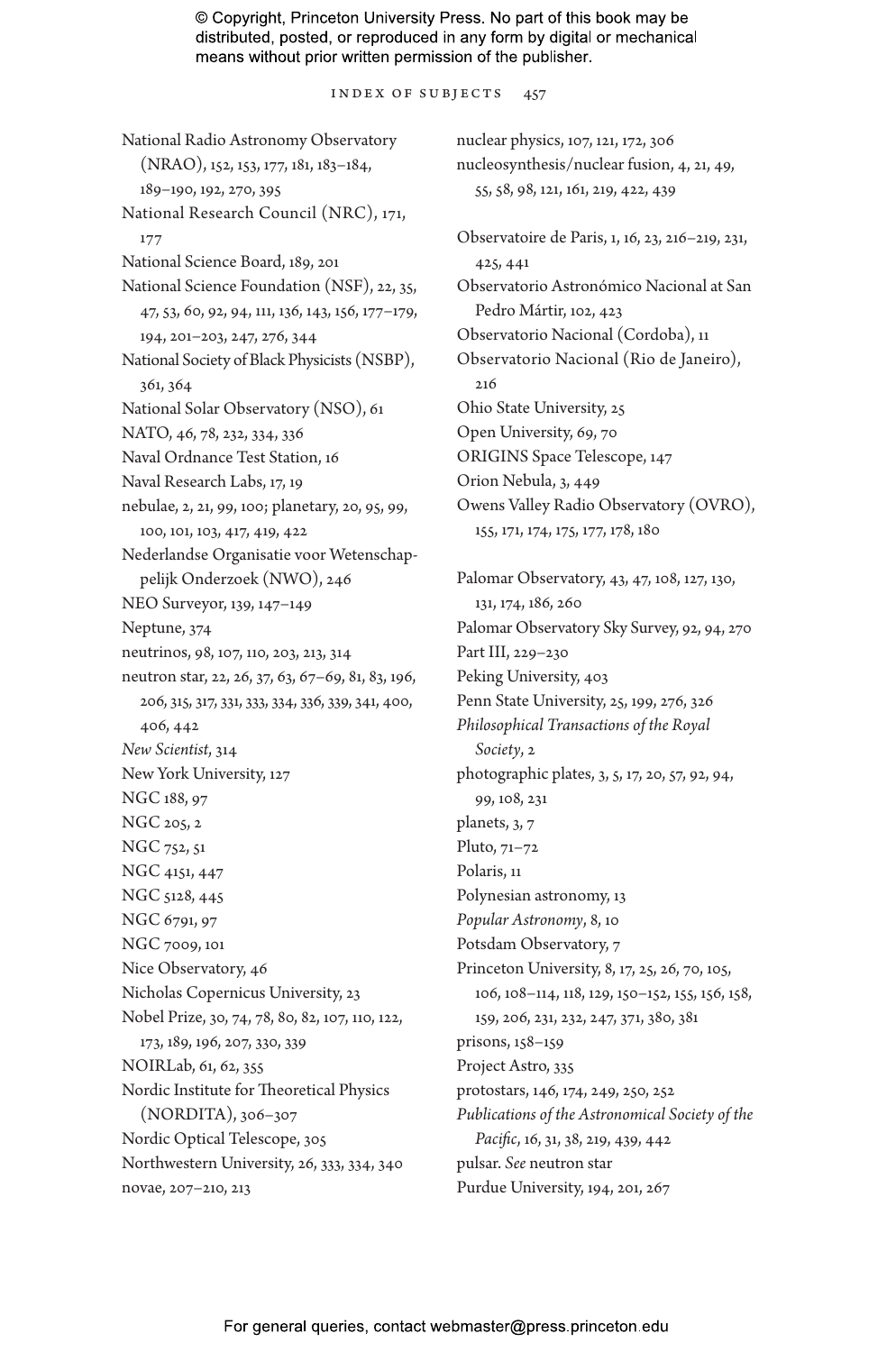National Radio Astronomy Observatory (NRAO), 152, 153, 177, 181, 183–184, 189–190, 192, 270, 395
National Research Council (NRC), 171, 177
National Science Board, 189, 201
National Science Foundation (NSF), 22, 35, 47, 53, 60, 92, 94, 111, 136, 143, 156, 177–179, 194, 201–203, 247, 276, 344
National Society of Black Physicists (NSBP), 361, 364
National Solar Observatory (NSO), 61
NATO, 46, 78, 232, 334, 336
Naval Ordnance Test Station, 16
Naval Research Labs, 17, 19
nebulae, 2, 21, 99, 100; planetary, 20, 95, 99, 100, 101, 103, 417, 419, 422
Nederlandse Organisatie voor Wetenschappelijk Onderzoek (NWO), 246
NEO Surveyor, 139, 147–149
Neptune, 374
neutrinos, 98, 107, 110, 203, 213, 314
neutron star, 22, 26, 37, 63, 67–69, 81, 83, 196, 206, 315, 317, 331, 333, 334, 336, 339, 341, 400, 406, 442
*New Scientist*, 314
New York University, 127
NGC 188, 97
NGC 205, 2
NGC 752, 51
NGC 4151, 447
NGC 5128, 445
NGC 6791, 97
NGC 7009, 101
Nice Observatory, 46
Nicholas Copernicus University, 23
Nobel Prize, 30, 74, 78, 80, 82, 107, 110, 122, 173, 189, 196, 207, 330, 339
NOIRLab, 61, 62, 355
Nordic Institute for Theoretical Physics (NORDITA), 306–307
Nordic Optical Telescope, 305
Northwestern University, 26, 333, 334, 340
novae, 207–210, 213
nuclear physics, 107, 121, 172, 306
nucleosynthesis/nuclear fusion, 4, 21, 49, 55, 58, 98, 121, 161, 219, 422, 439

Observatoire de Paris, 1, 16, 23, 216–219, 231, 425, 441
Observatorio Astronómico Nacional at San Pedro Mártir, 102, 423
Observatorio Nacional (Cordoba), 11
Observatorio Nacional (Rio de Janeiro), 216
Ohio State University, 25
Open University, 69, 70
ORIGINS Space Telescope, 147
Orion Nebula, 3, 449
Owens Valley Radio Observatory (OVRO), 155, 171, 174, 175, 177, 178, 180

Palomar Observatory, 43, 47, 108, 127, 130, 131, 174, 186, 260
Palomar Observatory Sky Survey, 92, 94, 270
Part III, 229–230
Peking University, 403
Penn State University, 25, 199, 276, 326
*Philosophical Transactions of the Royal Society*, 2
photographic plates, 3, 5, 17, 20, 57, 92, 94, 99, 108, 231
planets, 3, 7
Pluto, 71–72
Polaris, 11
Polynesian astronomy, 13
*Popular Astronomy*, 8, 10
Potsdam Observatory, 7
Princeton University, 8, 17, 25, 26, 70, 105, 106, 108–114, 118, 129, 150–152, 155, 156, 158, 159, 206, 231, 232, 247, 371, 380, 381
prisons, 158–159
Project Astro, 335
protostars, 146, 174, 249, 250, 252
*Publications of the Astronomical Society of the Pacific*, 16, 31, 38, 219, 439, 442
pulsar. *See* neutron star
Purdue University, 194, 201, 267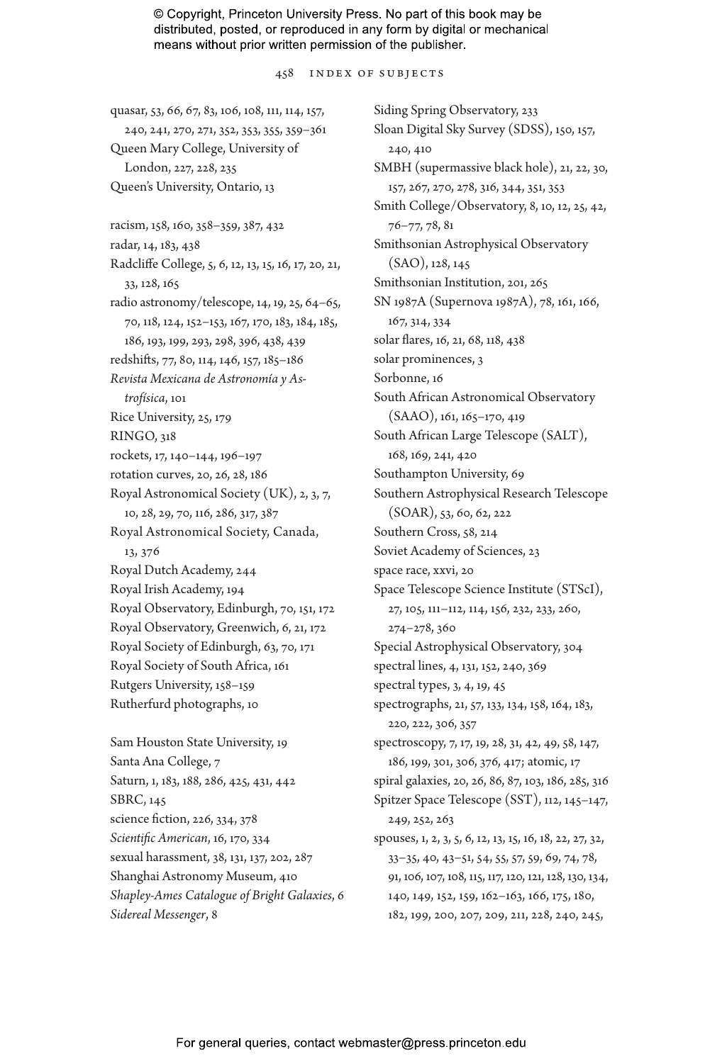quasar, 53, 66, 67, 83, 106, 108, 111, 114, 157, 240, 241, 270, 271, 352, 353, 355, 359–361
Queen Mary College, University of London, 227, 228, 235
Queen's University, Ontario, 13

racism, 158, 160, 358–359, 387, 432
radar, 14, 183, 438
Radcliffe College, 5, 6, 12, 13, 15, 16, 17, 20, 21, 33, 128, 165
radio astronomy/telescope, 14, 19, 25, 64–65, 70, 118, 124, 152–153, 167, 170, 183, 184, 185, 186, 193, 199, 293, 298, 396, 438, 439
redshifts, 77, 80, 114, 146, 157, 185–186
*Revista Mexicana de Astronomía y Astrofísica*, 101
Rice University, 25, 179
RINGO, 318
rockets, 17, 140–144, 196–197
rotation curves, 20, 26, 28, 186
Royal Astronomical Society (UK), 2, 3, 7, 10, 28, 29, 70, 116, 286, 317, 387
Royal Astronomical Society, Canada, 13, 376
Royal Dutch Academy, 244
Royal Irish Academy, 194
Royal Observatory, Edinburgh, 70, 151, 172
Royal Observatory, Greenwich, 6, 21, 172
Royal Society of Edinburgh, 63, 70, 171
Royal Society of South Africa, 161
Rutgers University, 158–159
Rutherfurd photographs, 10

Sam Houston State University, 19
Santa Ana College, 7
Saturn, 1, 183, 188, 286, 425, 431, 442
SBRC, 145
science fiction, 226, 334, 378
*Scientific American*, 16, 170, 334
sexual harassment, 38, 131, 137, 202, 287
Shanghai Astronomy Museum, 410
*Shapley-Ames Catalogue of Bright Galaxies*, 6
*Sidereal Messenger*, 8
Siding Spring Observatory, 233
Sloan Digital Sky Survey (SDSS), 150, 157, 240, 410
SMBH (supermassive black hole), 21, 22, 30, 157, 267, 270, 278, 316, 344, 351, 353
Smith College/Observatory, 8, 10, 12, 25, 42, 76–77, 78, 81
Smithsonian Astrophysical Observatory (SAO), 128, 145
Smithsonian Institution, 201, 265
SN 1987A (Supernova 1987A), 78, 161, 166, 167, 314, 334
solar flares, 16, 21, 68, 118, 438
solar prominences, 3
Sorbonne, 16
South African Astronomical Observatory (SAAO), 161, 165–170, 419
South African Large Telescope (SALT), 168, 169, 241, 420
Southampton University, 69
Southern Astrophysical Research Telescope (SOAR), 53, 60, 62, 222
Southern Cross, 58, 214
Soviet Academy of Sciences, 23
space race, xxvi, 20
Space Telescope Science Institute (STScI), 27, 105, 111–112, 114, 156, 232, 233, 260, 274–278, 360
Special Astrophysical Observatory, 304
spectral lines, 4, 131, 152, 240, 369
spectral types, 3, 4, 19, 45
spectrographs, 21, 57, 133, 134, 158, 164, 183, 220, 222, 306, 357
spectroscopy, 7, 17, 19, 28, 31, 42, 49, 58, 147, 186, 199, 301, 306, 376, 417; atomic, 17
spiral galaxies, 20, 26, 86, 87, 103, 186, 285, 316
Spitzer Space Telescope (SST), 112, 145–147, 249, 252, 263
spouses, 1, 2, 3, 5, 6, 12, 13, 15, 16, 18, 22, 27, 32, 33–35, 40, 43–51, 54, 55, 57, 59, 69, 74, 78, 91, 106, 107, 108, 115, 117, 120, 121, 128, 130, 134, 140, 149, 152, 159, 162–163, 166, 175, 180, 182, 199, 200, 207, 209, 211, 228, 240, 245,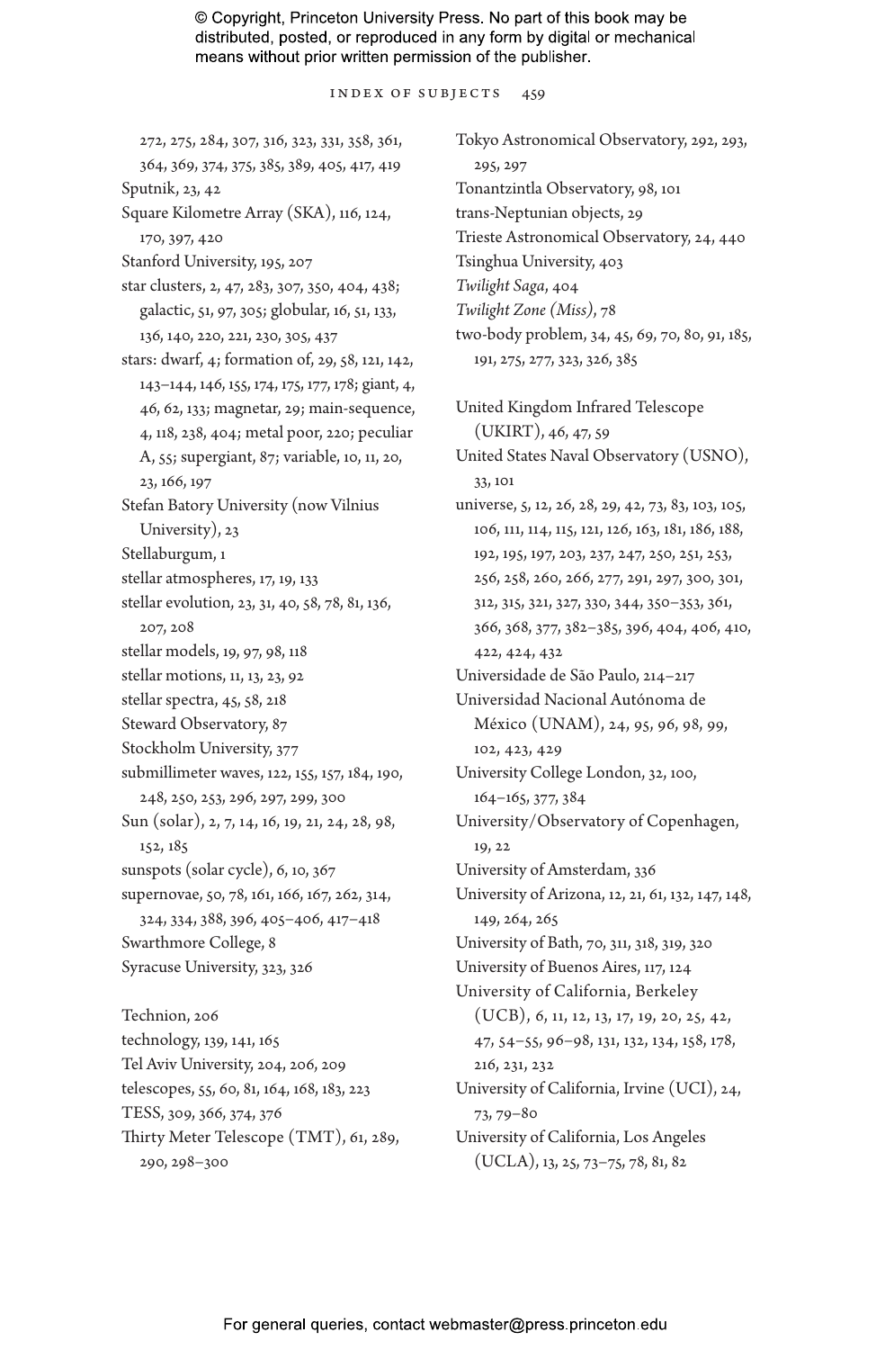272, 275, 284, 307, 316, 323, 331, 358, 361, 364, 369, 374, 375, 385, 389, 405, 417, 419

Sputnik, 23, 42

Square Kilometre Array (SKA), 116, 124, 170, 397, 420

Stanford University, 195, 207

star clusters, 2, 47, 283, 307, 350, 404, 438; galactic, 51, 97, 305; globular, 16, 51, 133, 136, 140, 220, 221, 230, 305, 437

stars: dwarf, 4; formation of, 29, 58, 121, 142, 143–144, 146, 155, 174, 175, 177, 178; giant, 4, 46, 62, 133; magnetar, 29; main-sequence, 4, 118, 238, 404; metal poor, 220; peculiar A, 55; supergiant, 87; variable, 10, 11, 20, 23, 166, 197

Stefan Batory University (now Vilnius University), 23

Stellaburgum, 1

stellar atmospheres, 17, 19, 133

stellar evolution, 23, 31, 40, 58, 78, 81, 136, 207, 208

stellar models, 19, 97, 98, 118

stellar motions, 11, 13, 23, 92

stellar spectra, 45, 58, 218

Steward Observatory, 87

Stockholm University, 377

submillimeter waves, 122, 155, 157, 184, 190, 248, 250, 253, 296, 297, 299, 300

Sun (solar), 2, 7, 14, 16, 19, 21, 24, 28, 98, 152, 185

sunspots (solar cycle), 6, 10, 367

supernovae, 50, 78, 161, 166, 167, 262, 314, 324, 334, 388, 396, 405–406, 417–418

Swarthmore College, 8

Syracuse University, 323, 326

Technion, 206

technology, 139, 141, 165

Tel Aviv University, 204, 206, 209

telescopes, 55, 60, 81, 164, 168, 183, 223

TESS, 309, 366, 374, 376

Thirty Meter Telescope (TMT), 61, 289, 290, 298–300

Tokyo Astronomical Observatory, 292, 293, 295, 297

Tonantzintla Observatory, 98, 101

trans-Neptunian objects, 29

Trieste Astronomical Observatory, 24, 440

Tsinghua University, 403

*Twilight Saga*, 404

*Twilight Zone (Miss)*, 78

two-body problem, 34, 45, 69, 70, 80, 91, 185, 191, 275, 277, 323, 326, 385

United Kingdom Infrared Telescope (UKIRT), 46, 47, 59

United States Naval Observatory (USNO), 33, 101

universe, 5, 12, 26, 28, 29, 42, 73, 83, 103, 105, 106, 111, 114, 115, 121, 126, 163, 181, 186, 188, 192, 195, 197, 203, 237, 247, 250, 251, 253, 256, 258, 260, 266, 277, 291, 297, 300, 301, 312, 315, 321, 327, 330, 344, 350–353, 361, 366, 368, 377, 382–385, 396, 404, 406, 410, 422, 424, 432

Universidade de São Paulo, 214–217

Universidad Nacional Autónoma de México (UNAM), 24, 95, 96, 98, 99, 102, 423, 429

University College London, 32, 100, 164–165, 377, 384

University/Observatory of Copenhagen, 19, 22

University of Amsterdam, 336

University of Arizona, 12, 21, 61, 132, 147, 148, 149, 264, 265

University of Bath, 70, 311, 318, 319, 320

University of Buenos Aires, 117, 124

University of California, Berkeley (UCB), 6, 11, 12, 13, 17, 19, 20, 25, 42, 47, 54–55, 96–98, 131, 132, 134, 158, 178, 216, 231, 232

University of California, Irvine (UCI), 24, 73, 79–80

University of California, Los Angeles (UCLA), 13, 25, 73–75, 78, 81, 82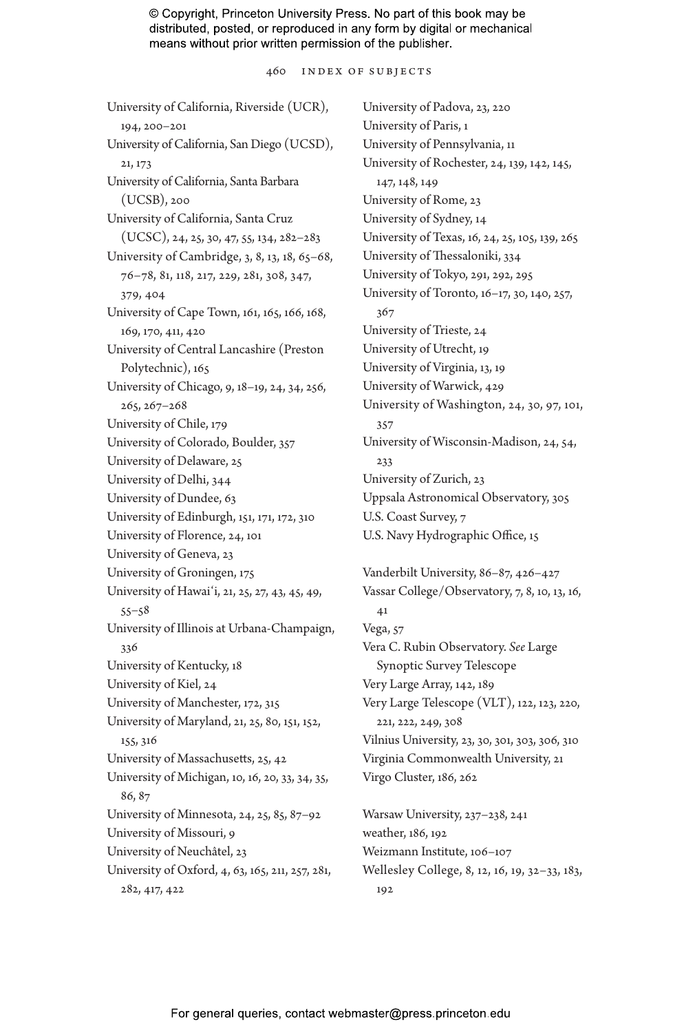University of California, Riverside (UCR), 194, 200–201

University of California, San Diego (UCSD), 21, 173

University of California, Santa Barbara (UCSB), 200

University of California, Santa Cruz (UCSC), 24, 25, 30, 47, 55, 134, 282–283

University of Cambridge, 3, 8, 13, 18, 65–68, 76–78, 81, 118, 217, 229, 281, 308, 347, 379, 404

University of Cape Town, 161, 165, 166, 168, 169, 170, 411, 420

University of Central Lancashire (Preston Polytechnic), 165

University of Chicago, 9, 18–19, 24, 34, 256, 265, 267–268

University of Chile, 179

University of Colorado, Boulder, 357

University of Delaware, 25

University of Delhi, 344

University of Dundee, 63

University of Edinburgh, 151, 171, 172, 310

University of Florence, 24, 101

University of Geneva, 23

University of Groningen, 175

University of Hawaiʻi, 21, 25, 27, 43, 45, 49, 55–58

University of Illinois at Urbana-Champaign, 336

University of Kentucky, 18

University of Kiel, 24

University of Manchester, 172, 315

University of Maryland, 21, 25, 80, 151, 152, 155, 316

University of Massachusetts, 25, 42

University of Michigan, 10, 16, 20, 33, 34, 35, 86, 87

University of Minnesota, 24, 25, 85, 87–92

University of Missouri, 9

University of Neuchâtel, 23

University of Oxford, 4, 63, 165, 211, 257, 281, 282, 417, 422

University of Padova, 23, 220

University of Paris, 1

University of Pennsylvania, 11

University of Rochester, 24, 139, 142, 145, 147, 148, 149

University of Rome, 23

University of Sydney, 14

University of Texas, 16, 24, 25, 105, 139, 265

University of Thessaloniki, 334

University of Tokyo, 291, 292, 295

University of Toronto, 16–17, 30, 140, 257, 367

University of Trieste, 24

University of Utrecht, 19

University of Virginia, 13, 19

University of Warwick, 429

University of Washington, 24, 30, 97, 101, 357

University of Wisconsin-Madison, 24, 54, 233

University of Zurich, 23

Uppsala Astronomical Observatory, 305

U.S. Coast Survey, 7

U.S. Navy Hydrographic Office, 15

Vanderbilt University, 86–87, 426–427

Vassar College/Observatory, 7, 8, 10, 13, 16, 41

Vega, 57

Vera C. Rubin Observatory. *See* Large Synoptic Survey Telescope

Very Large Array, 142, 189

Very Large Telescope (VLT), 122, 123, 220, 221, 222, 249, 308

Vilnius University, 23, 30, 301, 303, 306, 310

Virginia Commonwealth University, 21

Virgo Cluster, 186, 262

Warsaw University, 237–238, 241

weather, 186, 192

Weizmann Institute, 106–107

Wellesley College, 8, 12, 16, 19, 32–33, 183, 192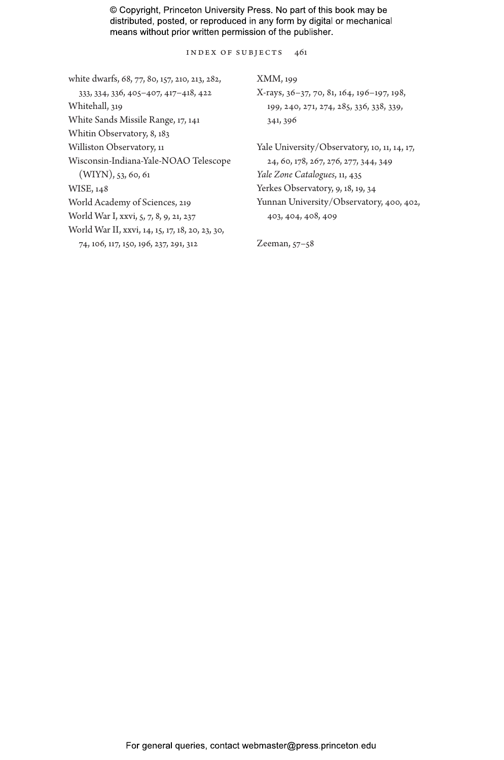white dwarfs, 68, 77, 80, 157, 210, 213, 282, 333, 334, 336, 405–407, 417–418, 422
Whitehall, 319
White Sands Missile Range, 17, 141
Whitin Observatory, 8, 183
Williston Observatory, 11
Wisconsin-Indiana-Yale-NOAO Telescope (WIYN), 53, 60, 61
WISE, 148
World Academy of Sciences, 219
World War I, xxvi, 5, 7, 8, 9, 21, 237
World War II, xxvi, 14, 15, 17, 18, 20, 23, 30, 74, 106, 117, 150, 196, 237, 291, 312

XMM, 199
X-rays, 36–37, 70, 81, 164, 196–197, 198, 199, 240, 271, 274, 285, 336, 338, 339, 341, 396

Yale University/Observatory, 10, 11, 14, 17, 24, 60, 178, 267, 276, 277, 344, 349
*Yale Zone Catalogues*, 11, 435
Yerkes Observatory, 9, 18, 19, 34
Yunnan University/Observatory, 400, 402, 403, 404, 408, 409

Zeeman, 57–58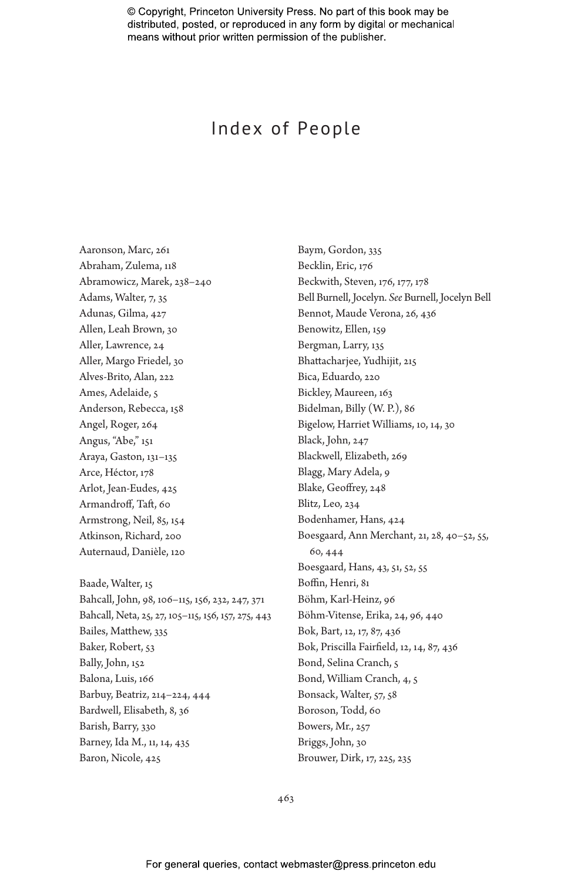# Index of People

Aaronson, Marc, 261
Abraham, Zulema, 118
Abramowicz, Marek, 238–240
Adams, Walter, 7, 35
Adunas, Gilma, 427
Allen, Leah Brown, 30
Aller, Lawrence, 24
Aller, Margo Friedel, 30
Alves-Brito, Alan, 222
Ames, Adelaide, 5
Anderson, Rebecca, 158
Angel, Roger, 264
Angus, "Abe," 151
Araya, Gaston, 131–135
Arce, Héctor, 178
Arlot, Jean-Eudes, 425
Armandroff, Taft, 60
Armstrong, Neil, 85, 154
Atkinson, Richard, 200
Auternaud, Danièle, 120

Baade, Walter, 15
Bahcall, John, 98, 106–115, 156, 232, 247, 371
Bahcall, Neta, 25, 27, 105–115, 156, 157, 275, 443
Bailes, Matthew, 335
Baker, Robert, 53
Bally, John, 152
Balona, Luis, 166
Barbuy, Beatriz, 214–224, 444
Bardwell, Elisabeth, 8, 36
Barish, Barry, 330
Barney, Ida M., 11, 14, 435
Baron, Nicole, 425
Baym, Gordon, 335
Becklin, Eric, 176
Beckwith, Steven, 176, 177, 178
Bell Burnell, Jocelyn. *See* Burnell, Jocelyn Bell
Bennot, Maude Verona, 26, 436
Benowitz, Ellen, 159
Bergman, Larry, 135
Bhattacharjee, Yudhijit, 215
Bica, Eduardo, 220
Bickley, Maureen, 163
Bidelman, Billy (W. P.), 86
Bigelow, Harriet Williams, 10, 14, 30
Black, John, 247
Blackwell, Elizabeth, 269
Blagg, Mary Adela, 9
Blake, Geoffrey, 248
Blitz, Leo, 234
Bodenhamer, Hans, 424
Boesgaard, Ann Merchant, 21, 28, 40–52, 55, 60, 444
Boesgaard, Hans, 43, 51, 52, 55
Boffin, Henri, 81
Böhm, Karl-Heinz, 96
Böhm-Vitense, Erika, 24, 96, 440
Bok, Bart, 12, 17, 87, 436
Bok, Priscilla Fairfield, 12, 14, 87, 436
Bond, Selina Cranch, 5
Bond, William Cranch, 4, 5
Bonsack, Walter, 57, 58
Boroson, Todd, 60
Bowers, Mr., 257
Briggs, John, 30
Brouwer, Dirk, 17, 225, 235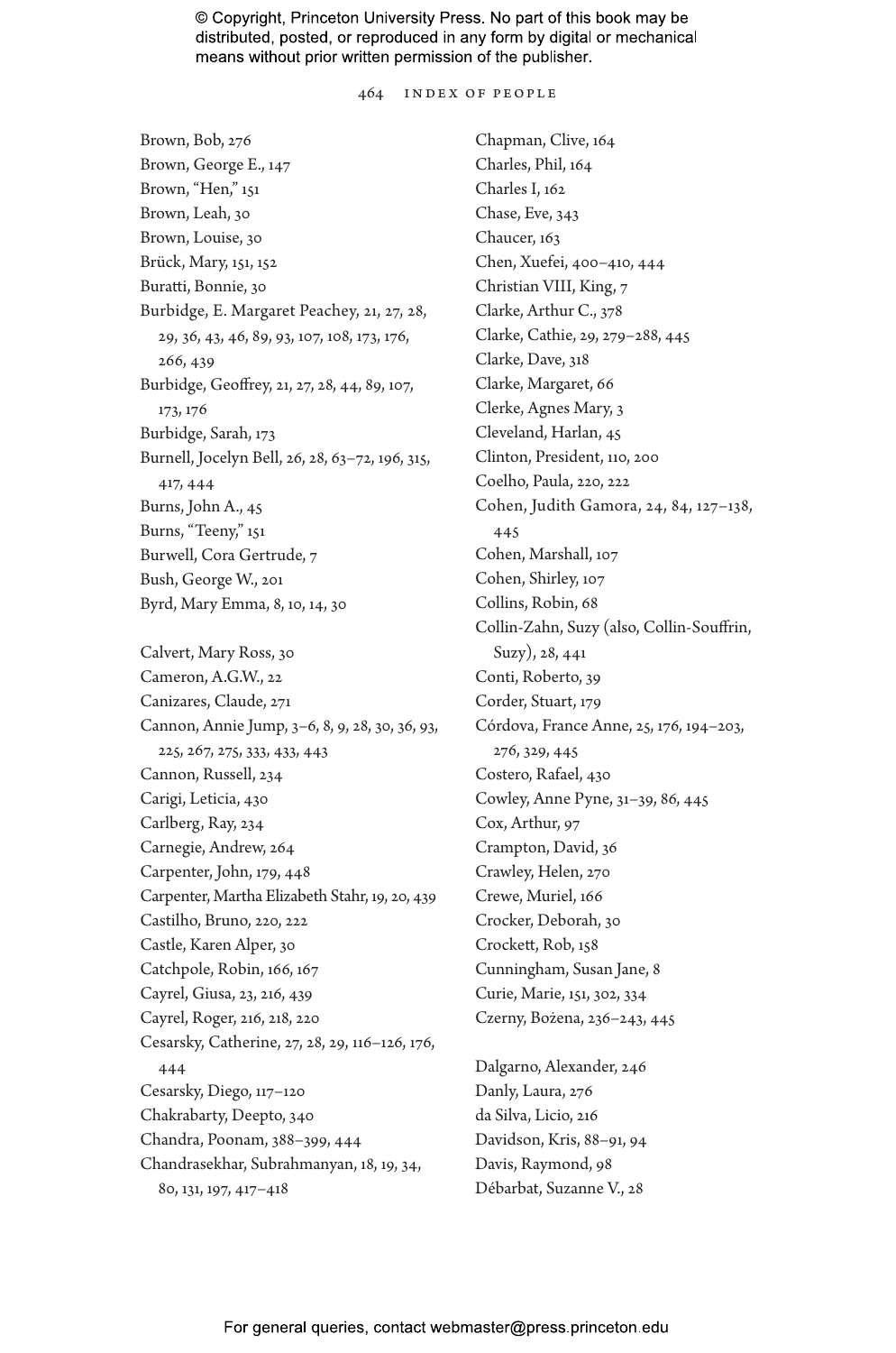Brown, Bob, 276
Brown, George E., 147
Brown, "Hen," 151
Brown, Leah, 30
Brown, Louise, 30
Brück, Mary, 151, 152
Buratti, Bonnie, 30
Burbidge, E. Margaret Peachey, 21, 27, 28, 29, 36, 43, 46, 89, 93, 107, 108, 173, 176, 266, 439
Burbidge, Geoffrey, 21, 27, 28, 44, 89, 107, 173, 176
Burbidge, Sarah, 173
Burnell, Jocelyn Bell, 26, 28, 63–72, 196, 315, 417, 444
Burns, John A., 45
Burns, "Teeny," 151
Burwell, Cora Gertrude, 7
Bush, George W., 201
Byrd, Mary Emma, 8, 10, 14, 30

Calvert, Mary Ross, 30
Cameron, A.G.W., 22
Canizares, Claude, 271
Cannon, Annie Jump, 3–6, 8, 9, 28, 30, 36, 93, 225, 267, 275, 333, 433, 443
Cannon, Russell, 234
Carigi, Leticia, 430
Carlberg, Ray, 234
Carnegie, Andrew, 264
Carpenter, John, 179, 448
Carpenter, Martha Elizabeth Stahr, 19, 20, 439
Castilho, Bruno, 220, 222
Castle, Karen Alper, 30
Catchpole, Robin, 166, 167
Cayrel, Giusa, 23, 216, 439
Cayrel, Roger, 216, 218, 220
Cesarsky, Catherine, 27, 28, 29, 116–126, 176, 444
Cesarsky, Diego, 117–120
Chakrabarty, Deepto, 340
Chandra, Poonam, 388–399, 444
Chandrasekhar, Subrahmanyan, 18, 19, 34, 80, 131, 197, 417–418
Chapman, Clive, 164
Charles, Phil, 164
Charles I, 162
Chase, Eve, 343
Chaucer, 163
Chen, Xuefei, 400–410, 444
Christian VIII, King, 7
Clarke, Arthur C., 378
Clarke, Cathie, 29, 279–288, 445
Clarke, Dave, 318
Clarke, Margaret, 66
Clerke, Agnes Mary, 3
Cleveland, Harlan, 45
Clinton, President, 110, 200
Coelho, Paula, 220, 222
Cohen, Judith Gamora, 24, 84, 127–138, 445
Cohen, Marshall, 107
Cohen, Shirley, 107
Collins, Robin, 68
Collin-Zahn, Suzy (also, Collin-Souffrin, Suzy), 28, 441
Conti, Roberto, 39
Corder, Stuart, 179
Córdova, France Anne, 25, 176, 194–203, 276, 329, 445
Costero, Rafael, 430
Cowley, Anne Pyne, 31–39, 86, 445
Cox, Arthur, 97
Crampton, David, 36
Crawley, Helen, 270
Crewe, Muriel, 166
Crocker, Deborah, 30
Crockett, Rob, 158
Cunningham, Susan Jane, 8
Curie, Marie, 151, 302, 334
Czerny, Bożena, 236–243, 445

Dalgarno, Alexander, 246
Danly, Laura, 276
da Silva, Licio, 216
Davidson, Kris, 88–91, 94
Davis, Raymond, 98
Débarbat, Suzanne V., 28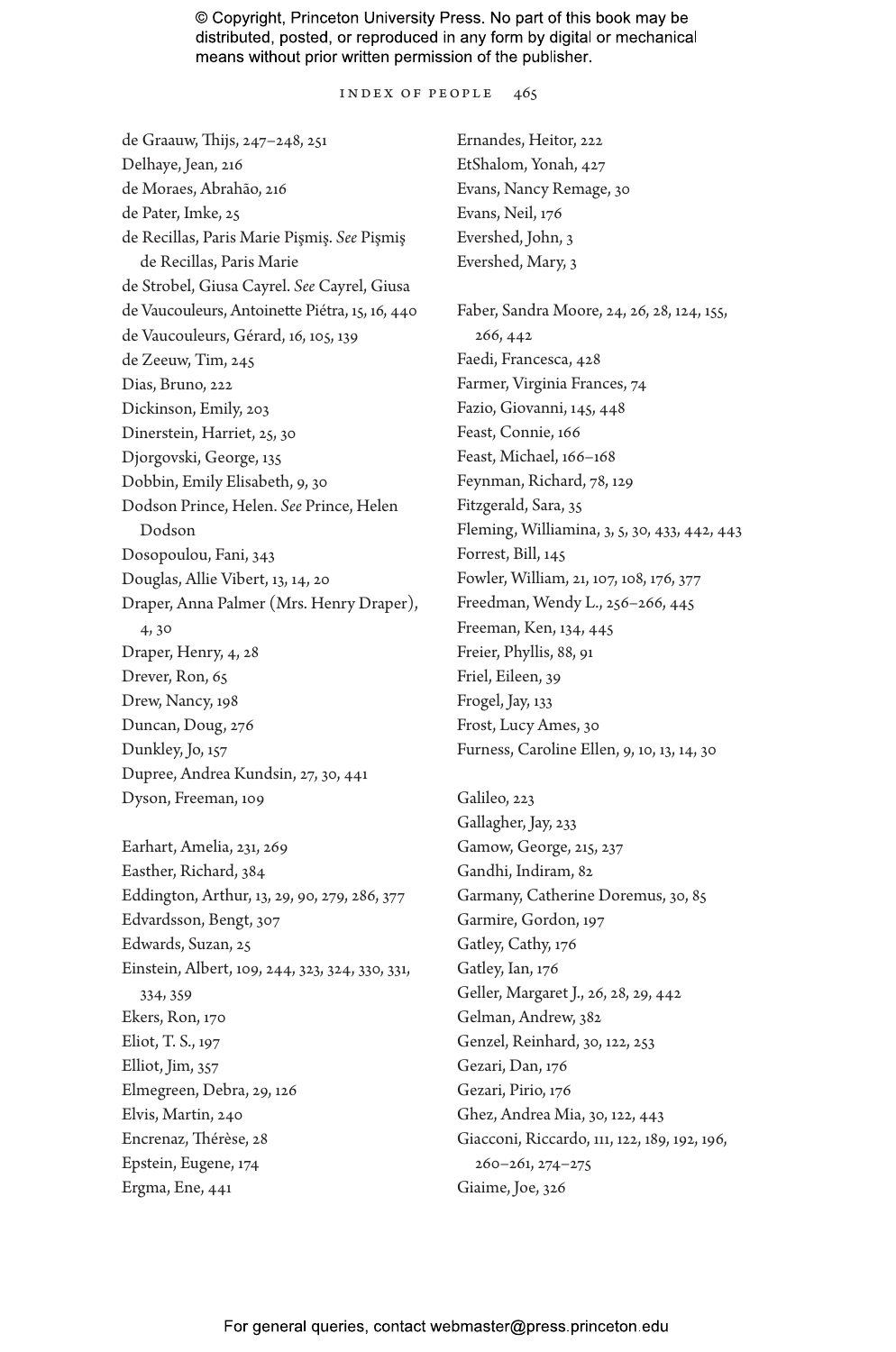de Graauw, Thijs, 247–248, 251
Delhaye, Jean, 216
de Moraes, Abrahão, 216
de Pater, Imke, 25
de Recillas, Paris Marie Pişmiş. *See* Pişmiş de Recillas, Paris Marie
de Strobel, Giusa Cayrel. *See* Cayrel, Giusa
de Vaucouleurs, Antoinette Piétra, 15, 16, 440
de Vaucouleurs, Gérard, 16, 105, 139
de Zeeuw, Tim, 245
Dias, Bruno, 222
Dickinson, Emily, 203
Dinerstein, Harriet, 25, 30
Djorgovski, George, 135
Dobbin, Emily Elisabeth, 9, 30
Dodson Prince, Helen. *See* Prince, Helen Dodson
Dosopoulou, Fani, 343
Douglas, Allie Vibert, 13, 14, 20
Draper, Anna Palmer (Mrs. Henry Draper), 4, 30
Draper, Henry, 4, 28
Drever, Ron, 65
Drew, Nancy, 198
Duncan, Doug, 276
Dunkley, Jo, 157
Dupree, Andrea Kundsin, 27, 30, 441
Dyson, Freeman, 109

Earhart, Amelia, 231, 269
Easther, Richard, 384
Eddington, Arthur, 13, 29, 90, 279, 286, 377
Edvardsson, Bengt, 307
Edwards, Suzan, 25
Einstein, Albert, 109, 244, 323, 324, 330, 331, 334, 359
Ekers, Ron, 170
Eliot, T. S., 197
Elliot, Jim, 357
Elmegreen, Debra, 29, 126
Elvis, Martin, 240
Encrenaz, Thérèse, 28
Epstein, Eugene, 174
Ergma, Ene, 441
Ernandes, Heitor, 222
EtShalom, Yonah, 427
Evans, Nancy Remage, 30
Evans, Neil, 176
Evershed, John, 3
Evershed, Mary, 3

Faber, Sandra Moore, 24, 26, 28, 124, 155, 266, 442
Faedi, Francesca, 428
Farmer, Virginia Frances, 74
Fazio, Giovanni, 145, 448
Feast, Connie, 166
Feast, Michael, 166–168
Feynman, Richard, 78, 129
Fitzgerald, Sara, 35
Fleming, Williamina, 3, 5, 30, 433, 442, 443
Forrest, Bill, 145
Fowler, William, 21, 107, 108, 176, 377
Freedman, Wendy L., 256–266, 445
Freeman, Ken, 134, 445
Freier, Phyllis, 88, 91
Friel, Eileen, 39
Frogel, Jay, 133
Frost, Lucy Ames, 30
Furness, Caroline Ellen, 9, 10, 13, 14, 30

Galileo, 223
Gallagher, Jay, 233
Gamow, George, 215, 237
Gandhi, Indiram, 82
Garmany, Catherine Doremus, 30, 85
Garmire, Gordon, 197
Gatley, Cathy, 176
Gatley, Ian, 176
Geller, Margaret J., 26, 28, 29, 442
Gelman, Andrew, 382
Genzel, Reinhard, 30, 122, 253
Gezari, Dan, 176
Gezari, Pirio, 176
Ghez, Andrea Mia, 30, 122, 443
Giacconi, Riccardo, 111, 122, 189, 192, 196, 260–261, 274–275
Giaime, Joe, 326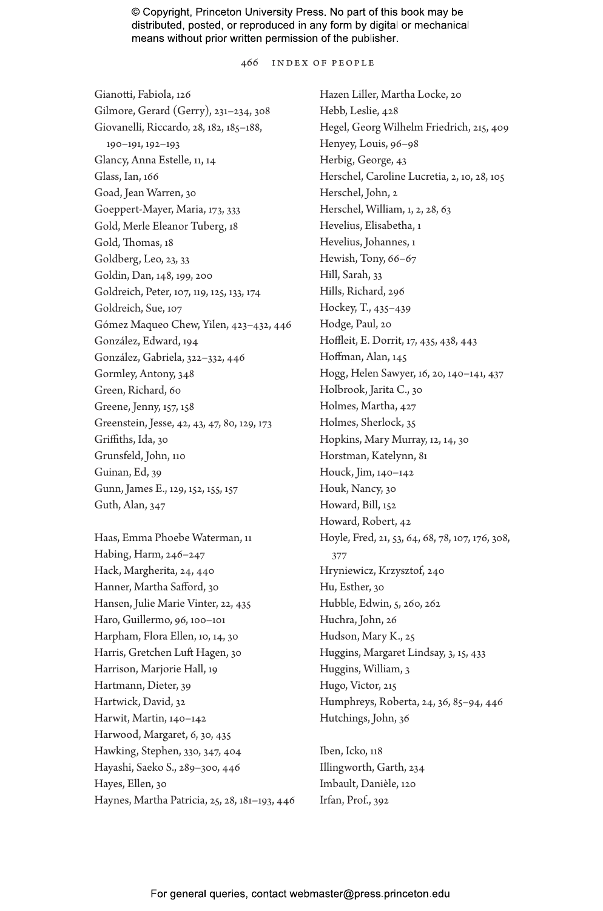Gianotti, Fabiola, 126
Gilmore, Gerard (Gerry), 231–234, 308
Giovanelli, Riccardo, 28, 182, 185–188, 190–191, 192–193
Glancy, Anna Estelle, 11, 14
Glass, Ian, 166
Goad, Jean Warren, 30
Goeppert-Mayer, Maria, 173, 333
Gold, Merle Eleanor Tuberg, 18
Gold, Thomas, 18
Goldberg, Leo, 23, 33
Goldin, Dan, 148, 199, 200
Goldreich, Peter, 107, 119, 125, 133, 174
Goldreich, Sue, 107
Gómez Maqueo Chew, Yilen, 423–432, 446
González, Edward, 194
González, Gabriela, 322–332, 446
Gormley, Antony, 348
Green, Richard, 60
Greene, Jenny, 157, 158
Greenstein, Jesse, 42, 43, 47, 80, 129, 173
Griffiths, Ida, 30
Grunsfeld, John, 110
Guinan, Ed, 39
Gunn, James E., 129, 152, 155, 157
Guth, Alan, 347

Haas, Emma Phoebe Waterman, 11
Habing, Harm, 246–247
Hack, Margherita, 24, 440
Hanner, Martha Safford, 30
Hansen, Julie Marie Vinter, 22, 435
Haro, Guillermo, 96, 100–101
Harpham, Flora Ellen, 10, 14, 30
Harris, Gretchen Luft Hagen, 30
Harrison, Marjorie Hall, 19
Hartmann, Dieter, 39
Hartwick, David, 32
Harwit, Martin, 140–142
Harwood, Margaret, 6, 30, 435
Hawking, Stephen, 330, 347, 404
Hayashi, Saeko S., 289–300, 446
Hayes, Ellen, 30
Haynes, Martha Patricia, 25, 28, 181–193, 446
Hazen Liller, Martha Locke, 20
Hebb, Leslie, 428
Hegel, Georg Wilhelm Friedrich, 215, 409
Henyey, Louis, 96–98
Herbig, George, 43
Herschel, Caroline Lucretia, 2, 10, 28, 105
Herschel, John, 2
Herschel, William, 1, 2, 28, 63
Hevelius, Elisabetha, 1
Hevelius, Johannes, 1
Hewish, Tony, 66–67
Hill, Sarah, 33
Hills, Richard, 296
Hockey, T., 435–439
Hodge, Paul, 20
Hoffleit, E. Dorrit, 17, 435, 438, 443
Hoffman, Alan, 145
Hogg, Helen Sawyer, 16, 20, 140–141, 437
Holbrook, Jarita C., 30
Holmes, Martha, 427
Holmes, Sherlock, 35
Hopkins, Mary Murray, 12, 14, 30
Horstman, Katelynn, 81
Houck, Jim, 140–142
Houk, Nancy, 30
Howard, Bill, 152
Howard, Robert, 42
Hoyle, Fred, 21, 53, 64, 68, 78, 107, 176, 308, 377
Hryniewicz, Krzysztof, 240
Hu, Esther, 30
Hubble, Edwin, 5, 260, 262
Huchra, John, 26
Hudson, Mary K., 25
Huggins, Margaret Lindsay, 3, 15, 433
Huggins, William, 3
Hugo, Victor, 215
Humphreys, Roberta, 24, 36, 85–94, 446
Hutchings, John, 36

Iben, Icko, 118
Illingworth, Garth, 234
Imbault, Danièle, 120
Irfan, Prof., 392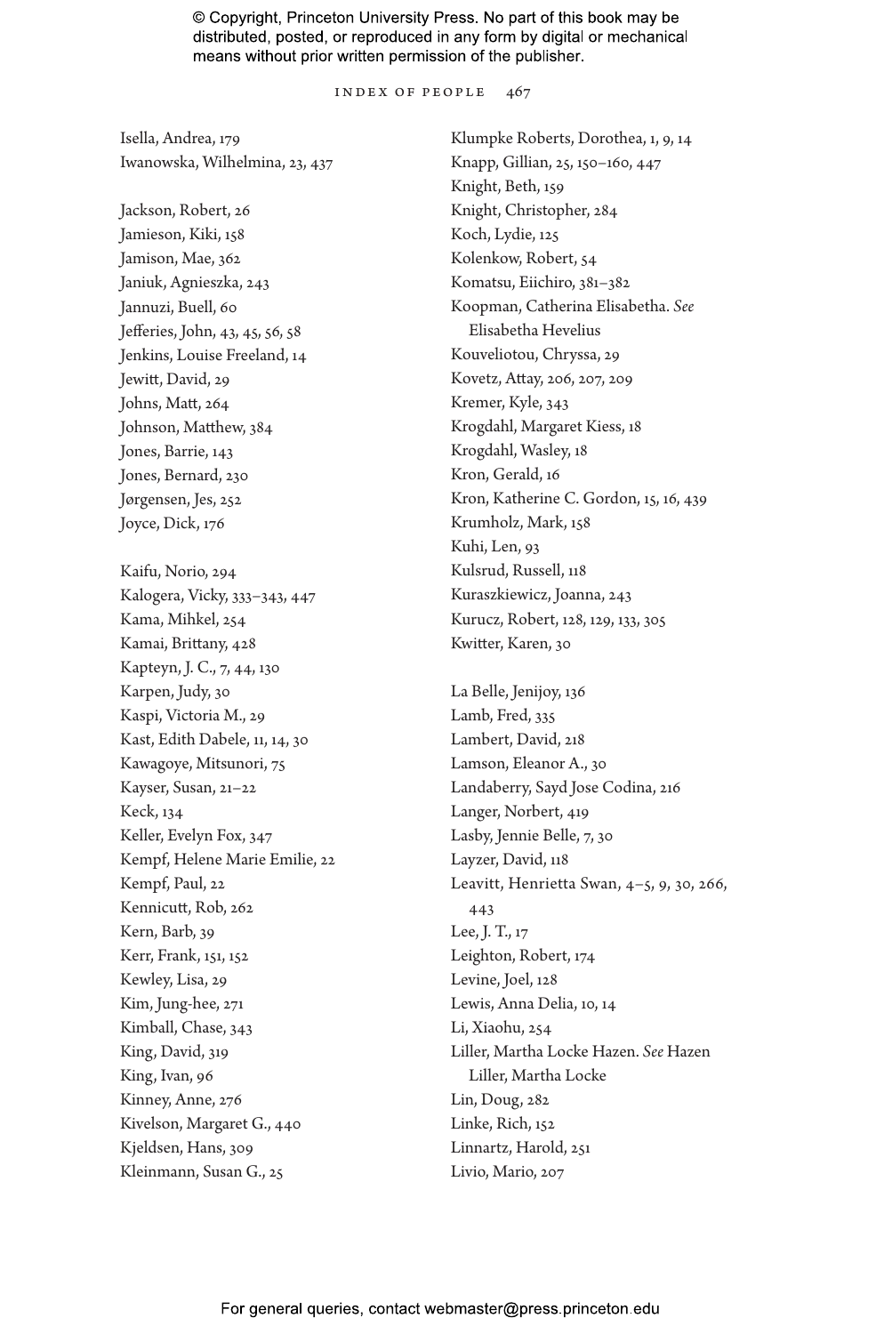Isella, Andrea, 179
Iwanowska, Wilhelmina, 23, 437

Jackson, Robert, 26
Jamieson, Kiki, 158
Jamison, Mae, 362
Janiuk, Agnieszka, 243
Jannuzi, Buell, 60
Jefferies, John, 43, 45, 56, 58
Jenkins, Louise Freeland, 14
Jewitt, David, 29
Johns, Matt, 264
Johnson, Matthew, 384
Jones, Barrie, 143
Jones, Bernard, 230
Jørgensen, Jes, 252
Joyce, Dick, 176

Kaifu, Norio, 294
Kalogera, Vicky, 333–343, 447
Kama, Mihkel, 254
Kamai, Brittany, 428
Kapteyn, J. C., 7, 44, 130
Karpen, Judy, 30
Kaspi, Victoria M., 29
Kast, Edith Dabele, 11, 14, 30
Kawagoye, Mitsunori, 75
Kayser, Susan, 21–22
Keck, 134
Keller, Evelyn Fox, 347
Kempf, Helene Marie Emilie, 22
Kempf, Paul, 22
Kennicutt, Rob, 262
Kern, Barb, 39
Kerr, Frank, 151, 152
Kewley, Lisa, 29
Kim, Jung-hee, 271
Kimball, Chase, 343
King, David, 319
King, Ivan, 96
Kinney, Anne, 276
Kivelson, Margaret G., 440
Kjeldsen, Hans, 309
Kleinmann, Susan G., 25
Klumpke Roberts, Dorothea, 1, 9, 14
Knapp, Gillian, 25, 150–160, 447
Knight, Beth, 159
Knight, Christopher, 284
Koch, Lydie, 125
Kolenkow, Robert, 54
Komatsu, Eiichiro, 381–382
Koopman, Catherina Elisabetha. *See* Elisabetha Hevelius
Kouveliotou, Chryssa, 29
Kovetz, Attay, 206, 207, 209
Kremer, Kyle, 343
Krogdahl, Margaret Kiess, 18
Krogdahl, Wasley, 18
Kron, Gerald, 16
Kron, Katherine C. Gordon, 15, 16, 439
Krumholz, Mark, 158
Kuhi, Len, 93
Kulsrud, Russell, 118
Kuraszkiewicz, Joanna, 243
Kurucz, Robert, 128, 129, 133, 305
Kwitter, Karen, 30

La Belle, Jenijoy, 136
Lamb, Fred, 335
Lambert, David, 218
Lamson, Eleanor A., 30
Landaberry, Sayd Jose Codina, 216
Langer, Norbert, 419
Lasby, Jennie Belle, 7, 30
Layzer, David, 118
Leavitt, Henrietta Swan, 4–5, 9, 30, 266, 443
Lee, J. T., 17
Leighton, Robert, 174
Levine, Joel, 128
Lewis, Anna Delia, 10, 14
Li, Xiaohu, 254
Liller, Martha Locke Hazen. *See* Hazen Liller, Martha Locke
Lin, Doug, 282
Linke, Rich, 152
Linnartz, Harold, 251
Livio, Mario, 207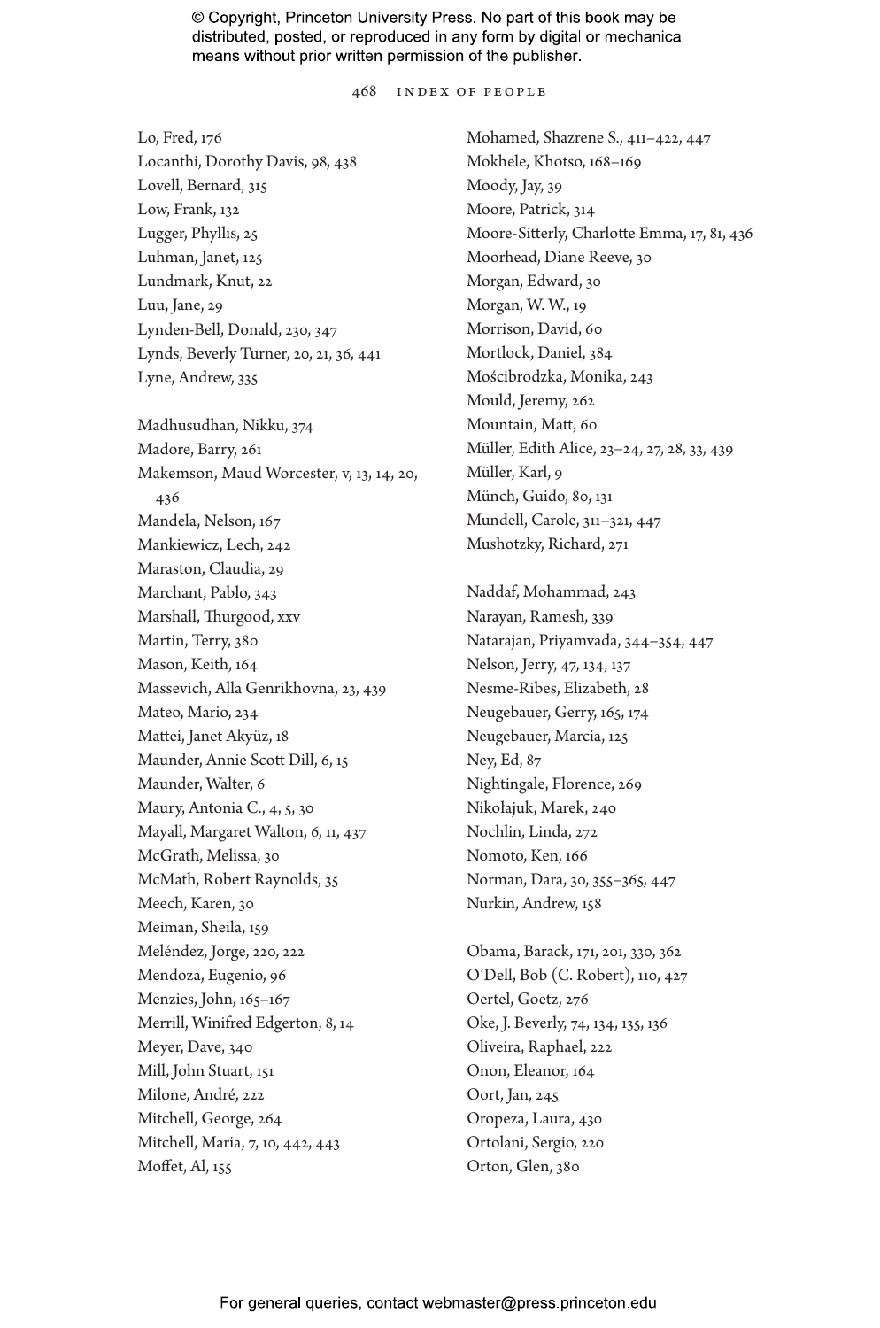Lo, Fred, 176
Locanthi, Dorothy Davis, 98, 438
Lovell, Bernard, 315
Low, Frank, 132
Lugger, Phyllis, 25
Luhman, Janet, 125
Lundmark, Knut, 22
Luu, Jane, 29
Lynden-Bell, Donald, 230, 347
Lynds, Beverly Turner, 20, 21, 36, 441
Lyne, Andrew, 335

Madhusudhan, Nikku, 374
Madore, Barry, 261
Makemson, Maud Worcester, v, 13, 14, 20, 436
Mandela, Nelson, 167
Mankiewicz, Lech, 242
Maraston, Claudia, 29
Marchant, Pablo, 343
Marshall, Thurgood, xxv
Martin, Terry, 380
Mason, Keith, 164
Massevich, Alla Genrikhovna, 23, 439
Mateo, Mario, 234
Mattei, Janet Akyüz, 18
Maunder, Annie Scott Dill, 6, 15
Maunder, Walter, 6
Maury, Antonia C., 4, 5, 30
Mayall, Margaret Walton, 6, 11, 437
McGrath, Melissa, 30
McMath, Robert Raynolds, 35
Meech, Karen, 30
Meiman, Sheila, 159
Meléndez, Jorge, 220, 222
Mendoza, Eugenio, 96
Menzies, John, 165–167
Merrill, Winifred Edgerton, 8, 14
Meyer, Dave, 340
Mill, John Stuart, 151
Milone, André, 222
Mitchell, George, 264
Mitchell, Maria, 7, 10, 442, 443
Moffet, Al, 155
Mohamed, Shazrene S., 411–422, 447
Mokhele, Khotso, 168–169
Moody, Jay, 39
Moore, Patrick, 314
Moore-Sitterly, Charlotte Emma, 17, 81, 436
Moorhead, Diane Reeve, 30
Morgan, Edward, 30
Morgan, W. W., 19
Morrison, David, 60
Mortlock, Daniel, 384
Mościbrodzka, Monika, 243
Mould, Jeremy, 262
Mountain, Matt, 60
Müller, Edith Alice, 23–24, 27, 28, 33, 439
Müller, Karl, 9
Münch, Guido, 80, 131
Mundell, Carole, 311–321, 447
Mushotzky, Richard, 271

Naddaf, Mohammad, 243
Narayan, Ramesh, 339
Natarajan, Priyamvada, 344–354, 447
Nelson, Jerry, 47, 134, 137
Nesme-Ribes, Elizabeth, 28
Neugebauer, Gerry, 165, 174
Neugebauer, Marcia, 125
Ney, Ed, 87
Nightingale, Florence, 269
Nikołajuk, Marek, 240
Nochlin, Linda, 272
Nomoto, Ken, 166
Norman, Dara, 30, 355–365, 447
Nurkin, Andrew, 158

Obama, Barack, 171, 201, 330, 362
O'Dell, Bob (C. Robert), 110, 427
Oertel, Goetz, 276
Oke, J. Beverly, 74, 134, 135, 136
Oliveira, Raphael, 222
Onon, Eleanor, 164
Oort, Jan, 245
Oropeza, Laura, 430
Ortolani, Sergio, 220
Orton, Glen, 380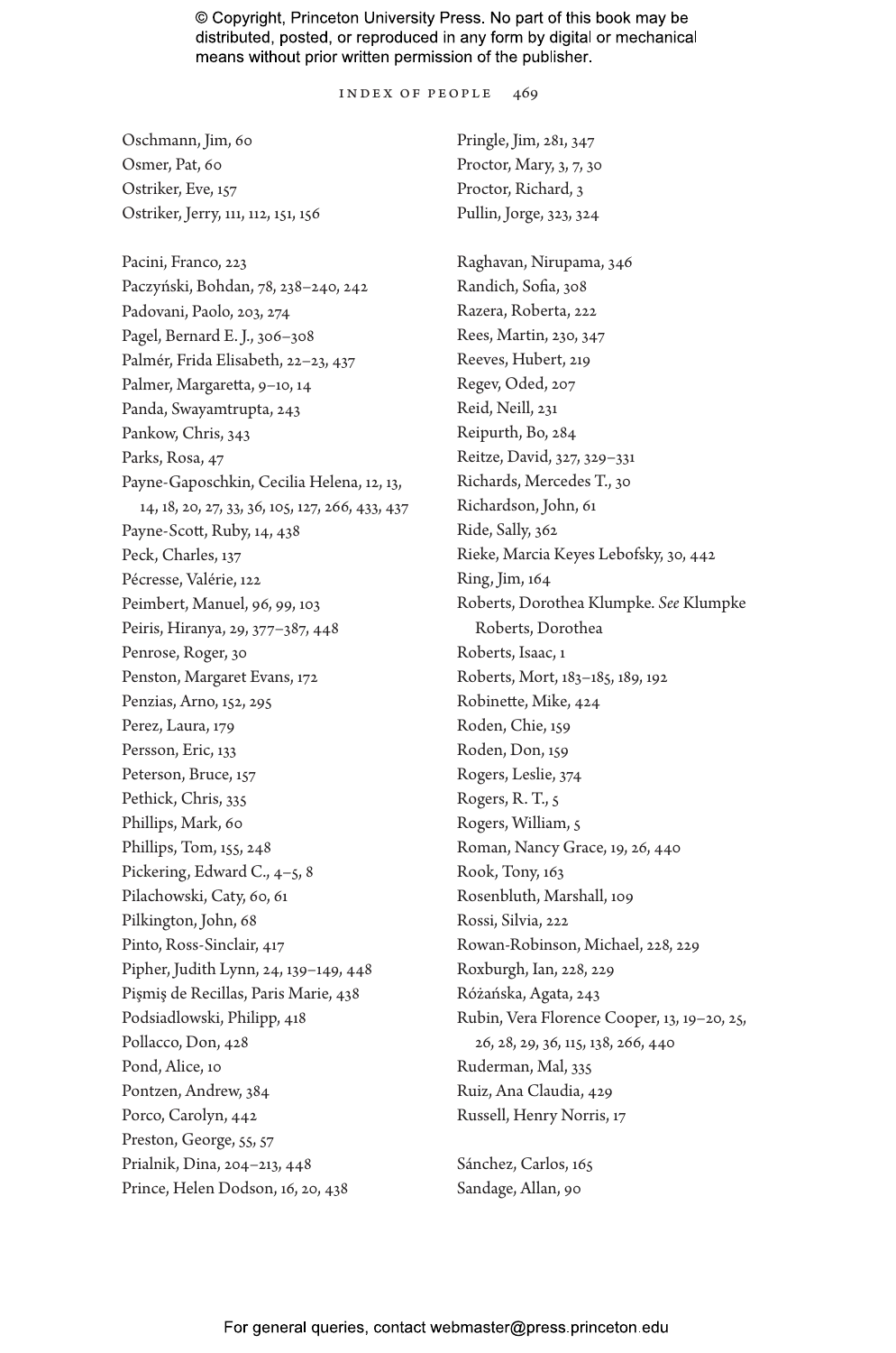Oschmann, Jim, 60
Osmer, Pat, 60
Ostriker, Eve, 157
Ostriker, Jerry, 111, 112, 151, 156

Pacini, Franco, 223
Paczyński, Bohdan, 78, 238–240, 242
Padovani, Paolo, 203, 274
Pagel, Bernard E. J., 306–308
Palmér, Frida Elisabeth, 22–23, 437
Palmer, Margaretta, 9–10, 14
Panda, Swayamtrupta, 243
Pankow, Chris, 343
Parks, Rosa, 47
Payne-Gaposchkin, Cecilia Helena, 12, 13, 14, 18, 20, 27, 33, 36, 105, 127, 266, 433, 437
Payne-Scott, Ruby, 14, 438
Peck, Charles, 137
Pécresse, Valérie, 122
Peimbert, Manuel, 96, 99, 103
Peiris, Hiranya, 29, 377–387, 448
Penrose, Roger, 30
Penston, Margaret Evans, 172
Penzias, Arno, 152, 295
Perez, Laura, 179
Persson, Eric, 133
Peterson, Bruce, 157
Pethick, Chris, 335
Phillips, Mark, 60
Phillips, Tom, 155, 248
Pickering, Edward C., 4–5, 8
Pilachowski, Caty, 60, 61
Pilkington, John, 68
Pinto, Ross-Sinclair, 417
Pipher, Judith Lynn, 24, 139–149, 448
Pişmiş de Recillas, Paris Marie, 438
Podsiadlowski, Philipp, 418
Pollacco, Don, 428
Pond, Alice, 10
Pontzen, Andrew, 384
Porco, Carolyn, 442
Preston, George, 55, 57
Prialnik, Dina, 204–213, 448
Prince, Helen Dodson, 16, 20, 438
Pringle, Jim, 281, 347
Proctor, Mary, 3, 7, 30
Proctor, Richard, 3
Pullin, Jorge, 323, 324

Raghavan, Nirupama, 346
Randich, Sofia, 308
Razera, Roberta, 222
Rees, Martin, 230, 347
Reeves, Hubert, 219
Regev, Oded, 207
Reid, Neill, 231
Reipurth, Bo, 284
Reitze, David, 327, 329–331
Richards, Mercedes T., 30
Richardson, John, 61
Ride, Sally, 362
Rieke, Marcia Keyes Lebofsky, 30, 442
Ring, Jim, 164
Roberts, Dorothea Klumpke. *See* Klumpke Roberts, Dorothea
Roberts, Isaac, 1
Roberts, Mort, 183–185, 189, 192
Robinette, Mike, 424
Roden, Chie, 159
Roden, Don, 159
Rogers, Leslie, 374
Rogers, R. T., 5
Rogers, William, 5
Roman, Nancy Grace, 19, 26, 440
Rook, Tony, 163
Rosenbluth, Marshall, 109
Rossi, Silvia, 222
Rowan-Robinson, Michael, 228, 229
Roxburgh, Ian, 228, 229
Różańska, Agata, 243
Rubin, Vera Florence Cooper, 13, 19–20, 25, 26, 28, 29, 36, 115, 138, 266, 440
Ruderman, Mal, 335
Ruiz, Ana Claudia, 429
Russell, Henry Norris, 17

Sánchez, Carlos, 165
Sandage, Allan, 90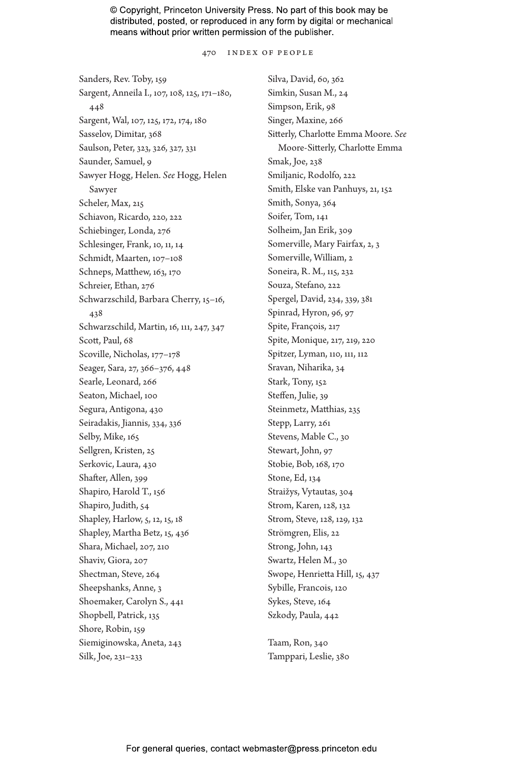Sanders, Rev. Toby, 159
Sargent, Anneila I., 107, 108, 125, 171–180, 448
Sargent, Wal, 107, 125, 172, 174, 180
Sasselov, Dimitar, 368
Saulson, Peter, 323, 326, 327, 331
Saunder, Samuel, 9
Sawyer Hogg, Helen. *See* Hogg, Helen Sawyer
Scheler, Max, 215
Schiavon, Ricardo, 220, 222
Schiebinger, Londa, 276
Schlesinger, Frank, 10, 11, 14
Schmidt, Maarten, 107–108
Schneps, Matthew, 163, 170
Schreier, Ethan, 276
Schwarzschild, Barbara Cherry, 15–16, 438
Schwarzschild, Martin, 16, 111, 247, 347
Scott, Paul, 68
Scoville, Nicholas, 177–178
Seager, Sara, 27, 366–376, 448
Searle, Leonard, 266
Seaton, Michael, 100
Segura, Antigona, 430
Seiradakis, Jiannis, 334, 336
Selby, Mike, 165
Sellgren, Kristen, 25
Serkovic, Laura, 430
Shafter, Allen, 399
Shapiro, Harold T., 156
Shapiro, Judith, 54
Shapley, Harlow, 5, 12, 15, 18
Shapley, Martha Betz, 15, 436
Shara, Michael, 207, 210
Shaviv, Giora, 207
Shectman, Steve, 264
Sheepshanks, Anne, 3
Shoemaker, Carolyn S., 441
Shopbell, Patrick, 135
Shore, Robin, 159
Siemiginowska, Aneta, 243
Silk, Joe, 231–233
Silva, David, 60, 362
Simkin, Susan M., 24
Simpson, Erik, 98
Singer, Maxine, 266
Sitterly, Charlotte Emma Moore. *See* Moore-Sitterly, Charlotte Emma
Smak, Joe, 238
Smiljanic, Rodolfo, 222
Smith, Elske van Panhuys, 21, 152
Smith, Sonya, 364
Soifer, Tom, 141
Solheim, Jan Erik, 309
Somerville, Mary Fairfax, 2, 3
Somerville, William, 2
Soneira, R. M., 115, 232
Souza, Stefano, 222
Spergel, David, 234, 339, 381
Spinrad, Hyron, 96, 97
Spite, François, 217
Spite, Monique, 217, 219, 220
Spitzer, Lyman, 110, 111, 112
Sravan, Niharika, 34
Stark, Tony, 152
Steffen, Julie, 39
Steinmetz, Matthias, 235
Stepp, Larry, 261
Stevens, Mable C., 30
Stewart, John, 97
Stobie, Bob, 168, 170
Stone, Ed, 134
Straižys, Vytautas, 304
Strom, Karen, 128, 132
Strom, Steve, 128, 129, 132
Strömgren, Elis, 22
Strong, John, 143
Swartz, Helen M., 30
Swope, Henrietta Hill, 15, 437
Sybille, Francois, 120
Sykes, Steve, 164
Szkody, Paula, 442

Taam, Ron, 340
Tamppari, Leslie, 380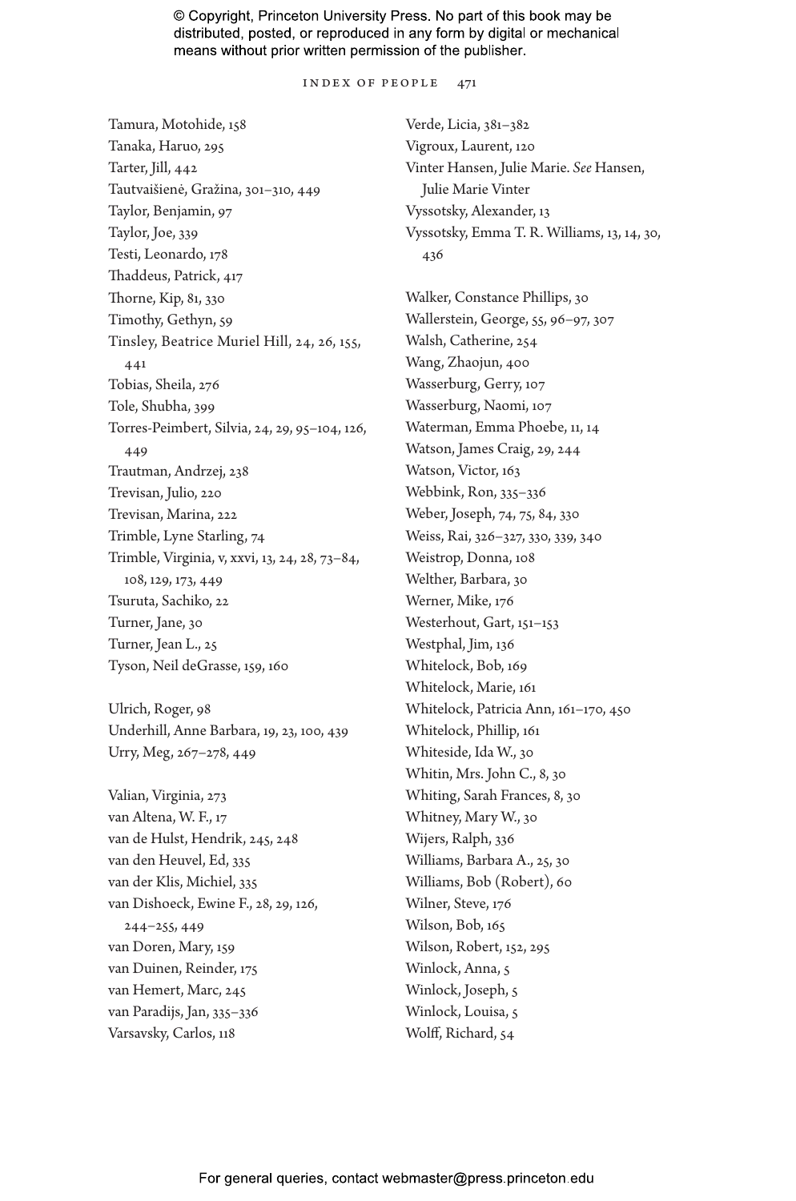Tamura, Motohide, 158
Tanaka, Haruo, 295
Tarter, Jill, 442
Tautvaišienė, Gražina, 301–310, 449
Taylor, Benjamin, 97
Taylor, Joe, 339
Testi, Leonardo, 178
Thaddeus, Patrick, 417
Thorne, Kip, 81, 330
Timothy, Gethyn, 59
Tinsley, Beatrice Muriel Hill, 24, 26, 155, 441
Tobias, Sheila, 276
Tole, Shubha, 399
Torres-Peimbert, Silvia, 24, 29, 95–104, 126, 449
Trautman, Andrzej, 238
Trevisan, Julio, 220
Trevisan, Marina, 222
Trimble, Lyne Starling, 74
Trimble, Virginia, v, xxvi, 13, 24, 28, 73–84, 108, 129, 173, 449
Tsuruta, Sachiko, 22
Turner, Jane, 30
Turner, Jean L., 25
Tyson, Neil deGrasse, 159, 160

Ulrich, Roger, 98
Underhill, Anne Barbara, 19, 23, 100, 439
Urry, Meg, 267–278, 449

Valian, Virginia, 273
van Altena, W. F., 17
van de Hulst, Hendrik, 245, 248
van den Heuvel, Ed, 335
van der Klis, Michiel, 335
van Dishoeck, Ewine F., 28, 29, 126, 244–255, 449
van Doren, Mary, 159
van Duinen, Reinder, 175
van Hemert, Marc, 245
van Paradijs, Jan, 335–336
Varsavsky, Carlos, 118
Verde, Licia, 381–382
Vigroux, Laurent, 120
Vinter Hansen, Julie Marie. *See* Hansen, Julie Marie Vinter
Vyssotsky, Alexander, 13
Vyssotsky, Emma T. R. Williams, 13, 14, 30, 436

Walker, Constance Phillips, 30
Wallerstein, George, 55, 96–97, 307
Walsh, Catherine, 254
Wang, Zhaojun, 400
Wasserburg, Gerry, 107
Wasserburg, Naomi, 107
Waterman, Emma Phoebe, 11, 14
Watson, James Craig, 29, 244
Watson, Victor, 163
Webbink, Ron, 335–336
Weber, Joseph, 74, 75, 84, 330
Weiss, Rai, 326–327, 330, 339, 340
Weistrop, Donna, 108
Welther, Barbara, 30
Werner, Mike, 176
Westerhout, Gart, 151–153
Westphal, Jim, 136
Whitelock, Bob, 169
Whitelock, Marie, 161
Whitelock, Patricia Ann, 161–170, 450
Whitelock, Phillip, 161
Whiteside, Ida W., 30
Whitin, Mrs. John C., 8, 30
Whiting, Sarah Frances, 8, 30
Whitney, Mary W., 30
Wijers, Ralph, 336
Williams, Barbara A., 25, 30
Williams, Bob (Robert), 60
Wilner, Steve, 176
Wilson, Bob, 165
Wilson, Robert, 152, 295
Winlock, Anna, 5
Winlock, Joseph, 5
Winlock, Louisa, 5
Wolff, Richard, 54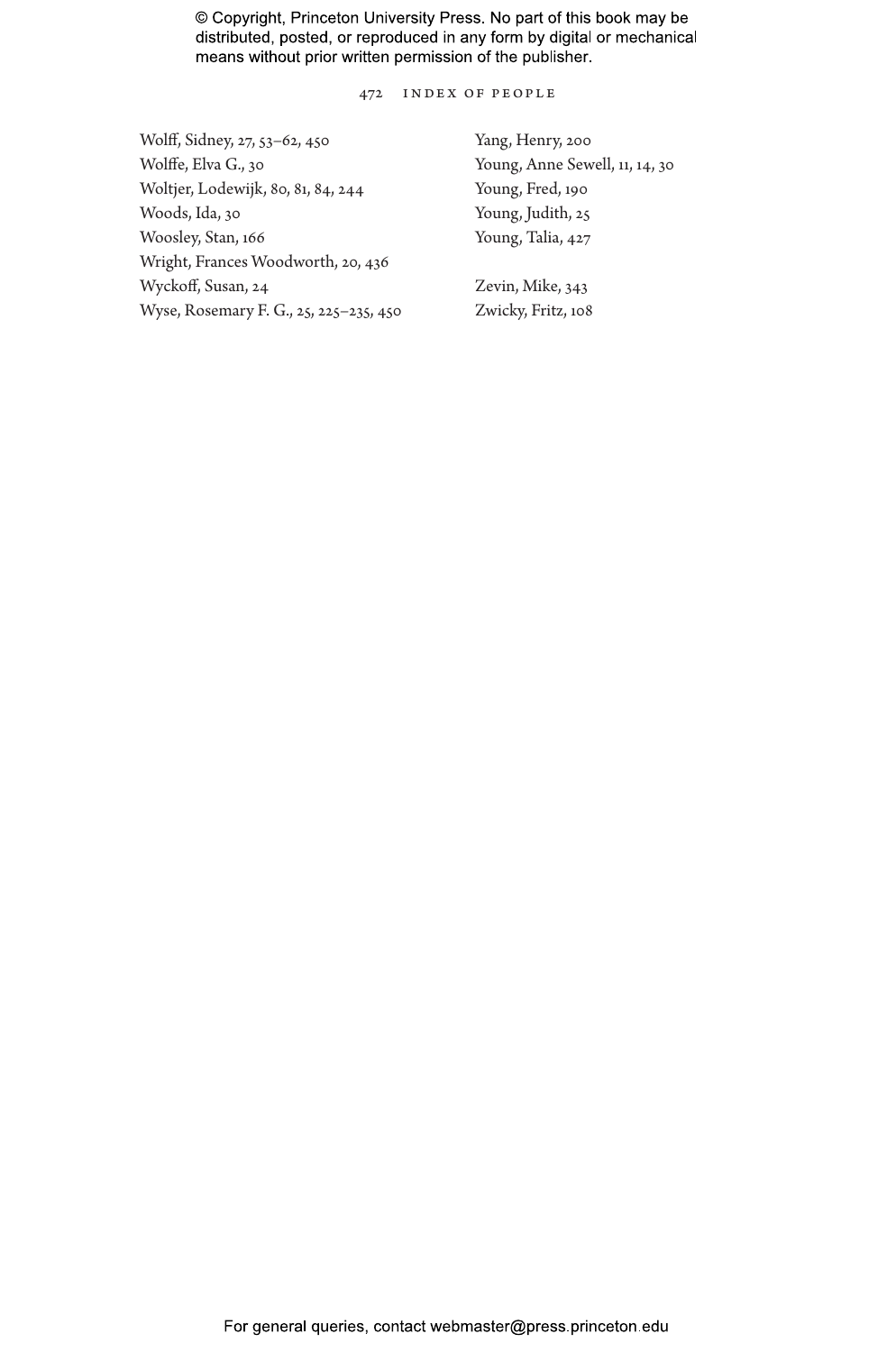Wolff, Sidney, 27, 53–62, 450
Wolffe, Elva G., 30
Woltjer, Lodewijk, 80, 81, 84, 244
Woods, Ida, 30
Woosley, Stan, 166
Wright, Frances Woodworth, 20, 436
Wyckoff, Susan, 24
Wyse, Rosemary F. G., 25, 225–235, 450

Yang, Henry, 200
Young, Anne Sewell, 11, 14, 30
Young, Fred, 190
Young, Judith, 25
Young, Talia, 427

Zevin, Mike, 343
Zwicky, Fritz, 108